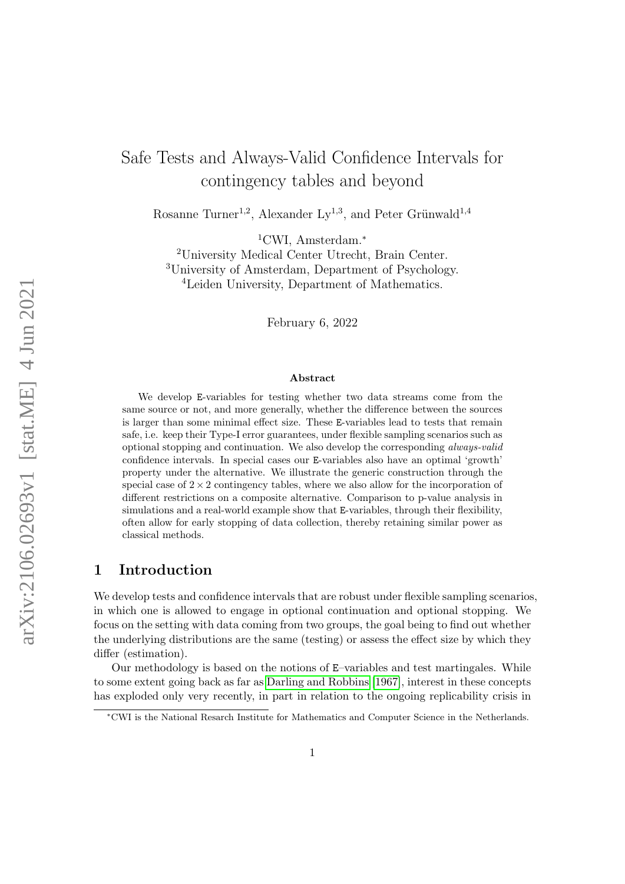# Safe Tests and Always-Valid Confidence Intervals for contingency tables and beyond

Rosanne Turner[1,2], Alexander Ly[1,3], and Peter Grünwald[1,4]

[1]CWI, Amsterdam.*

[2]University Medical Center Utrecht, Brain Center.

[3]University of Amsterdam, Department of Psychology.

[4]Leiden University, Department of Mathematics.

February 6, 2022

### Abstract

We develop E-variables for testing whether two data streams come from the same source or not, and more generally, whether the difference between the sources is larger than some minimal effect size. These E-variables lead to tests that remain safe, i.e. keep their Type-I error guarantees, under flexible sampling scenarios such as optional stopping and continuation. We also develop the corresponding *always-valid* confidence intervals. In special cases our E-variables also have an optimal 'growth' property under the alternative. We illustrate the generic construction through the special case of $2 \times 2$ contingency tables, where we also allow for the incorporation of different restrictions on a composite alternative. Comparison to p-value analysis in simulations and a real-world example show that E-variables, through their flexibility, often allow for early stopping of data collection, thereby retaining similar power as classical methods.

## 1 Introduction

We develop tests and confidence intervals that are robust under flexible sampling scenarios, in which one is allowed to engage in optional continuation and optional stopping. We focus on the setting with data coming from two groups, the goal being to find out whether the underlying distributions are the same (testing) or assess the effect size by which they differ (estimation).

Our methodology is based on the notions of E–variables and test martingales. While to some extent going back as far as Darling and Robbins [1967], interest in these concepts has exploded only very recently, in part in relation to the ongoing replicability crisis in

*CWI is the National Resarch Institute for Mathematics and Computer Science in the Netherlands.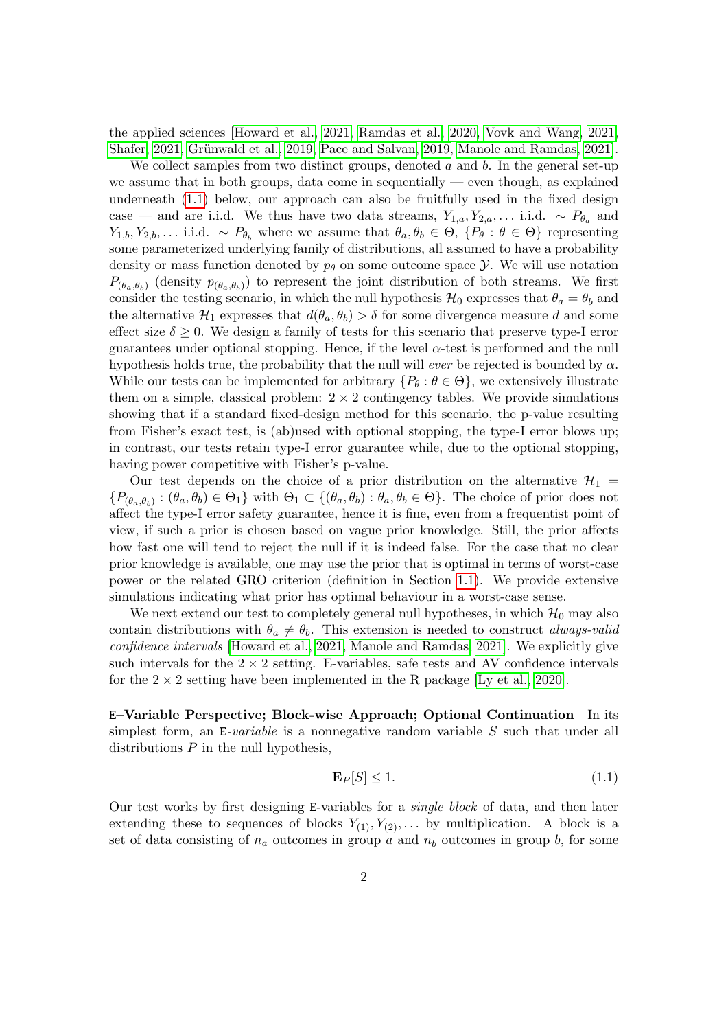the applied sciences [Howard et al., 2021, Ramdas et al., 2020, Vovk and Wang, 2021, Shafer, 2021, Grünwald et al., 2019, Pace and Salvan, 2019, Manole and Ramdas, 2021].

We collect samples from two distinct groups, denoted $a$ and $b$. In the general set-up we assume that in both groups, data come in sequentially — even though, as explained underneath (1.1) below, our approach can also be fruitfully used in the fixed design case — and are i.i.d. We thus have two data streams, $Y_{1,a}, Y_{2,a}, \ldots$ i.i.d. $\sim P_{\theta_a}$ and $Y_{1,b}, Y_{2,b}, \ldots$ i.i.d. $\sim P_{\theta_b}$ where we assume that $\theta_a, \theta_b \in \Theta$, $\{P_\theta : \theta \in \Theta\}$ representing some parameterized underlying family of distributions, all assumed to have a probability density or mass function denoted by $p_\theta$ on some outcome space $\mathcal{Y}$. We will use notation $P_{(\theta_a,\theta_b)}$ (density $p_{(\theta_a,\theta_b)}$) to represent the joint distribution of both streams. We first consider the testing scenario, in which the null hypothesis $\mathcal{H}_0$ expresses that $\theta_a = \theta_b$ and the alternative $\mathcal{H}_1$ expresses that $d(\theta_a, \theta_b) > \delta$ for some divergence measure $d$ and some effect size $\delta \geq 0$. We design a family of tests for this scenario that preserve type-I error guarantees under optional stopping. Hence, if the level $\alpha$-test is performed and the null hypothesis holds true, the probability that the null will *ever* be rejected is bounded by $\alpha$. While our tests can be implemented for arbitrary $\{P_\theta : \theta \in \Theta\}$, we extensively illustrate them on a simple, classical problem: $2 \times 2$ contingency tables. We provide simulations showing that if a standard fixed-design method for this scenario, the p-value resulting from Fisher's exact test, is (ab)used with optional stopping, the type-I error blows up; in contrast, our tests retain type-I error guarantee while, due to the optional stopping, having power competitive with Fisher's p-value.

Our test depends on the choice of a prior distribution on the alternative $\mathcal{H}_1 = \{P_{(\theta_a,\theta_b)} : (\theta_a, \theta_b) \in \Theta_1\}$ with $\Theta_1 \subset \{(\theta_a, \theta_b) : \theta_a, \theta_b \in \Theta\}$. The choice of prior does not affect the type-I error safety guarantee, hence it is fine, even from a frequentist point of view, if such a prior is chosen based on vague prior knowledge. Still, the prior affects how fast one will tend to reject the null if it is indeed false. For the case that no clear prior knowledge is available, one may use the prior that is optimal in terms of worst-case power or the related GRO criterion (definition in Section 1.1). We provide extensive simulations indicating what prior has optimal behaviour in a worst-case sense.

We next extend our test to completely general null hypotheses, in which $\mathcal{H}_0$ may also contain distributions with $\theta_a \neq \theta_b$. This extension is needed to construct *always-valid confidence intervals* [Howard et al., 2021, Manole and Ramdas, 2021]. We explicitly give such intervals for the $2 \times 2$ setting. E-variables, safe tests and AV confidence intervals for the $2 \times 2$ setting have been implemented in the R package [Ly et al., 2020].

**E–Variable Perspective; Block-wise Approach; Optional Continuation** In its simplest form, an E-*variable* is a nonnegative random variable $S$ such that under all distributions $P$ in the null hypothesis,

$$\mathbf{E}_P[S] \leq 1. \tag{1.1}$$

Our test works by first designing E-variables for a *single block* of data, and then later extending these to sequences of blocks $Y_{(1)}, Y_{(2)}, \ldots$ by multiplication. A block is a set of data consisting of $n_a$ outcomes in group $a$ and $n_b$ outcomes in group $b$, for some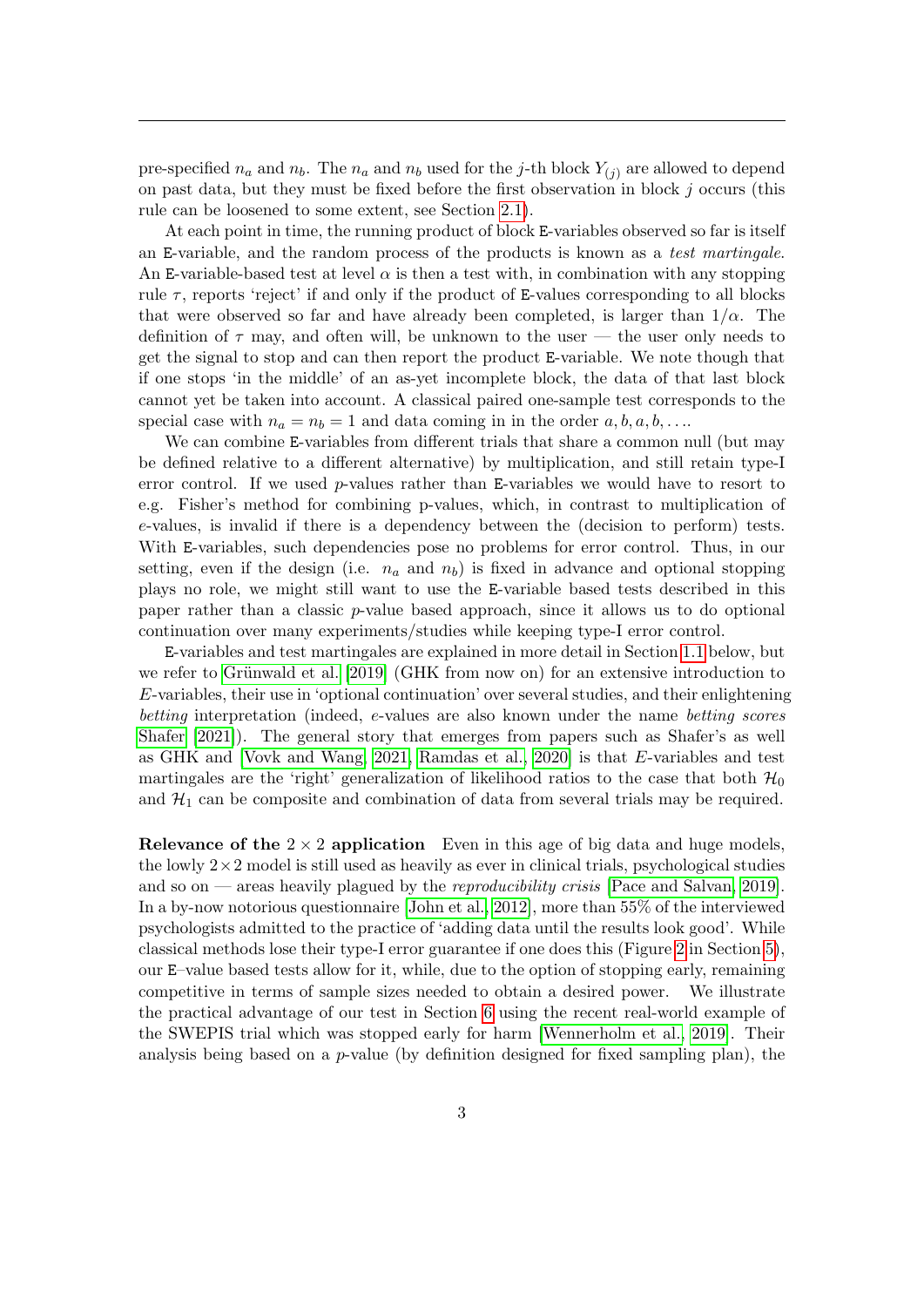pre-specified $n_a$ and $n_b$. The $n_a$ and $n_b$ used for the $j$-th block $Y_{(j)}$ are allowed to depend on past data, but they must be fixed before the first observation in block $j$ occurs (this rule can be loosened to some extent, see Section 2.1).

At each point in time, the running product of block E-variables observed so far is itself an E-variable, and the random process of the products is known as a *test martingale*. An E-variable-based test at level $\alpha$ is then a test with, in combination with any stopping rule $\tau$, reports 'reject' if and only if the product of E-values corresponding to all blocks that were observed so far and have already been completed, is larger than $1/\alpha$. The definition of $\tau$ may, and often will, be unknown to the user — the user only needs to get the signal to stop and can then report the product E-variable. We note though that if one stops 'in the middle' of an as-yet incomplete block, the data of that last block cannot yet be taken into account. A classical paired one-sample test corresponds to the special case with $n_a = n_b = 1$ and data coming in in the order $a, b, a, b, \ldots$.

We can combine E-variables from different trials that share a common null (but may be defined relative to a different alternative) by multiplication, and still retain type-I error control. If we used $p$-values rather than E-variables we would have to resort to e.g. Fisher's method for combining p-values, which, in contrast to multiplication of $e$-values, is invalid if there is a dependency between the (decision to perform) tests. With E-variables, such dependencies pose no problems for error control. Thus, in our setting, even if the design (i.e. $n_a$ and $n_b$) is fixed in advance and optional stopping plays no role, we might still want to use the E-variable based tests described in this paper rather than a classic $p$-value based approach, since it allows us to do optional continuation over many experiments/studies while keeping type-I error control.

E-variables and test martingales are explained in more detail in Section 1.1 below, but we refer to Grünwald et al. [2019] (GHK from now on) for an extensive introduction to $E$-variables, their use in 'optional continuation' over several studies, and their enlightening *betting* interpretation (indeed, $e$-values are also known under the name *betting scores* Shafer [2021]). The general story that emerges from papers such as Shafer's as well as GHK and [Vovk and Wang, 2021, Ramdas et al., 2020] is that $E$-variables and test martingales are the 'right' generalization of likelihood ratios to the case that both $\mathcal{H}_0$ and $\mathcal{H}_1$ can be composite and combination of data from several trials may be required.

**Relevance of the $2 \times 2$ application** Even in this age of big data and huge models, the lowly $2 \times 2$ model is still used as heavily as ever in clinical trials, psychological studies and so on — areas heavily plagued by the *reproducibility crisis* [Pace and Salvan, 2019]. In a by-now notorious questionnaire [John et al., 2012], more than 55% of the interviewed psychologists admitted to the practice of 'adding data until the results look good'. While classical methods lose their type-I error guarantee if one does this (Figure 2 in Section 5), our E–value based tests allow for it, while, due to the option of stopping early, remaining competitive in terms of sample sizes needed to obtain a desired power. We illustrate the practical advantage of our test in Section 6 using the recent real-world example of the SWEPIS trial which was stopped early for harm [Wennerholm et al., 2019]. Their analysis being based on a $p$-value (by definition designed for fixed sampling plan), the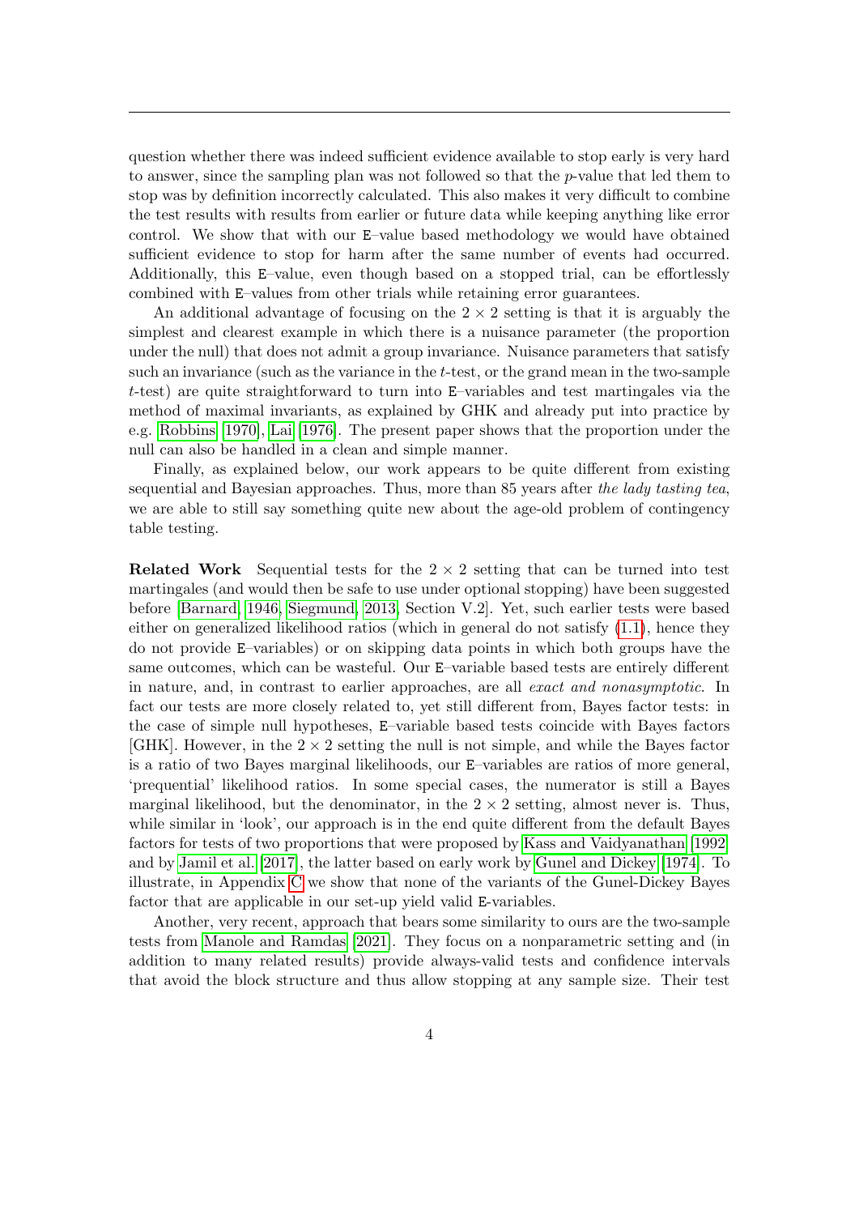question whether there was indeed sufficient evidence available to stop early is very hard to answer, since the sampling plan was not followed so that the $p$-value that led them to stop was by definition incorrectly calculated. This also makes it very difficult to combine the test results with results from earlier or future data while keeping anything like error control. We show that with our E–value based methodology we would have obtained sufficient evidence to stop for harm after the same number of events had occurred. Additionally, this E–value, even though based on a stopped trial, can be effortlessly combined with E–values from other trials while retaining error guarantees.

An additional advantage of focusing on the $2 \times 2$ setting is that it is arguably the simplest and clearest example in which there is a nuisance parameter (the proportion under the null) that does not admit a group invariance. Nuisance parameters that satisfy such an invariance (such as the variance in the $t$-test, or the grand mean in the two-sample $t$-test) are quite straightforward to turn into E–variables and test martingales via the method of maximal invariants, as explained by GHK and already put into practice by e.g. Robbins [1970], Lai [1976]. The present paper shows that the proportion under the null can also be handled in a clean and simple manner.

Finally, as explained below, our work appears to be quite different from existing sequential and Bayesian approaches. Thus, more than 85 years after *the lady tasting tea*, we are able to still say something quite new about the age-old problem of contingency table testing.

**Related Work** Sequential tests for the $2 \times 2$ setting that can be turned into test martingales (and would then be safe to use under optional stopping) have been suggested before [Barnard, 1946, Siegmund, 2013, Section V.2]. Yet, such earlier tests were based either on generalized likelihood ratios (which in general do not satisfy (1.1), hence they do not provide E–variables) or on skipping data points in which both groups have the same outcomes, which can be wasteful. Our E–variable based tests are entirely different in nature, and, in contrast to earlier approaches, are all *exact and nonasymptotic*. In fact our tests are more closely related to, yet still different from, Bayes factor tests: in the case of simple null hypotheses, E–variable based tests coincide with Bayes factors [GHK]. However, in the $2 \times 2$ setting the null is not simple, and while the Bayes factor is a ratio of two Bayes marginal likelihoods, our E–variables are ratios of more general, 'prequential' likelihood ratios. In some special cases, the numerator is still a Bayes marginal likelihood, but the denominator, in the $2 \times 2$ setting, almost never is. Thus, while similar in 'look', our approach is in the end quite different from the default Bayes factors for tests of two proportions that were proposed by Kass and Vaidyanathan [1992] and by Jamil et al. [2017], the latter based on early work by Gunel and Dickey [1974]. To illustrate, in Appendix C we show that none of the variants of the Gunel-Dickey Bayes factor that are applicable in our set-up yield valid E-variables.

Another, very recent, approach that bears some similarity to ours are the two-sample tests from Manole and Ramdas [2021]. They focus on a nonparametric setting and (in addition to many related results) provide always-valid tests and confidence intervals that avoid the block structure and thus allow stopping at any sample size. Their test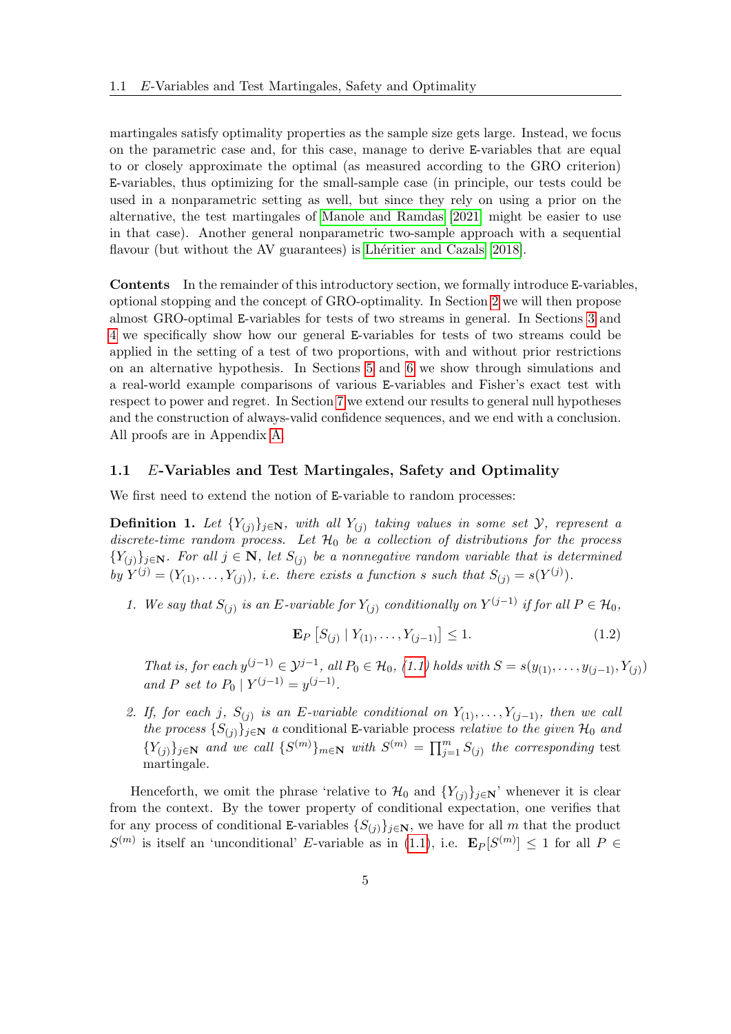martingales satisfy optimality properties as the sample size gets large. Instead, we focus on the parametric case and, for this case, manage to derive E-variables that are equal to or closely approximate the optimal (as measured according to the GRO criterion) E-variables, thus optimizing for the small-sample case (in principle, our tests could be used in a nonparametric setting as well, but since they rely on using a prior on the alternative, the test martingales of Manole and Ramdas [2021] might be easier to use in that case). Another general nonparametric two-sample approach with a sequential flavour (but without the AV guarantees) is Lhéritier and Cazals [2018].

**Contents** In the remainder of this introductory section, we formally introduce E-variables, optional stopping and the concept of GRO-optimality. In Section 2 we will then propose almost GRO-optimal E-variables for tests of two streams in general. In Sections 3 and 4 we specifically show how our general E-variables for tests of two streams could be applied in the setting of a test of two proportions, with and without prior restrictions on an alternative hypothesis. In Sections 5 and 6 we show through simulations and a real-world example comparisons of various E-variables and Fisher's exact test with respect to power and regret. In Section 7 we extend our results to general null hypotheses and the construction of always-valid confidence sequences, and we end with a conclusion. All proofs are in Appendix A.

## 1.1 *E*-Variables and Test Martingales, Safety and Optimality

We first need to extend the notion of E-variable to random processes:

**Definition 1.** *Let $\{Y_{(j)}\}_{j \in \mathbf{N}}$, with all $Y_{(j)}$ taking values in some set $\mathcal{Y}$, represent a discrete-time random process. Let $\mathcal{H}_0$ be a collection of distributions for the process $\{Y_{(j)}\}_{j \in \mathbf{N}}$. For all $j \in \mathbf{N}$, let $S_{(j)}$ be a nonnegative random variable that is determined by $Y^{(j)} = (Y_{(1)}, \ldots, Y_{(j)})$, i.e. there exists a function $s$ such that $S_{(j)} = s(Y^{(j)})$.*

1. *We say that $S_{(j)}$ is an E-variable for $Y_{(j)}$ conditionally on $Y^{(j-1)}$ if for all $P \in \mathcal{H}_0$,*
$$\mathbf{E}_P \left[ S_{(j)} \mid Y_{(1)}, \ldots, Y_{(j-1)} \right] \leq 1. \tag{1.2}$$
*That is, for each $y^{(j-1)} \in \mathcal{Y}^{j-1}$, all $P_0 \in \mathcal{H}_0$, (1.1) holds with $S = s(y_{(1)}, \ldots, y_{(j-1)}, Y_{(j)})$ and $P$ set to $P_0 \mid Y^{(j-1)} = y^{(j-1)}$.*

2. *If, for each $j$, $S_{(j)}$ is an E-variable conditional on $Y_{(1)}, \ldots, Y_{(j-1)}$, then we call the process $\{S_{(j)}\}_{j \in \mathbf{N}}$ a* conditional E-variable process *relative to the given $\mathcal{H}_0$ and $\{Y_{(j)}\}_{j \in \mathbf{N}}$ and we call $\{S^{(m)}\}_{m \in \mathbf{N}}$ with $S^{(m)} = \prod_{j=1}^{m} S_{(j)}$ the corresponding* test martingale.

Henceforth, we omit the phrase 'relative to $\mathcal{H}_0$ and $\{Y_{(j)}\}_{j \in \mathbf{N}}$' whenever it is clear from the context. By the tower property of conditional expectation, one verifies that for any process of conditional E-variables $\{S_{(j)}\}_{j \in \mathbf{N}}$, we have for all $m$ that the product $S^{(m)}$ is itself an 'unconditional' $E$-variable as in (1.1), i.e. $\mathbf{E}_P[S^{(m)}] \leq 1$ for all $P \in$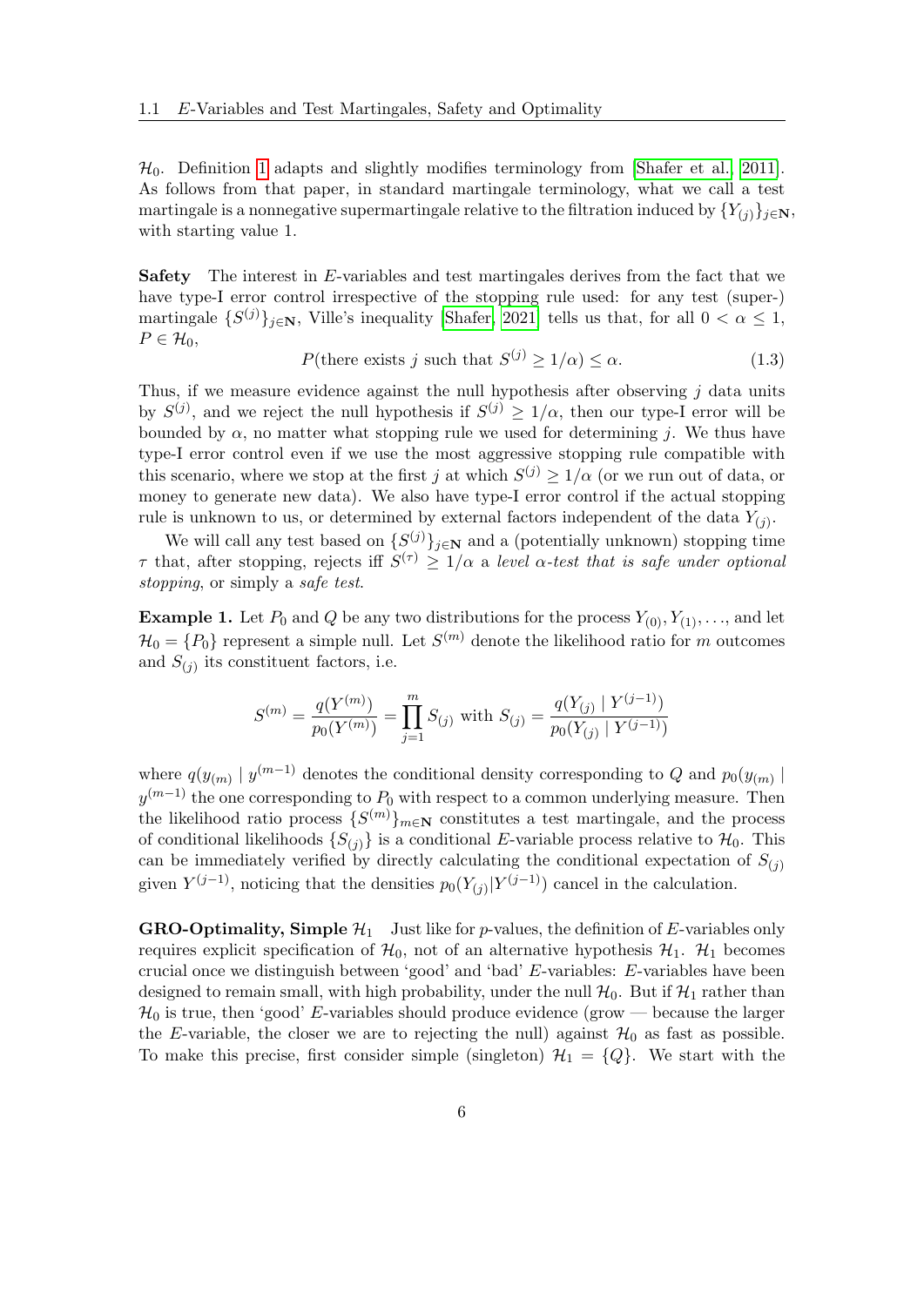$\mathcal{H}_0$. Definition 1 adapts and slightly modifies terminology from [Shafer et al. 2011]. As follows from that paper, in standard martingale terminology, what we call a test martingale is a nonnegative supermartingale relative to the filtration induced by $\{Y_{(j)}\}_{j \in \mathbf{N}}$, with starting value 1.

**Safety** The interest in $E$-variables and test martingales derives from the fact that we have type-I error control irrespective of the stopping rule used: for any test (super-) martingale $\{S^{(j)}\}_{j \in \mathbf{N}}$, Ville's inequality [Shafer, 2021] tells us that, for all $0 < \alpha \leq 1$, $P \in \mathcal{H}_0$,

$$P(\text{there exists } j \text{ such that } S^{(j)} \geq 1/\alpha) \leq \alpha. \tag{1.3}$$

Thus, if we measure evidence against the null hypothesis after observing $j$ data units by $S^{(j)}$, and we reject the null hypothesis if $S^{(j)} \geq 1/\alpha$, then our type-I error will be bounded by $\alpha$, no matter what stopping rule we used for determining $j$. We thus have type-I error control even if we use the most aggressive stopping rule compatible with this scenario, where we stop at the first $j$ at which $S^{(j)} \geq 1/\alpha$ (or we run out of data, or money to generate new data). We also have type-I error control if the actual stopping rule is unknown to us, or determined by external factors independent of the data $Y_{(j)}$.

We will call any test based on $\{S^{(j)}\}_{j \in \mathbf{N}}$ and a (potentially unknown) stopping time $\tau$ that, after stopping, rejects iff $S^{(\tau)} \geq 1/\alpha$ a *level $\alpha$-test that is safe under optional stopping*, or simply a *safe test*.

**Example 1.** Let $P_0$ and $Q$ be any two distributions for the process $Y_{(0)}, Y_{(1)}, \ldots$, and let $\mathcal{H}_0 = \{P_0\}$ represent a simple null. Let $S^{(m)}$ denote the likelihood ratio for $m$ outcomes and $S_{(j)}$ its constituent factors, i.e.

$$S^{(m)} = \frac{q(Y^{(m)})}{p_0(Y^{(m)})} = \prod_{j=1}^{m} S_{(j)} \text{ with } S_{(j)} = \frac{q(Y_{(j)} \mid Y^{(j-1)})}{p_0(Y_{(j)} \mid Y^{(j-1)})}$$

where $q(y_{(m)} \mid y^{(m-1)}$ denotes the conditional density corresponding to $Q$ and $p_0(y_{(m)} \mid y^{(m-1)}$ the one corresponding to $P_0$ with respect to a common underlying measure. Then the likelihood ratio process $\{S^{(m)}\}_{m \in \mathbf{N}}$ constitutes a test martingale, and the process of conditional likelihoods $\{S_{(j)}\}$ is a conditional $E$-variable process relative to $\mathcal{H}_0$. This can be immediately verified by directly calculating the conditional expectation of $S_{(j)}$ given $Y^{(j-1)}$, noticing that the densities $p_0(Y_{(j)} | Y^{(j-1)})$ cancel in the calculation.

**GRO-Optimality, Simple $\mathcal{H}_1$** Just like for $p$-values, the definition of $E$-variables only requires explicit specification of $\mathcal{H}_0$, not of an alternative hypothesis $\mathcal{H}_1$. $\mathcal{H}_1$ becomes crucial once we distinguish between 'good' and 'bad' $E$-variables: $E$-variables have been designed to remain small, with high probability, under the null $\mathcal{H}_0$. But if $\mathcal{H}_1$ rather than $\mathcal{H}_0$ is true, then 'good' $E$-variables should produce evidence (grow — because the larger the $E$-variable, the closer we are to rejecting the null) against $\mathcal{H}_0$ as fast as possible. To make this precise, first consider simple (singleton) $\mathcal{H}_1 = \{Q\}$. We start with the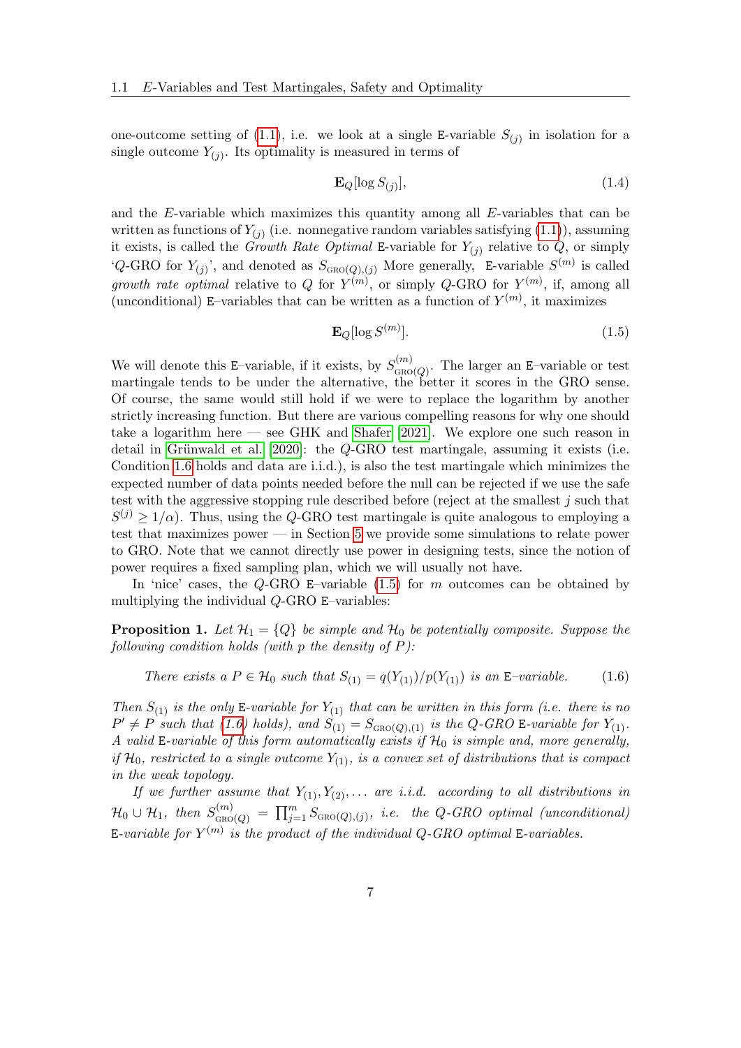one-outcome setting of (1.1), i.e. we look at a single E-variable $S_{(j)}$ in isolation for a single outcome $Y_{(j)}$. Its optimality is measured in terms of

$$\mathbf{E}_Q[\log S_{(j)}], \tag{1.4}$$

and the $E$-variable which maximizes this quantity among all $E$-variables that can be written as functions of $Y_{(j)}$ (i.e. nonnegative random variables satisfying (1.1)), assuming it exists, is called the *Growth Rate Optimal* E-variable for $Y_{(j)}$ relative to $Q$, or simply '$Q$-GRO for $Y_{(j)}$', and denoted as $S_{\text{GRO}(Q),(j)}$ More generally, E-variable $S^{(m)}$ is called *growth rate optimal* relative to $Q$ for $Y^{(m)}$, or simply $Q$-GRO for $Y^{(m)}$, if, among all (unconditional) E–variables that can be written as a function of $Y^{(m)}$, it maximizes

$$\mathbf{E}_Q[\log S^{(m)}]. \tag{1.5}$$

We will denote this E–variable, if it exists, by $S^{(m)}_{\text{GRO}(Q)}$. The larger an E–variable or test martingale tends to be under the alternative, the better it scores in the GRO sense. Of course, the same would still hold if we were to replace the logarithm by another strictly increasing function. But there are various compelling reasons for why one should take a logarithm here — see GHK and Shafer [2021]. We explore one such reason in detail in Grünwald et al. [2020]: the $Q$-GRO test martingale, assuming it exists (i.e. Condition 1.6 holds and data are i.i.d.), is also the test martingale which minimizes the expected number of data points needed before the null can be rejected if we use the safe test with the aggressive stopping rule described before (reject at the smallest $j$ such that $S^{(j)} \geq 1/\alpha$). Thus, using the $Q$-GRO test martingale is quite analogous to employing a test that maximizes power — in Section 5 we provide some simulations to relate power to GRO. Note that we cannot directly use power in designing tests, since the notion of power requires a fixed sampling plan, which we will usually not have.

In 'nice' cases, the $Q$-GRO E–variable (1.5) for $m$ outcomes can be obtained by multiplying the individual $Q$-GRO E–variables:

**Proposition 1.** *Let $\mathcal{H}_1 = \{Q\}$ be simple and $\mathcal{H}_0$ be potentially composite. Suppose the following condition holds (with $p$ the density of $P$):*

$$\textit{There exists a } P \in \mathcal{H}_0 \textit{ such that } S_{(1)} = q(Y_{(1)})/p(Y_{(1)}) \textit{ is an } \texttt{E}\textit{–variable.} \tag{1.6}$$

*Then $S_{(1)}$ is the only* E*-variable for $Y_{(1)}$ that can be written in this form (i.e. there is no $P' \neq P$ such that (1.6) holds), and $S_{(1)} = S_{\text{GRO}(Q),(1)}$ is the $Q$-GRO* E*-variable for $Y_{(1)}$. A valid* E*-variable of this form automatically exists if $\mathcal{H}_0$ is simple and, more generally, if $\mathcal{H}_0$, restricted to a single outcome $Y_{(1)}$, is a convex set of distributions that is compact in the weak topology.*

*If we further assume that $Y_{(1)}, Y_{(2)}, \ldots$ are i.i.d. according to all distributions in $\mathcal{H}_0 \cup \mathcal{H}_1$, then $S^{(m)}_{\text{GRO}(Q)} = \prod_{j=1}^{m} S_{\text{GRO}(Q),(j)}$, i.e. the $Q$-GRO optimal (unconditional)* E*-variable for $Y^{(m)}$ is the product of the individual $Q$-GRO optimal* E*-variables.*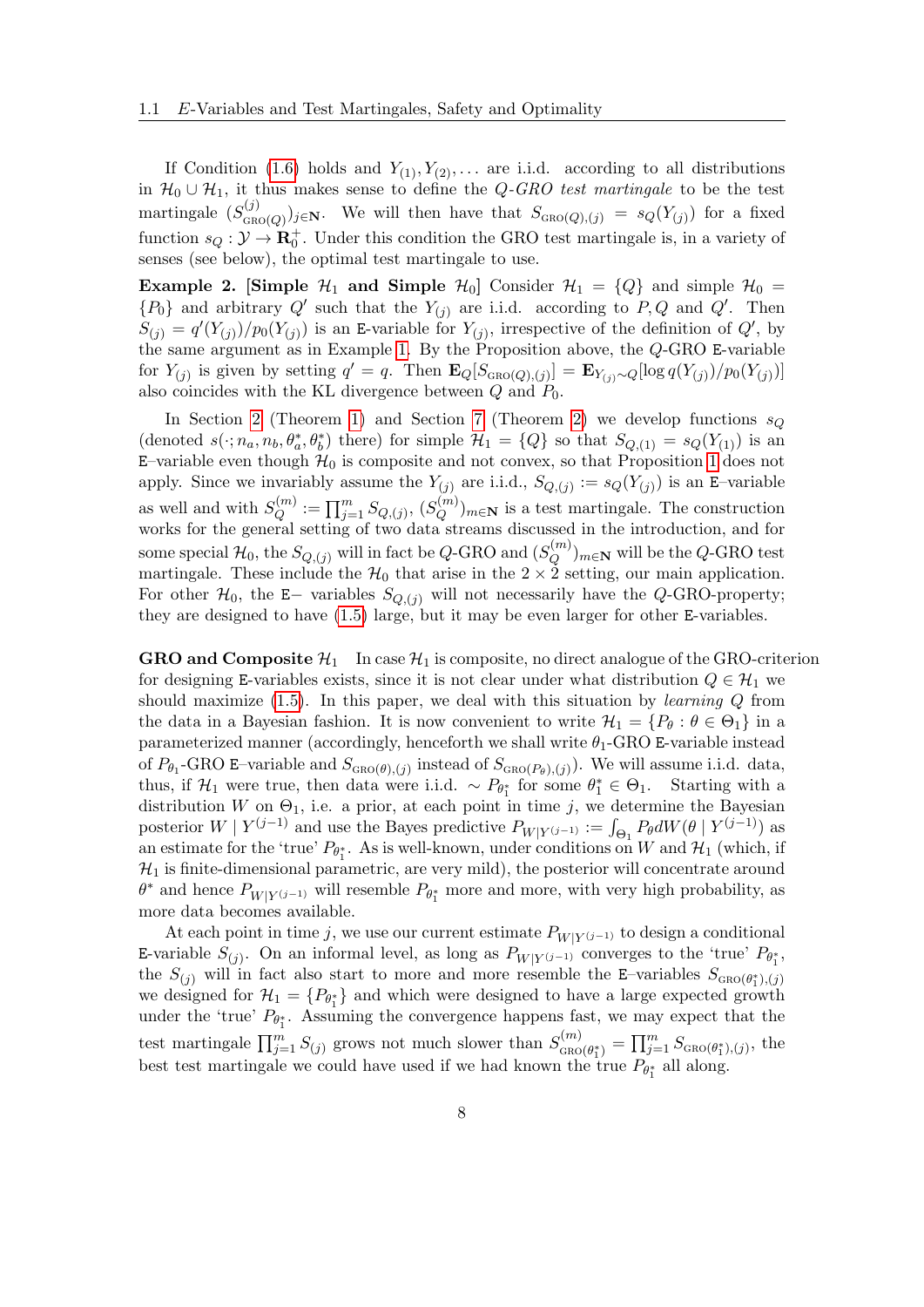If Condition (1.6) holds and $Y_{(1)}, Y_{(2)}, \ldots$ are i.i.d. according to all distributions in $\mathcal{H}_0 \cup \mathcal{H}_1$, it thus makes sense to define the *Q-GRO test martingale* to be the test martingale $(S^{(j)}_{\text{GRO}(Q)})_{j \in \mathbf{N}}$. We will then have that $S_{\text{GRO}(Q),(j)} = s_Q(Y_{(j)})$ for a fixed function $s_Q : \mathcal{Y} \to \mathbf{R}^+_0$. Under this condition the GRO test martingale is, in a variety of senses (see below), the optimal test martingale to use.

**Example 2. [Simple $\mathcal{H}_1$ and Simple $\mathcal{H}_0$]** Consider $\mathcal{H}_1 = \{Q\}$ and simple $\mathcal{H}_0 = \{P_0\}$ and arbitrary $Q'$ such that the $Y_{(j)}$ are i.i.d. according to $P, Q$ and $Q'$. Then $S_{(j)} = q'(Y_{(j)})/p_0(Y_{(j)})$ is an E-variable for $Y_{(j)}$, irrespective of the definition of $Q'$, by the same argument as in Example 1. By the Proposition above, the $Q$-GRO E-variable for $Y_{(j)}$ is given by setting $q' = q$. Then $\mathbf{E}_Q[S_{\text{GRO}(Q),(j)}] = \mathbf{E}_{Y_{(j)} \sim Q}[\log q(Y_{(j)})/p_0(Y_{(j)})]$ also coincides with the KL divergence between $Q$ and $P_0$.

In Section 2 (Theorem 1) and Section 7 (Theorem 2) we develop functions $s_Q$ (denoted $s(\cdot; n_a, n_b, \theta^*_a, \theta^*_b)$ there) for simple $\mathcal{H}_1 = \{Q\}$ so that $S_{Q,(1)} = s_Q(Y_{(1)})$ is an E–variable even though $\mathcal{H}_0$ is composite and not convex, so that Proposition 1 does not apply. Since we invariably assume the $Y_{(j)}$ are i.i.d., $S_{Q,(j)} := s_Q(Y_{(j)})$ is an E–variable as well and with $S^{(m)}_Q := \prod_{j=1}^m S_{Q,(j)}$, $(S^{(m)}_Q)_{m \in \mathbf{N}}$ is a test martingale. The construction works for the general setting of two data streams discussed in the introduction, and for some special $\mathcal{H}_0$, the $S_{Q,(j)}$ will in fact be $Q$-GRO and $(S^{(m)}_Q)_{m \in \mathbf{N}}$ will be the $Q$-GRO test martingale. These include the $\mathcal{H}_0$ that arise in the $2 \times 2$ setting, our main application. For other $\mathcal{H}_0$, the E$-$ variables $S_{Q,(j)}$ will not necessarily have the $Q$-GRO-property; they are designed to have (1.5) large, but it may be even larger for other E-variables.

**GRO and Composite $\mathcal{H}_1$** In case $\mathcal{H}_1$ is composite, no direct analogue of the GRO-criterion for designing E-variables exists, since it is not clear under what distribution $Q \in \mathcal{H}_1$ we should maximize (1.5). In this paper, we deal with this situation by *learning* $Q$ from the data in a Bayesian fashion. It is now convenient to write $\mathcal{H}_1 = \{P_\theta : \theta \in \Theta_1\}$ in a parameterized manner (accordingly, henceforth we shall write $\theta_1$-GRO E-variable instead of $P_{\theta_1}$-GRO E–variable and $S_{\text{GRO}(\theta),(j)}$ instead of $S_{\text{GRO}(P_\theta),(j)}$). We will assume i.i.d. data, thus, if $\mathcal{H}_1$ were true, then data were i.i.d. $\sim P_{\theta^*_1}$ for some $\theta^*_1 \in \Theta_1$. Starting with a distribution $W$ on $\Theta_1$, i.e. a prior, at each point in time $j$, we determine the Bayesian posterior $W \mid Y^{(j-1)}$ and use the Bayes predictive $P_{W|Y^{(j-1)}} := \int_{\Theta_1} P_\theta dW(\theta \mid Y^{(j-1)})$ as an estimate for the 'true' $P_{\theta^*_1}$. As is well-known, under conditions on $W$ and $\mathcal{H}_1$ (which, if $\mathcal{H}_1$ is finite-dimensional parametric, are very mild), the posterior will concentrate around $\theta^*$ and hence $P_{W|Y^{(j-1)}}$ will resemble $P_{\theta^*_1}$ more and more, with very high probability, as more data becomes available.

At each point in time $j$, we use our current estimate $P_{W|Y^{(j-1)}}$ to design a conditional E-variable $S_{(j)}$. On an informal level, as long as $P_{W|Y^{(j-1)}}$ converges to the 'true' $P_{\theta^*_1}$, the $S_{(j)}$ will in fact also start to more and more resemble the E–variables $S_{\text{GRO}(\theta^*_1),(j)}$ we designed for $\mathcal{H}_1 = \{P_{\theta^*_1}\}$ and which were designed to have a large expected growth under the 'true' $P_{\theta^*_1}$. Assuming the convergence happens fast, we may expect that the test martingale $\prod_{j=1}^m S_{(j)}$ grows not much slower than $S^{(m)}_{\text{GRO}(\theta^*_1)} = \prod_{j=1}^m S_{\text{GRO}(\theta^*_1),(j)}$, the best test martingale we could have used if we had known the true $P_{\theta^*_1}$ all along.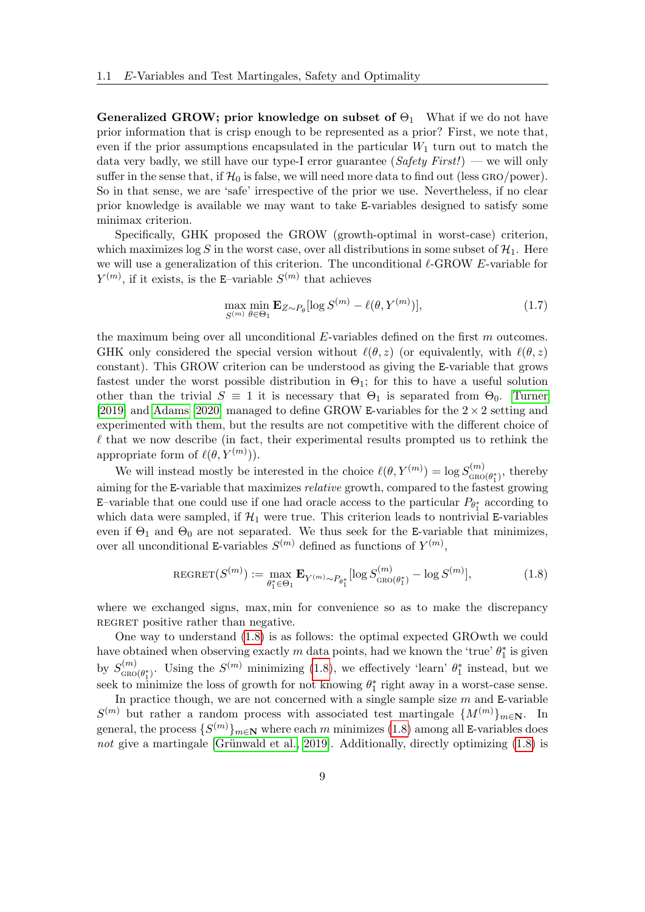**Generalized GROW; prior knowledge on subset of $\Theta_1$** What if we do not have prior information that is crisp enough to be represented as a prior? First, we note that, even if the prior assumptions encapsulated in the particular $W_1$ turn out to match the data very badly, we still have our type-I error guarantee (*Safety First!*) — we will only suffer in the sense that, if $\mathcal{H}_0$ is false, we will need more data to find out (less GRO/power). So in that sense, we are 'safe' irrespective of the prior we use. Nevertheless, if no clear prior knowledge is available we may want to take E-variables designed to satisfy some minimax criterion.

Specifically, GHK proposed the GROW (growth-optimal in worst-case) criterion, which maximizes $\log S$ in the worst case, over all distributions in some subset of $\mathcal{H}_1$. Here we will use a generalization of this criterion. The unconditional $\ell$-GROW $E$-variable for $Y^{(m)}$, if it exists, is the E–variable $S^{(m)}$ that achieves

$$\max_{S^{(m)}} \min_{\theta \in \Theta_1} \mathbf{E}_{Z \sim P_\theta}[\log S^{(m)} - \ell(\theta, Y^{(m)})], \tag{1.7}$$

the maximum being over all unconditional $E$-variables defined on the first $m$ outcomes. GHK only considered the special version without $\ell(\theta, z)$ (or equivalently, with $\ell(\theta, z)$ constant). This GROW criterion can be understood as giving the E-variable that grows fastest under the worst possible distribution in $\Theta_1$; for this to have a useful solution other than the trivial $S \equiv 1$ it is necessary that $\Theta_1$ is separated from $\Theta_0$. Turner [2019] and Adams [2020] managed to define GROW E-variables for the $2 \times 2$ setting and experimented with them, but the results are not competitive with the different choice of $\ell$ that we now describe (in fact, their experimental results prompted us to rethink the appropriate form of $\ell(\theta, Y^{(m)})$).

We will instead mostly be interested in the choice $\ell(\theta, Y^{(m)}) = \log S^{(m)}_{\text{GRO}(\theta_1^*)}$, thereby aiming for the E-variable that maximizes *relative* growth, compared to the fastest growing E–variable that one could use if one had oracle access to the particular $P_{\theta_1^*}$ according to which data were sampled, if $\mathcal{H}_1$ were true. This criterion leads to nontrivial E-variables even if $\Theta_1$ and $\Theta_0$ are not separated. We thus seek for the E-variable that minimizes, over all unconditional E-variables $S^{(m)}$ defined as functions of $Y^{(m)}$,

$$\text{REGRET}(S^{(m)}) := \max_{\theta_1^* \in \Theta_1} \mathbf{E}_{Y^{(m)} \sim P_{\theta_1^*}}[\log S^{(m)}_{\text{GRO}(\theta_1^*)} - \log S^{(m)}], \tag{1.8}$$

where we exchanged signs, max, min for convenience so as to make the discrepancy REGRET positive rather than negative.

One way to understand (1.8) is as follows: the optimal expected GROwth we could have obtained when observing exactly $m$ data points, had we known the 'true' $\theta_1^*$ is given by $S^{(m)}_{\text{GRO}(\theta_1^*)}$. Using the $S^{(m)}$ minimizing (1.8), we effectively 'learn' $\theta_1^*$ instead, but we seek to minimize the loss of growth for not knowing $\theta_1^*$ right away in a worst-case sense.

In practice though, we are not concerned with a single sample size $m$ and E-variable $S^{(m)}$ but rather a random process with associated test martingale $\{M^{(m)}\}_{m \in \mathbf{N}}$. In general, the process $\{S^{(m)}\}_{m \in \mathbf{N}}$ where each $m$ minimizes (1.8) among all E-variables does *not* give a martingale [Grünwald et al., 2019]. Additionally, directly optimizing (1.8) is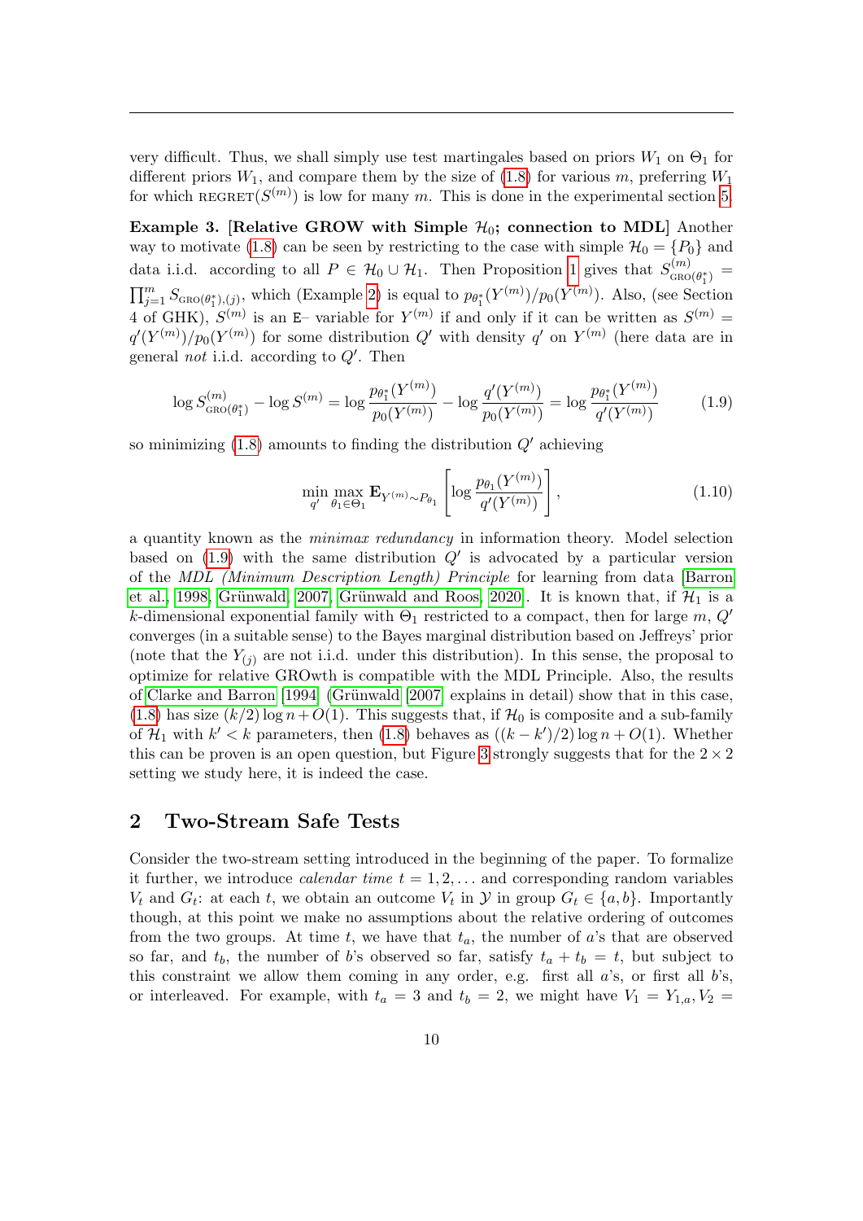very difficult. Thus, we shall simply use test martingales based on priors $W_1$ on $\Theta_1$ for different priors $W_1$, and compare them by the size of (1.8) for various $m$, preferring $W_1$ for which $\text{REGRET}(S^{(m)})$ is low for many $m$. This is done in the experimental section 5.

**Example 3. [Relative GROW with Simple $\mathcal{H}_0$; connection to MDL]** Another way to motivate (1.8) can be seen by restricting to the case with simple $\mathcal{H}_0 = \{P_0\}$ and data i.i.d. according to all $P \in \mathcal{H}_0 \cup \mathcal{H}_1$. Then Proposition 1 gives that $S^{(m)}_{\text{GRO}(\theta_1^*)} = \prod_{j=1}^m S_{\text{GRO}(\theta_1^*),(j)}$, which (Example 2) is equal to $p_{\theta_1^*}(Y^{(m)})/p_0(Y^{(m)})$. Also, (see Section 4 of GHK), $S^{(m)}$ is an E– variable for $Y^{(m)}$ if and only if it can be written as $S^{(m)} = q'(Y^{(m)})/p_0(Y^{(m)})$ for some distribution $Q'$ with density $q'$ on $Y^{(m)}$ (here data are in general *not* i.i.d. according to $Q'$. Then

$$\log S^{(m)}_{\text{GRO}(\theta_1^*)} - \log S^{(m)} = \log \frac{p_{\theta_1^*}(Y^{(m)})}{p_0(Y^{(m)})} - \log \frac{q'(Y^{(m)})}{p_0(Y^{(m)})} = \log \frac{p_{\theta_1^*}(Y^{(m)})}{q'(Y^{(m)})} \tag{1.9}$$

so minimizing (1.8) amounts to finding the distribution $Q'$ achieving

$$\min_{q'} \max_{\theta_1 \in \Theta_1} \mathbf{E}_{Y^{(m)} \sim P_{\theta_1}} \left[ \log \frac{p_{\theta_1}(Y^{(m)})}{q'(Y^{(m)})} \right], \tag{1.10}$$

a quantity known as the *minimax redundancy* in information theory. Model selection based on (1.9) with the same distribution $Q'$ is advocated by a particular version of the *MDL (Minimum Description Length) Principle* for learning from data [Barron et al., 1998, Grünwald, 2007, Grünwald and Roos, 2020]. It is known that, if $\mathcal{H}_1$ is a $k$-dimensional exponential family with $\Theta_1$ restricted to a compact, then for large $m$, $Q'$ converges (in a suitable sense) to the Bayes marginal distribution based on Jeffreys' prior (note that the $Y_{(j)}$ are not i.i.d. under this distribution). In this sense, the proposal to optimize for relative GROwth is compatible with the MDL Principle. Also, the results of Clarke and Barron [1994] (Grünwald [2007] explains in detail) show that in this case, (1.8) has size $(k/2) \log n + O(1)$. This suggests that, if $\mathcal{H}_0$ is composite and a sub-family of $\mathcal{H}_1$ with $k' < k$ parameters, then (1.8) behaves as $((k-k')/2) \log n + O(1)$. Whether this can be proven is an open question, but Figure 3 strongly suggests that for the $2 \times 2$ setting we study here, it is indeed the case.

## 2 Two-Stream Safe Tests

Consider the two-stream setting introduced in the beginning of the paper. To formalize it further, we introduce *calendar time* $t = 1, 2, \ldots$ and corresponding random variables $V_t$ and $G_t$: at each $t$, we obtain an outcome $V_t$ in $\mathcal{Y}$ in group $G_t \in \{a, b\}$. Importantly though, at this point we make no assumptions about the relative ordering of outcomes from the two groups. At time $t$, we have that $t_a$, the number of $a$'s that are observed so far, and $t_b$, the number of $b$'s observed so far, satisfy $t_a + t_b = t$, but subject to this constraint we allow them coming in any order, e.g. first all $a$'s, or first all $b$'s, or interleaved. For example, with $t_a = 3$ and $t_b = 2$, we might have $V_1 = Y_{1,a}, V_2 =$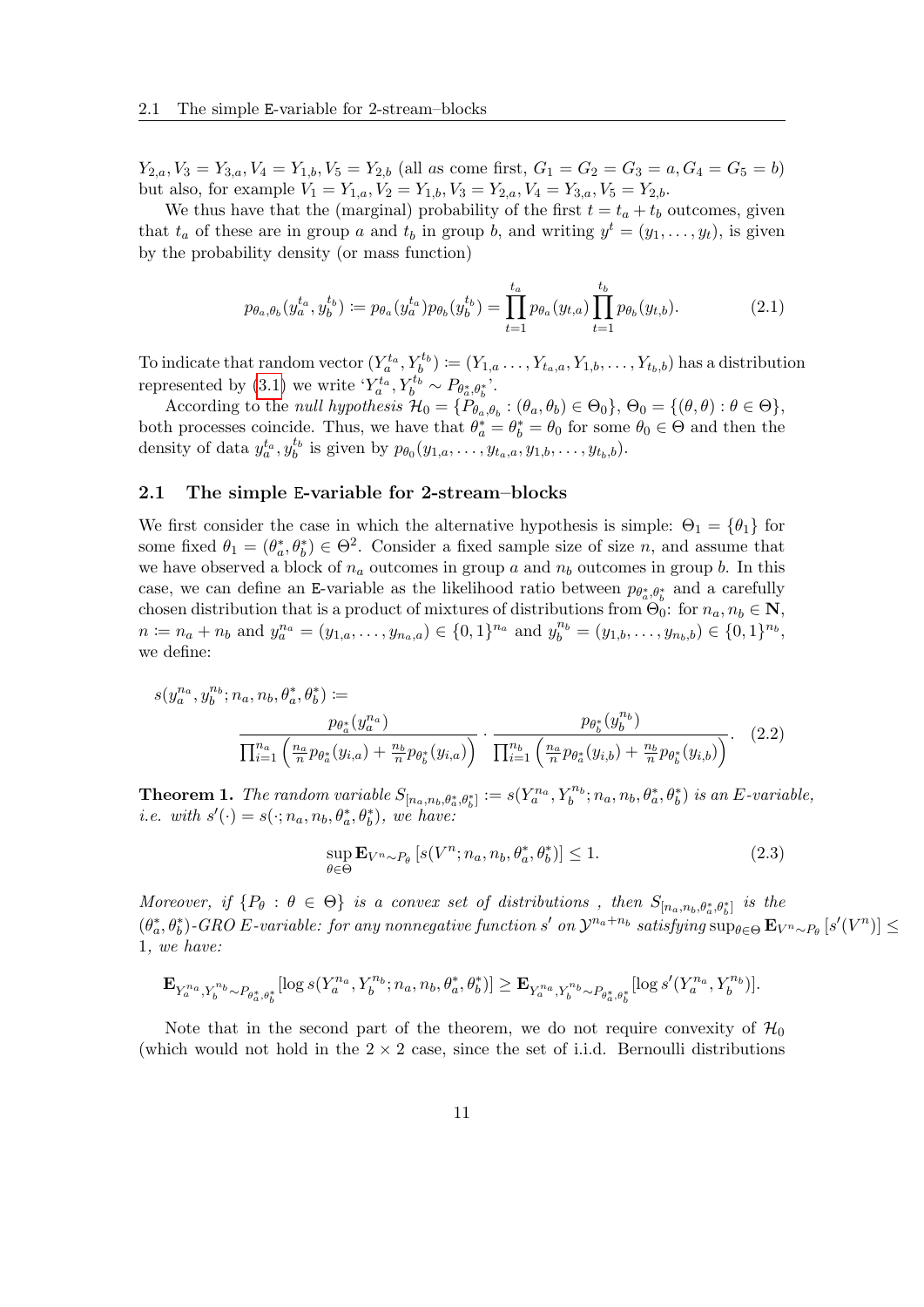$Y_{2,a}, V_3 = Y_{3,a}, V_4 = Y_{1,b}, V_5 = Y_{2,b}$ (all $a$s come first, $G_1 = G_2 = G_3 = a, G_4 = G_5 = b$) but also, for example $V_1 = Y_{1,a}, V_2 = Y_{1,b}, V_3 = Y_{2,a}, V_4 = Y_{3,a}, V_5 = Y_{2,b}$.

We thus have that the (marginal) probability of the first $t = t_a + t_b$ outcomes, given that $t_a$ of these are in group $a$ and $t_b$ in group $b$, and writing $y^t = (y_1, \ldots, y_t)$, is given by the probability density (or mass function)

$$p_{\theta_a,\theta_b}(y_a^{t_a}, y_b^{t_b}) := p_{\theta_a}(y_a^{t_a}) p_{\theta_b}(y_b^{t_b}) = \prod_{t=1}^{t_a} p_{\theta_a}(y_{t,a}) \prod_{t=1}^{t_b} p_{\theta_b}(y_{t,b}). \tag{2.1}$$

To indicate that random vector $(Y_a^{t_a}, Y_b^{t_b}) := (Y_{1,a} \ldots, Y_{t_a,a}, Y_{1,b}, \ldots, Y_{t_b,b})$ has a distribution represented by (3.1) we write '$Y_a^{t_a}, Y_b^{t_b} \sim P_{\theta_a^*,\theta_b^*}$'.

According to the *null hypothesis* $\mathcal{H}_0 = \{P_{\theta_a,\theta_b} : (\theta_a, \theta_b) \in \Theta_0\}$, $\Theta_0 = \{(\theta, \theta) : \theta \in \Theta\}$, both processes coincide. Thus, we have that $\theta_a^* = \theta_b^* = \theta_0$ for some $\theta_0 \in \Theta$ and then the density of data $y_a^{t_a}, y_b^{t_b}$ is given by $p_{\theta_0}(y_{1,a}, \ldots, y_{t_a,a}, y_{1,b}, \ldots, y_{t_b,b})$.

## 2.1 The simple E-variable for 2-stream–blocks

We first consider the case in which the alternative hypothesis is simple: $\Theta_1 = \{\theta_1\}$ for some fixed $\theta_1 = (\theta_a^*, \theta_b^*) \in \Theta^2$. Consider a fixed sample size of size $n$, and assume that we have observed a block of $n_a$ outcomes in group $a$ and $n_b$ outcomes in group $b$. In this case, we can define an E-variable as the likelihood ratio between $p_{\theta_a^*,\theta_b^*}$ and a carefully chosen distribution that is a product of mixtures of distributions from $\Theta_0$: for $n_a, n_b \in \mathbf{N}$, $n := n_a + n_b$ and $y_a^{n_a} = (y_{1,a}, \ldots, y_{n_a,a}) \in \{0,1\}^{n_a}$ and $y_b^{n_b} = (y_{1,b}, \ldots, y_{n_b,b}) \in \{0,1\}^{n_b}$, we define:

$$s(y_a^{n_a}, y_b^{n_b}; n_a, n_b, \theta_a^*, \theta_b^*) := \frac{p_{\theta_a^*}(y_a^{n_a})}{\prod_{i=1}^{n_a}\left(\frac{n_a}{n} p_{\theta_a^*}(y_{i,a}) + \frac{n_b}{n} p_{\theta_b^*}(y_{i,a})\right)} \cdot \frac{p_{\theta_b^*}(y_b^{n_b})}{\prod_{i=1}^{n_b}\left(\frac{n_a}{n} p_{\theta_a^*}(y_{i,b}) + \frac{n_b}{n} p_{\theta_b^*}(y_{i,b})\right)}. \tag{2.2}$$

**Theorem 1.** *The random variable $S_{[n_a,n_b,\theta_a^*,\theta_b^*]} := s(Y_a^{n_a}, Y_b^{n_b}; n_a, n_b, \theta_a^*, \theta_b^*)$ is an E-variable, i.e. with $s'(\cdot) = s(\cdot; n_a, n_b, \theta_a^*, \theta_b^*)$, we have:*

$$\sup_{\theta \in \Theta} \mathbf{E}_{V^n \sim P_\theta}\left[s(V^n; n_a, n_b, \theta_a^*, \theta_b^*)\right] \leq 1. \tag{2.3}$$

*Moreover, if $\{P_\theta : \theta \in \Theta\}$ is a convex set of distributions , then $S_{[n_a,n_b,\theta_a^*,\theta_b^*]}$ is the $(\theta_a^*, \theta_b^*)$-GRO E-variable: for any nonnegative function $s'$ on $\mathcal{Y}^{n_a+n_b}$ satisfying $\sup_{\theta \in \Theta} \mathbf{E}_{V^n \sim P_\theta}[s'(V^n)] \leq 1$, we have:*

$$\mathbf{E}_{Y_a^{n_a}, Y_b^{n_b} \sim P_{\theta_a^*,\theta_b^*}}[\log s(Y_a^{n_a}, Y_b^{n_b}; n_a, n_b, \theta_a^*, \theta_b^*)] \geq \mathbf{E}_{Y_a^{n_a}, Y_b^{n_b} \sim P_{\theta_a^*,\theta_b^*}}[\log s'(Y_a^{n_a}, Y_b^{n_b})].$$

Note that in the second part of the theorem, we do not require convexity of $\mathcal{H}_0$ (which would not hold in the $2 \times 2$ case, since the set of i.i.d. Bernoulli distributions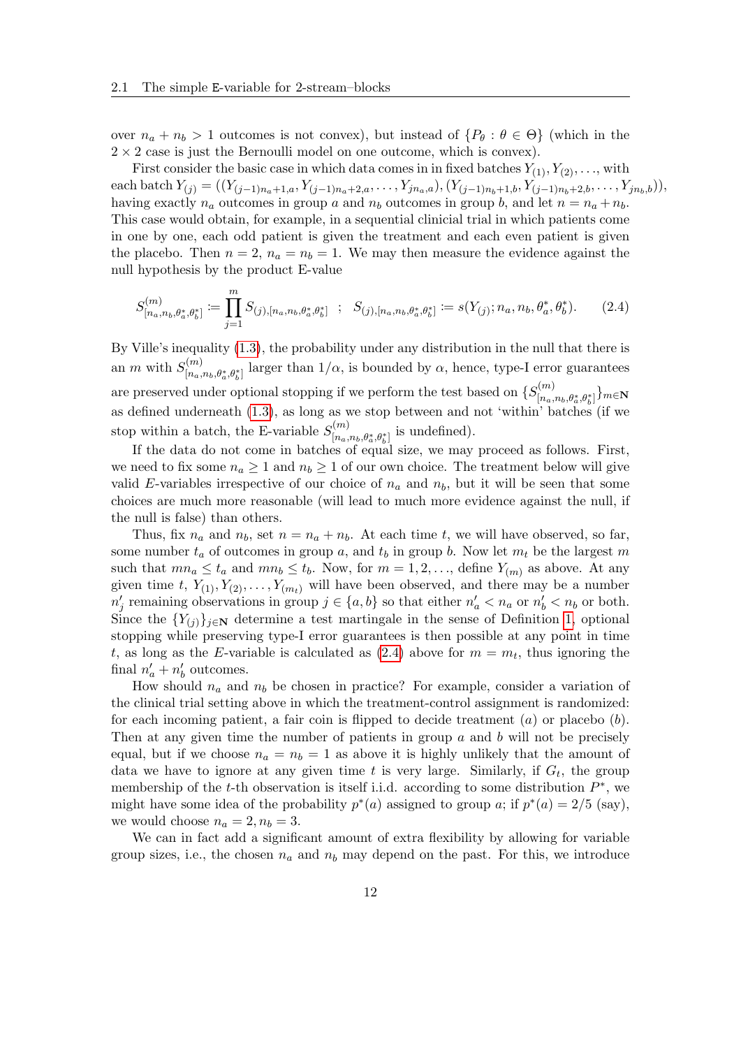over $n_a + n_b > 1$ outcomes is not convex), but instead of $\{P_\theta : \theta \in \Theta\}$ (which in the $2 \times 2$ case is just the Bernoulli model on one outcome, which is convex).

First consider the basic case in which data comes in in fixed batches $Y_{(1)}, Y_{(2)}, \ldots$, with each batch $Y_{(j)} = ((Y_{(j-1)n_a+1,a}, Y_{(j-1)n_a+2,a}, \ldots, Y_{jn_a,a}), (Y_{(j-1)n_b+1,b}, Y_{(j-1)n_b+2,b}, \ldots, Y_{jn_b,b}))$, having exactly $n_a$ outcomes in group $a$ and $n_b$ outcomes in group $b$, and let $n = n_a + n_b$. This case would obtain, for example, in a sequential clinicial trial in which patients come in one by one, each odd patient is given the treatment and each even patient is given the placebo. Then $n = 2$, $n_a = n_b = 1$. We may then measure the evidence against the null hypothesis by the product E-value

$$S^{(m)}_{[n_a,n_b,\theta_a^*,\theta_b^*]} := \prod_{j=1}^{m} S_{(j),[n_a,n_b,\theta_a^*,\theta_b^*]} \quad ; \quad S_{(j),[n_a,n_b,\theta_a^*,\theta_b^*]} := s(Y_{(j)}; n_a, n_b, \theta_a^*, \theta_b^*). \tag{2.4}$$

By Ville's inequality (1.3), the probability under any distribution in the null that there is an $m$ with $S^{(m)}_{[n_a,n_b,\theta_a^*,\theta_b^*]}$ larger than $1/\alpha$, is bounded by $\alpha$, hence, type-I error guarantees are preserved under optional stopping if we perform the test based on $\{S^{(m)}_{[n_a,n_b,\theta_a^*,\theta_b^*]}\}_{m \in \mathbf{N}}$ as defined underneath (1.3), as long as we stop between and not 'within' batches (if we stop within a batch, the E-variable $S^{(m)}_{[n_a,n_b,\theta_a^*,\theta_b^*]}$ is undefined).

If the data do not come in batches of equal size, we may proceed as follows. First, we need to fix some $n_a \geq 1$ and $n_b \geq 1$ of our own choice. The treatment below will give valid $E$-variables irrespective of our choice of $n_a$ and $n_b$, but it will be seen that some choices are much more reasonable (will lead to much more evidence against the null, if the null is false) than others.

Thus, fix $n_a$ and $n_b$, set $n = n_a + n_b$. At each time $t$, we will have observed, so far, some number $t_a$ of outcomes in group $a$, and $t_b$ in group $b$. Now let $m_t$ be the largest $m$ such that $mn_a \leq t_a$ and $mn_b \leq t_b$. Now, for $m = 1, 2, \ldots$, define $Y_{(m)}$ as above. At any given time $t$, $Y_{(1)}, Y_{(2)}, \ldots, Y_{(m_t)}$ will have been observed, and there may be a number $n'_j$ remaining observations in group $j \in \{a, b\}$ so that either $n'_a < n_a$ or $n'_b < n_b$ or both. Since the $\{Y_{(j)}\}_{j \in \mathbf{N}}$ determine a test martingale in the sense of Definition 1, optional stopping while preserving type-I error guarantees is then possible at any point in time $t$, as long as the $E$-variable is calculated as (2.4) above for $m = m_t$, thus ignoring the final $n'_a + n'_b$ outcomes.

How should $n_a$ and $n_b$ be chosen in practice? For example, consider a variation of the clinical trial setting above in which the treatment-control assignment is randomized: for each incoming patient, a fair coin is flipped to decide treatment ($a$) or placebo ($b$). Then at any given time the number of patients in group $a$ and $b$ will not be precisely equal, but if we choose $n_a = n_b = 1$ as above it is highly unlikely that the amount of data we have to ignore at any given time $t$ is very large. Similarly, if $G_t$, the group membership of the $t$-th observation is itself i.i.d. according to some distribution $P^*$, we might have some idea of the probability $p^*(a)$ assigned to group $a$; if $p^*(a) = 2/5$ (say), we would choose $n_a = 2, n_b = 3$.

We can in fact add a significant amount of extra flexibility by allowing for variable group sizes, i.e., the chosen $n_a$ and $n_b$ may depend on the past. For this, we introduce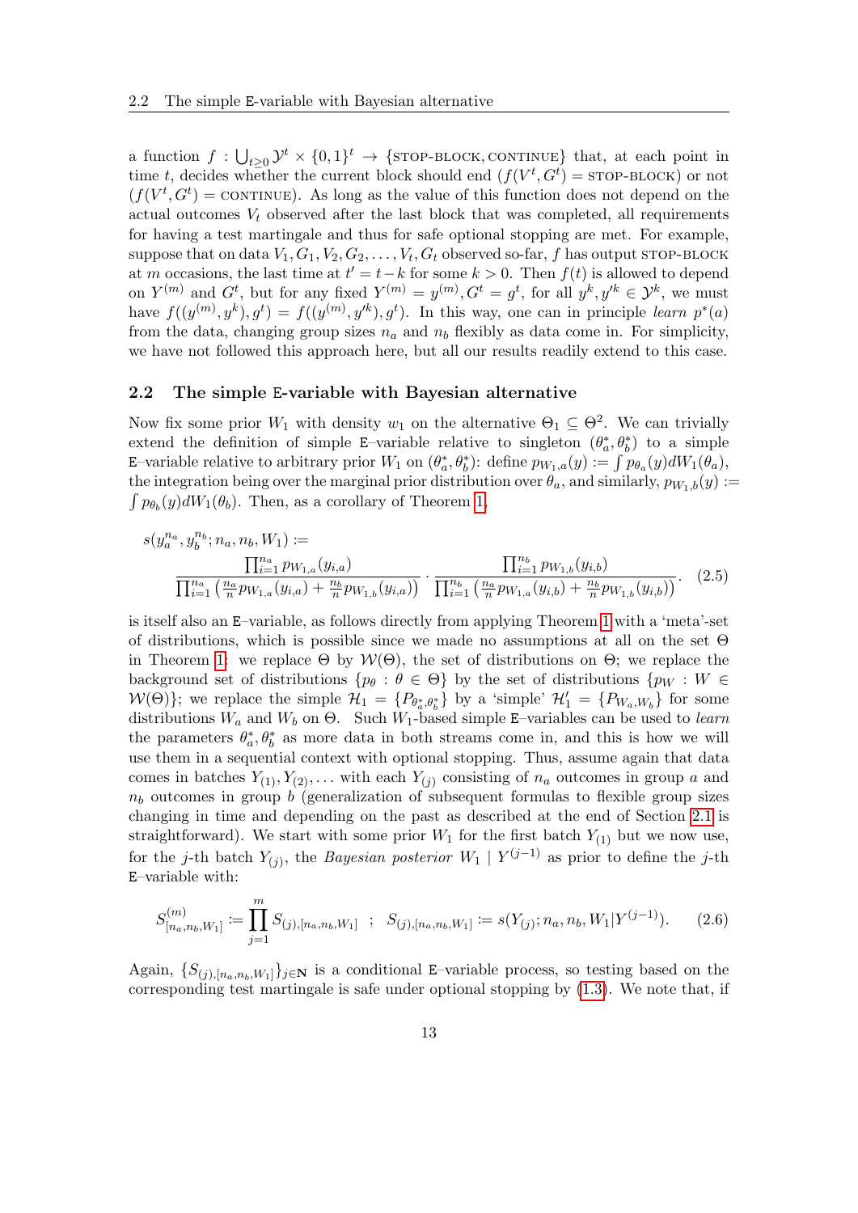a function $f : \bigcup_{t \geq 0} \mathcal{Y}^t \times \{0,1\}^t \rightarrow \{\text{STOP-BLOCK}, \text{CONTINUE}\}$ that, at each point in time $t$, decides whether the current block should end ($f(V^t, G^t) = \text{STOP-BLOCK}$) or not ($f(V^t, G^t) = \text{CONTINUE}$). As long as the value of this function does not depend on the actual outcomes $V_t$ observed after the last block that was completed, all requirements for having a test martingale and thus for safe optional stopping are met. For example, suppose that on data $V_1, G_1, V_2, G_2, \ldots, V_t, G_t$ observed so-far, $f$ has output STOP-BLOCK at $m$ occasions, the last time at $t' = t - k$ for some $k > 0$. Then $f(t)$ is allowed to depend on $Y^{(m)}$ and $G^t$, but for any fixed $Y^{(m)} = y^{(m)}, G^t = g^t$, for all $y^k, y'^k \in \mathcal{Y}^k$, we must have $f((y^{(m)}, y^k), g^t) = f((y^{(m)}, y'^k), g^t)$. In this way, one can in principle *learn* $p^*(a)$ from the data, changing group sizes $n_a$ and $n_b$ flexibly as data come in. For simplicity, we have not followed this approach here, but all our results readily extend to this case.

## 2.2 The simple E-variable with Bayesian alternative

Now fix some prior $W_1$ with density $w_1$ on the alternative $\Theta_1 \subseteq \Theta^2$. We can trivially extend the definition of simple E–variable relative to singleton $(\theta_a^*, \theta_b^*)$ to a simple E–variable relative to arbitrary prior $W_1$ on $(\theta_a^*, \theta_b^*)$: define $p_{W_1,a}(y) := \int p_{\theta_a}(y) dW_1(\theta_a)$, the integration being over the marginal prior distribution over $\theta_a$, and similarly, $p_{W_1,b}(y) := \int p_{\theta_b}(y) dW_1(\theta_b)$. Then, as a corollary of Theorem 1,

$$
s(y_a^{n_a}, y_b^{n_b}; n_a, n_b, W_1) := \frac{\prod_{i=1}^{n_a} p_{W_1,a}(y_{i,a})}{\prod_{i=1}^{n_a} \left( \frac{n_a}{n} p_{W_1,a}(y_{i,a}) + \frac{n_b}{n} p_{W_1,b}(y_{i,a}) \right)} \cdot \frac{\prod_{i=1}^{n_b} p_{W_1,b}(y_{i,b})}{\prod_{i=1}^{n_b} \left( \frac{n_a}{n} p_{W_1,a}(y_{i,b}) + \frac{n_b}{n} p_{W_1,b}(y_{i,b}) \right)}. \quad (2.5)
$$

is itself also an E–variable, as follows directly from applying Theorem 1 with a 'meta'-set of distributions, which is possible since we made no assumptions at all on the set $\Theta$ in Theorem 1: we replace $\Theta$ by $\mathcal{W}(\Theta)$, the set of distributions on $\Theta$; we replace the background set of distributions $\{p_\theta : \theta \in \Theta\}$ by the set of distributions $\{p_W : W \in \mathcal{W}(\Theta)\}$; we replace the simple $\mathcal{H}_1 = \{P_{\theta_a^*, \theta_b^*}\}$ by a 'simple' $\mathcal{H}_1' = \{P_{W_a, W_b}\}$ for some distributions $W_a$ and $W_b$ on $\Theta$. Such $W_1$-based simple E–variables can be used to *learn* the parameters $\theta_a^*, \theta_b^*$ as more data in both streams come in, and this is how we will use them in a sequential context with optional stopping. Thus, assume again that data comes in batches $Y_{(1)}, Y_{(2)}, \ldots$ with each $Y_{(j)}$ consisting of $n_a$ outcomes in group $a$ and $n_b$ outcomes in group $b$ (generalization of subsequent formulas to flexible group sizes changing in time and depending on the past as described at the end of Section 2.1 is straightforward). We start with some prior $W_1$ for the first batch $Y_{(1)}$ but we now use, for the $j$-th batch $Y_{(j)}$, the *Bayesian posterior* $W_1 \mid Y^{(j-1)}$ as prior to define the $j$-th E–variable with:

$$
S^{(m)}_{[n_a, n_b, W_1]} := \prod_{j=1}^{m} S_{(j),[n_a,n_b,W_1]} \quad ; \quad S_{(j),[n_a,n_b,W_1]} := s(Y_{(j)}; n_a, n_b, W_1 | Y^{(j-1)}). \quad (2.6)
$$

Again, $\{S_{(j),[n_a,n_b,W_1]}\}_{j \in \mathbf{N}}$ is a conditional E–variable process, so testing based on the corresponding test martingale is safe under optional stopping by (1.3). We note that, if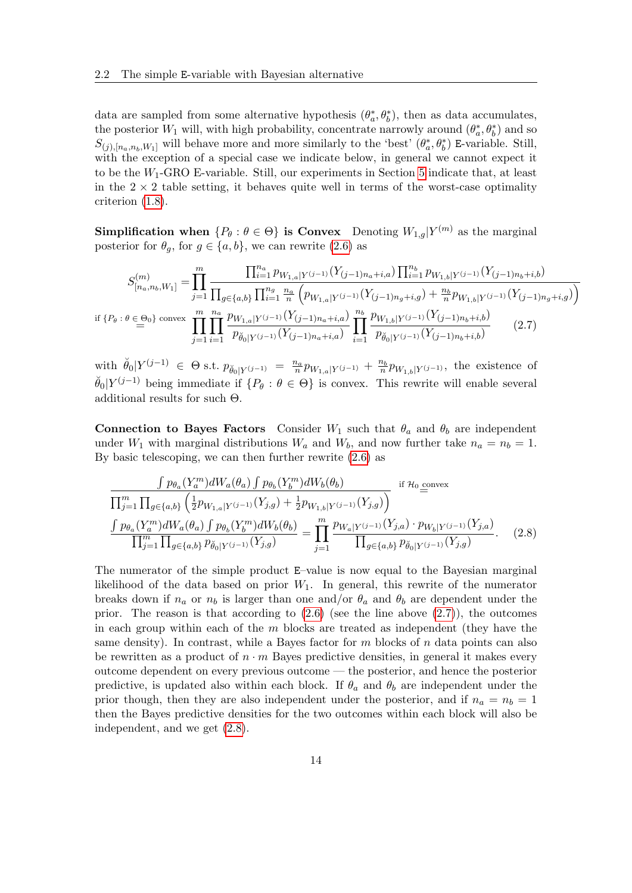data are sampled from some alternative hypothesis $(\theta_a^*, \theta_b^*)$, then as data accumulates, the posterior $W_1$ will, with high probability, concentrate narrowly around $(\theta_a^*, \theta_b^*)$ and so $S_{(j),[n_a,n_b,W_1]}$ will behave more and more similarly to the 'best' $(\theta_a^*, \theta_b^*)$ E-variable. Still, with the exception of a special case we indicate below, in general we cannot expect it to be the $W_1$-GRO E-variable. Still, our experiments in Section 5 indicate that, at least in the $2 \times 2$ table setting, it behaves quite well in terms of the worst-case optimality criterion (1.8).

**Simplification when $\{P_\theta : \theta \in \Theta\}$ is Convex** Denoting $W_{1,g}|Y^{(m)}$ as the marginal posterior for $\theta_g$, for $g \in \{a,b\}$, we can rewrite (2.6) as

$$
\begin{aligned}
S^{(m)}_{[n_a,n_b,W_1]} &= \prod_{j=1}^{m} \frac{\prod_{i=1}^{n_a} p_{W_{1,a}|Y^{(j-1)}}(Y_{(j-1)n_a+i,a}) \prod_{i=1}^{n_b} p_{W_{1,b}|Y^{(j-1)}}(Y_{(j-1)n_b+i,b})}{\prod_{g\in\{a,b\}} \prod_{i=1}^{n_g} \frac{n_a}{n}\left(p_{W_{1,a}|Y^{(j-1)}}(Y_{(j-1)n_g+i,g}) + \frac{n_b}{n} p_{W_{1,b}|Y^{(j-1)}}(Y_{(j-1)n_g+i,g})\right)} \\
&\overset{\text{if } \{P_\theta : \theta \in \Theta_0\} \text{ convex}}{=} \prod_{j=1}^{m}\prod_{i=1}^{n_a} \frac{p_{W_{1,a}|Y^{(j-1)}}(Y_{(j-1)n_a+i,a})}{p_{\breve{\theta}_0|Y^{(j-1)}}(Y_{(j-1)n_a+i,a})} \prod_{i=1}^{n_b} \frac{p_{W_{1,b}|Y^{(j-1)}}(Y_{(j-1)n_b+i,b})}{p_{\breve{\theta}_0|Y^{(j-1)}}(Y_{(j-1)n_b+i,b})} \qquad (2.7)
\end{aligned}
$$

with $\breve{\theta}_0|Y^{(j-1)} \in \Theta$ s.t. $p_{\breve{\theta}_0|Y^{(j-1)}} = \frac{n_a}{n} p_{W_{1,a}|Y^{(j-1)}} + \frac{n_b}{n} p_{W_{1,b}|Y^{(j-1)}}$, the existence of $\breve{\theta}_0|Y^{(j-1)}$ being immediate if $\{P_\theta : \theta \in \Theta\}$ is convex. This rewrite will enable several additional results for such $\Theta$.

**Connection to Bayes Factors** Consider $W_1$ such that $\theta_a$ and $\theta_b$ are independent under $W_1$ with marginal distributions $W_a$ and $W_b$, and now further take $n_a = n_b = 1$. By basic telescoping, we can then further rewrite (2.6) as

$$
\begin{aligned}
&\frac{\int p_{\theta_a}(Y_a^m) dW_a(\theta_a) \int p_{\theta_b}(Y_b^m) dW_b(\theta_b)}{\prod_{j=1}^{m} \prod_{g\in\{a,b\}} \left(\frac{1}{2} p_{W_{1,a}|Y^{(j-1)}}(Y_{j,g}) + \frac{1}{2} p_{W_{1,b}|Y^{(j-1)}}(Y_{j,g})\right)} \overset{\text{if } \mathcal{H}_0 \text{ convex}}{=} \\
&\frac{\int p_{\theta_a}(Y_a^m) dW_a(\theta_a) \int p_{\theta_b}(Y_b^m) dW_b(\theta_b)}{\prod_{j=1}^{m} \prod_{g\in\{a,b\}} p_{\breve{\theta}_0|Y^{(j-1)}}(Y_{j,g})} = \prod_{j=1}^{m} \frac{p_{W_a|Y^{(j-1)}}(Y_{j,a}) \cdot p_{W_b|Y^{(j-1)}}(Y_{j,a})}{\prod_{g\in\{a,b\}} p_{\breve{\theta}_0|Y^{(j-1)}}(Y_{j,g})}. \qquad (2.8)
\end{aligned}
$$

The numerator of the simple product E–value is now equal to the Bayesian marginal likelihood of the data based on prior $W_1$. In general, this rewrite of the numerator breaks down if $n_a$ or $n_b$ is larger than one and/or $\theta_a$ and $\theta_b$ are dependent under the prior. The reason is that according to (2.6) (see the line above (2.7)), the outcomes in each group within each of the $m$ blocks are treated as independent (they have the same density). In contrast, while a Bayes factor for $m$ blocks of $n$ data points can also be rewritten as a product of $n \cdot m$ Bayes predictive densities, in general it makes every outcome dependent on every previous outcome — the posterior, and hence the posterior predictive, is updated also within each block. If $\theta_a$ and $\theta_b$ are independent under the prior though, then they are also independent under the posterior, and if $n_a = n_b = 1$ then the Bayes predictive densities for the two outcomes within each block will also be independent, and we get (2.8).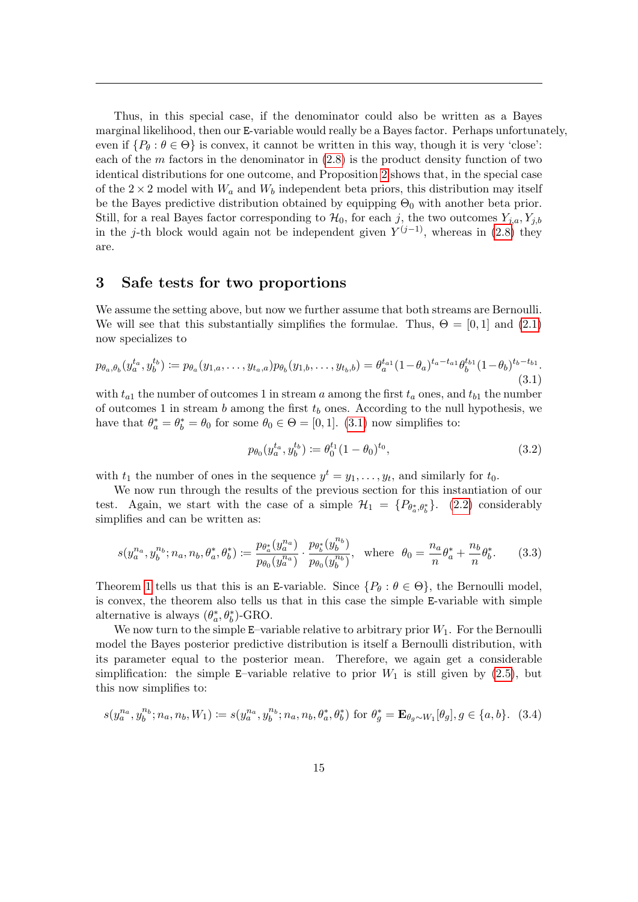Thus, in this special case, if the denominator could also be written as a Bayes marginal likelihood, then our E-variable would really be a Bayes factor. Perhaps unfortunately, even if $\{P_\theta : \theta \in \Theta\}$ is convex, it cannot be written in this way, though it is very 'close': each of the $m$ factors in the denominator in (2.8) is the product density function of two identical distributions for one outcome, and Proposition 2 shows that, in the special case of the $2 \times 2$ model with $W_a$ and $W_b$ independent beta priors, this distribution may itself be the Bayes predictive distribution obtained by equipping $\Theta_0$ with another beta prior. Still, for a real Bayes factor corresponding to $\mathcal{H}_0$, for each $j$, the two outcomes $Y_{j,a}, Y_{j,b}$ in the $j$-th block would again not be independent given $Y^{(j-1)}$, whereas in (2.8) they are.

## 3 Safe tests for two proportions

We assume the setting above, but now we further assume that both streams are Bernoulli. We will see that this substantially simplifies the formulae. Thus, $\Theta = [0, 1]$ and (2.1) now specializes to

$$p_{\theta_a,\theta_b}(y_a^{t_a}, y_b^{t_b}) := p_{\theta_a}(y_{1,a}, \ldots, y_{t_a,a})p_{\theta_b}(y_{1,b}, \ldots, y_{t_b,b}) = \theta_a^{t_{a1}}(1-\theta_a)^{t_a - t_{a1}}\theta_b^{t_{b1}}(1-\theta_b)^{t_b - t_{b1}}. \tag{3.1}$$

with $t_{a1}$ the number of outcomes 1 in stream $a$ among the first $t_a$ ones, and $t_{b1}$ the number of outcomes 1 in stream $b$ among the first $t_b$ ones. According to the null hypothesis, we have that $\theta_a^* = \theta_b^* = \theta_0$ for some $\theta_0 \in \Theta = [0, 1]$. (3.1) now simplifies to:

$$p_{\theta_0}(y_a^{t_a}, y_b^{t_b}) := \theta_0^{t_1}(1 - \theta_0)^{t_0}, \tag{3.2}$$

with $t_1$ the number of ones in the sequence $y^t = y_1, \ldots, y_t$, and similarly for $t_0$.

We now run through the results of the previous section for this instantiation of our test. Again, we start with the case of a simple $\mathcal{H}_1 = \{P_{\theta_a^*, \theta_b^*}\}$. (2.2) considerably simplifies and can be written as:

$$s(y_a^{n_a}, y_b^{n_b}; n_a, n_b, \theta_a^*, \theta_b^*) := \frac{p_{\theta_a^*}(y_a^{n_a})}{p_{\theta_0}(y_a^{n_a})} \cdot \frac{p_{\theta_b^*}(y_b^{n_b})}{p_{\theta_0}(y_b^{n_b})}, \quad \text{where} \quad \theta_0 = \frac{n_a}{n}\theta_a^* + \frac{n_b}{n}\theta_b^*. \tag{3.3}$$

Theorem 1 tells us that this is an E-variable. Since $\{P_\theta : \theta \in \Theta\}$, the Bernoulli model, is convex, the theorem also tells us that in this case the simple E-variable with simple alternative is always $(\theta_a^*, \theta_b^*)$-GRO.

We now turn to the simple E–variable relative to arbitrary prior $W_1$. For the Bernoulli model the Bayes posterior predictive distribution is itself a Bernoulli distribution, with its parameter equal to the posterior mean. Therefore, we again get a considerable simplification: the simple E–variable relative to prior $W_1$ is still given by (2.5), but this now simplifies to:

$$s(y_a^{n_a}, y_b^{n_b}; n_a, n_b, W_1) := s(y_a^{n_a}, y_b^{n_b}; n_a, n_b, \theta_a^*, \theta_b^*) \text{ for } \theta_g^* = \mathbf{E}_{\theta_g \sim W_1}[\theta_g], g \in \{a, b\}. \tag{3.4}$$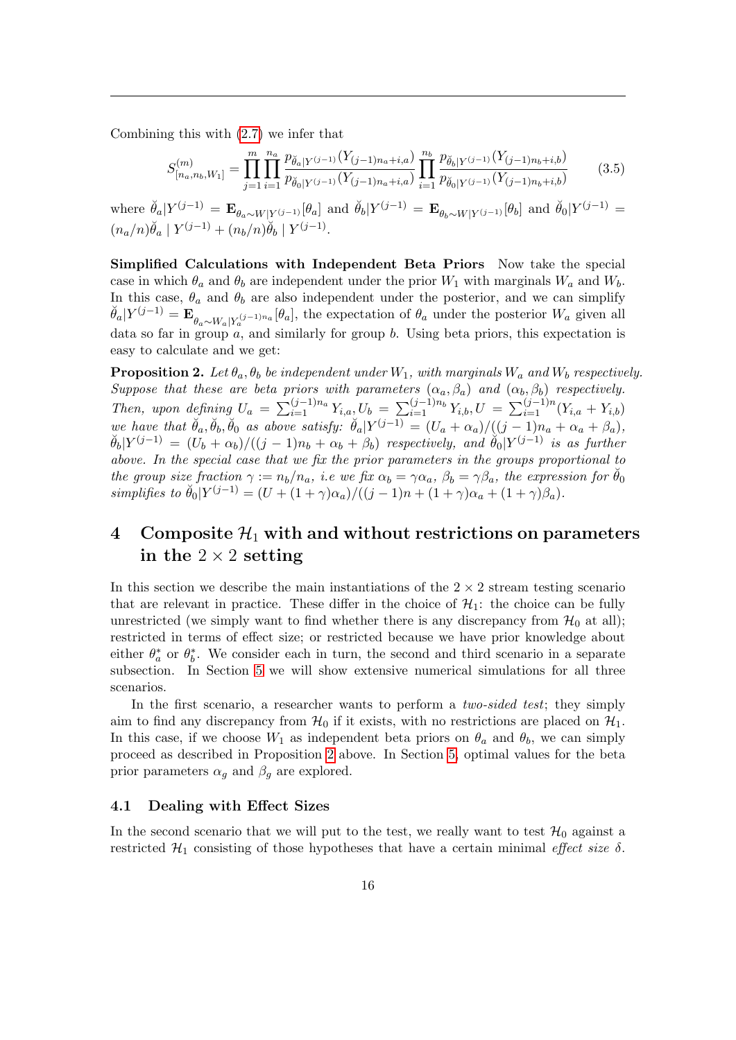Combining this with (2.7) we infer that

$$S^{(m)}_{[n_a,n_b,W_1]} = \prod_{j=1}^{m} \prod_{i=1}^{n_a} \frac{p_{\breve{\theta}_a|Y^{(j-1)}}(Y_{(j-1)n_a+i,a})}{p_{\breve{\theta}_0|Y^{(j-1)}}(Y_{(j-1)n_a+i,a})} \prod_{i=1}^{n_b} \frac{p_{\breve{\theta}_b|Y^{(j-1)}}(Y_{(j-1)n_b+i,b})}{p_{\breve{\theta}_0|Y^{(j-1)}}(Y_{(j-1)n_b+i,b})} \tag{3.5}$$

where $\breve{\theta}_a|Y^{(j-1)} = \mathbf{E}_{\theta_a \sim W|Y^{(j-1)}}[\theta_a]$ and $\breve{\theta}_b|Y^{(j-1)} = \mathbf{E}_{\theta_b \sim W|Y^{(j-1)}}[\theta_b]$ and $\breve{\theta}_0|Y^{(j-1)} = (n_a/n)\breve{\theta}_a \mid Y^{(j-1)} + (n_b/n)\breve{\theta}_b \mid Y^{(j-1)}$.

**Simplified Calculations with Independent Beta Priors** Now take the special case in which $\theta_a$ and $\theta_b$ are independent under the prior $W_1$ with marginals $W_a$ and $W_b$. In this case, $\theta_a$ and $\theta_b$ are also independent under the posterior, and we can simplify $\breve{\theta}_a|Y^{(j-1)} = \mathbf{E}_{\theta_a \sim W_a|Y_a^{(j-1)n_a}}[\theta_a]$, the expectation of $\theta_a$ under the posterior $W_a$ given all data so far in group $a$, and similarly for group $b$. Using beta priors, this expectation is easy to calculate and we get:

**Proposition 2.** *Let $\theta_a, \theta_b$ be independent under $W_1$, with marginals $W_a$ and $W_b$ respectively. Suppose that these are beta priors with parameters $(\alpha_a, \beta_a)$ and $(\alpha_b, \beta_b)$ respectively. Then, upon defining $U_a = \sum_{i=1}^{(j-1)n_a} Y_{i,a}, U_b = \sum_{i=1}^{(j-1)n_b} Y_{i,b}, U = \sum_{i=1}^{(j-1)n}(Y_{i,a} + Y_{i,b})$ we have that $\breve{\theta}_a, \breve{\theta}_b, \breve{\theta}_0$ as above satisfy: $\breve{\theta}_a|Y^{(j-1)} = (U_a + \alpha_a)/((j-1)n_a + \alpha_a + \beta_a)$, $\breve{\theta}_b|Y^{(j-1)} = (U_b + \alpha_b)/((j-1)n_b + \alpha_b + \beta_b)$ respectively, and $\breve{\theta}_0|Y^{(j-1)}$ is as further above. In the special case that we fix the prior parameters in the groups proportional to the group size fraction $\gamma := n_b/n_a$, i.e we fix $\alpha_b = \gamma\alpha_a$, $\beta_b = \gamma\beta_a$, the expression for $\breve{\theta}_0$ simplifies to $\breve{\theta}_0|Y^{(j-1)} = (U + (1+\gamma)\alpha_a)/((j-1)n + (1+\gamma)\alpha_a + (1+\gamma)\beta_a)$.*

# 4 Composite $\mathcal{H}_1$ with and without restrictions on parameters in the $2 \times 2$ setting

In this section we describe the main instantiations of the $2 \times 2$ stream testing scenario that are relevant in practice. These differ in the choice of $\mathcal{H}_1$: the choice can be fully unrestricted (we simply want to find whether there is any discrepancy from $\mathcal{H}_0$ at all); restricted in terms of effect size; or restricted because we have prior knowledge about either $\theta_a^*$ or $\theta_b^*$. We consider each in turn, the second and third scenario in a separate subsection. In Section 5 we will show extensive numerical simulations for all three scenarios.

In the first scenario, a researcher wants to perform a *two-sided test*; they simply aim to find any discrepancy from $\mathcal{H}_0$ if it exists, with no restrictions are placed on $\mathcal{H}_1$. In this case, if we choose $W_1$ as independent beta priors on $\theta_a$ and $\theta_b$, we can simply proceed as described in Proposition 2 above. In Section 5, optimal values for the beta prior parameters $\alpha_g$ and $\beta_g$ are explored.

## 4.1 Dealing with Effect Sizes

In the second scenario that we will put to the test, we really want to test $\mathcal{H}_0$ against a restricted $\mathcal{H}_1$ consisting of those hypotheses that have a certain minimal *effect size* $\delta$.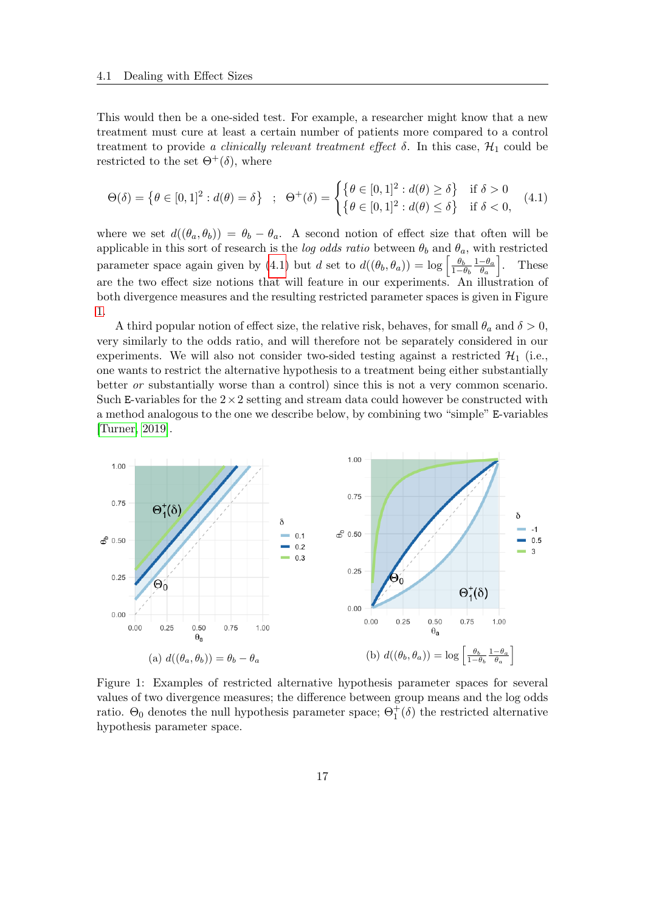This would then be a one-sided test. For example, a researcher might know that a new treatment must cure at least a certain number of patients more compared to a control treatment to provide *a clinically relevant treatment effect* $\delta$. In this case, $\mathcal{H}_1$ could be restricted to the set $\Theta^+(\delta)$, where

$$\Theta(\delta) = \left\{\theta \in [0,1]^2 : d(\theta) = \delta\right\} \quad ; \quad \Theta^+(\delta) = \begin{cases} \left\{\theta \in [0,1]^2 : d(\theta) \geq \delta\right\} & \text{if } \delta > 0 \\ \left\{\theta \in [0,1]^2 : d(\theta) \leq \delta\right\} & \text{if } \delta < 0, \end{cases} \tag{4.1}$$

where we set $d((\theta_a, \theta_b)) = \theta_b - \theta_a$. A second notion of effect size that often will be applicable in this sort of research is the *log odds ratio* between $\theta_b$ and $\theta_a$, with restricted parameter space again given by (4.1) but $d$ set to $d((\theta_b, \theta_a)) = \log\left[\frac{\theta_b}{1-\theta_b}\frac{1-\theta_a}{\theta_a}\right]$. These are the two effect size notions that will feature in our experiments. An illustration of both divergence measures and the resulting restricted parameter spaces is given in Figure 1.

A third popular notion of effect size, the relative risk, behaves, for small $\theta_a$ and $\delta > 0$, very similarly to the odds ratio, and will therefore not be separately considered in our experiments. We will also not consider two-sided testing against a restricted $\mathcal{H}_1$ (i.e., one wants to restrict the alternative hypothesis to a treatment being either substantially better *or* substantially worse than a control) since this is not a very common scenario. Such E-variables for the $2 \times 2$ setting and stream data could however be constructed with a method analogous to the one we describe below, by combining two “simple” E-variables [Turner, 2019].

1.00
0.75
0.50
0.25
0.00
$\theta_b$
0.00 0.25 0.50 0.75 1.00
$\theta_a$
$\Theta_1^+(\delta)$
$\Theta_0$
δ
0.1
0.2
0.3

(a) $d((\theta_a, \theta_b)) = \theta_b - \theta_a$

1.00
0.75
0.50
0.25
0.00
$\theta_b$
0.00 0.25 0.50 0.75 1.00
$\theta_a$
$\Theta_0$
$\Theta_1^+(\delta)$
δ
-1
0.5
3

(b) $d((\theta_b, \theta_a)) = \log\left[\frac{\theta_b}{1-\theta_b}\frac{1-\theta_a}{\theta_a}\right]$

Figure 1: Examples of restricted alternative hypothesis parameter spaces for several values of two divergence measures; the difference between group means and the log odds ratio. $\Theta_0$ denotes the null hypothesis parameter space; $\Theta_1^+(\delta)$ the restricted alternative hypothesis parameter space.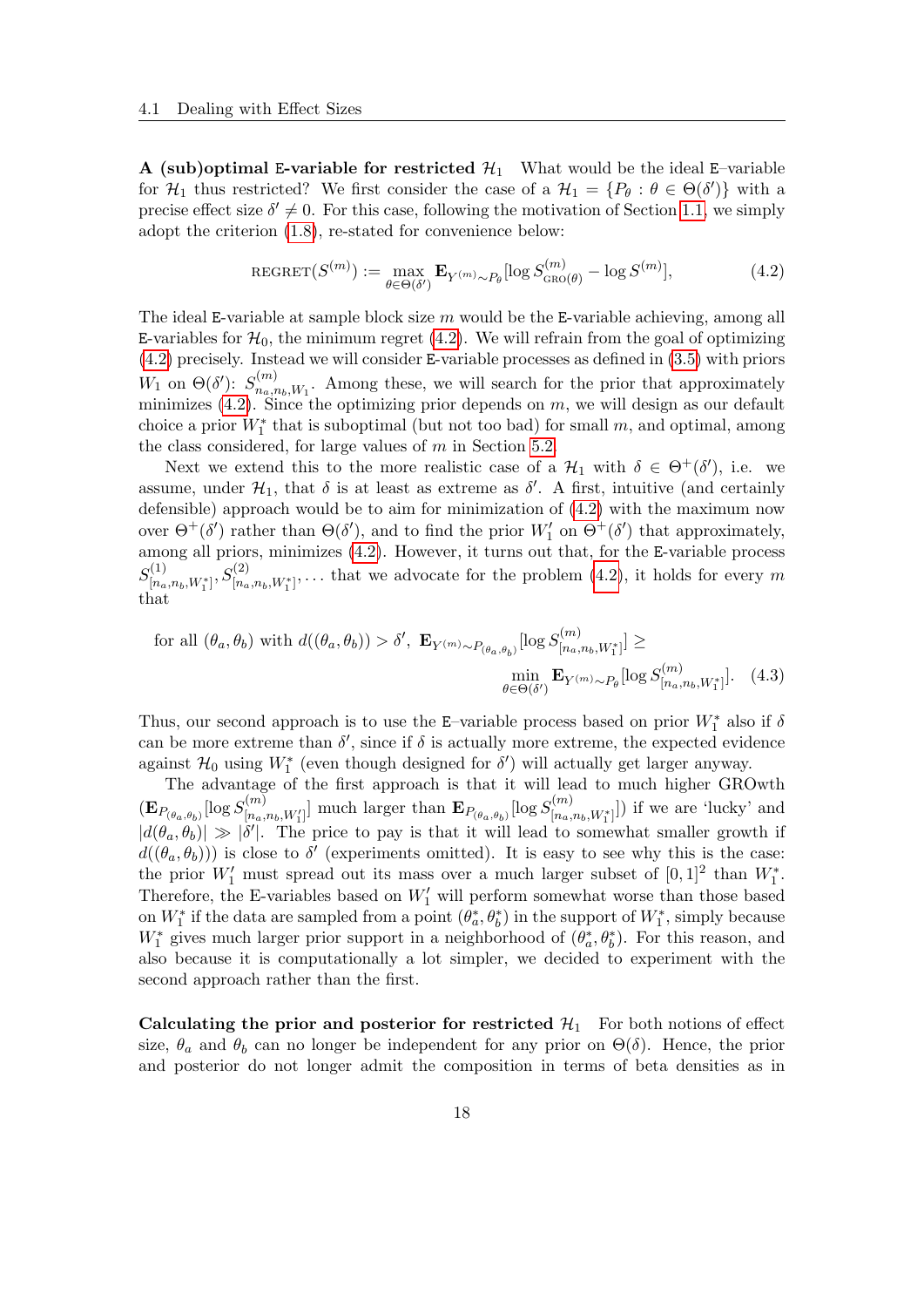**A (sub)optimal E-variable for restricted $\mathcal{H}_1$** What would be the ideal E–variable for $\mathcal{H}_1$ thus restricted? We first consider the case of a $\mathcal{H}_1 = \{P_\theta : \theta \in \Theta(\delta')\}$ with a precise effect size $\delta' \neq 0$. For this case, following the motivation of Section 1.1, we simply adopt the criterion (1.8), re-stated for convenience below:

$$\text{REGRET}(S^{(m)}) := \max_{\theta \in \Theta(\delta')} \mathbf{E}_{Y^{(m)} \sim P_\theta}[\log S^{(m)}_{\text{GRO}(\theta)} - \log S^{(m)}], \tag{4.2}$$

The ideal E-variable at sample block size $m$ would be the E-variable achieving, among all E-variables for $\mathcal{H}_0$, the minimum regret (4.2). We will refrain from the goal of optimizing (4.2) precisely. Instead we will consider E-variable processes as defined in (3.5) with priors $W_1$ on $\Theta(\delta')$: $S^{(m)}_{n_a,n_b,W_1}$. Among these, we will search for the prior that approximately minimizes (4.2). Since the optimizing prior depends on $m$, we will design as our default choice a prior $W_1^*$ that is suboptimal (but not too bad) for small $m$, and optimal, among the class considered, for large values of $m$ in Section 5.2.

Next we extend this to the more realistic case of a $\mathcal{H}_1$ with $\delta \in \Theta^+(\delta')$, i.e. we assume, under $\mathcal{H}_1$, that $\delta$ is at least as extreme as $\delta'$. A first, intuitive (and certainly defensible) approach would be to aim for minimization of (4.2) with the maximum now over $\Theta^+(\delta')$ rather than $\Theta(\delta')$, and to find the prior $W_1'$ on $\Theta^+(\delta')$ that approximately, among all priors, minimizes (4.2). However, it turns out that, for the E-variable process $S^{(1)}_{[n_a,n_b,W_1^*]}, S^{(2)}_{[n_a,n_b,W_1^*]}, \ldots$ that we advocate for the problem (4.2), it holds for every $m$ that

$$\text{for all } (\theta_a,\theta_b) \text{ with } d((\theta_a,\theta_b)) > \delta',\ \mathbf{E}_{Y^{(m)} \sim P_{(\theta_a,\theta_b)}}[\log S^{(m)}_{[n_a,n_b,W_1^*]}] \geq \min_{\theta \in \Theta(\delta')} \mathbf{E}_{Y^{(m)} \sim P_\theta}[\log S^{(m)}_{[n_a,n_b,W_1^*]}]. \tag{4.3}$$

Thus, our second approach is to use the E–variable process based on prior $W_1^*$ also if $\delta$ can be more extreme than $\delta'$, since if $\delta$ is actually more extreme, the expected evidence against $\mathcal{H}_0$ using $W_1^*$ (even though designed for $\delta'$) will actually get larger anyway.

The advantage of the first approach is that it will lead to much higher GROwth ($\mathbf{E}_{P_{(\theta_a,\theta_b)}}[\log S^{(m)}_{[n_a,n_b,W_1']}]$ much larger than $\mathbf{E}_{P_{(\theta_a,\theta_b)}}[\log S^{(m)}_{[n_a,n_b,W_1^*]}]$) if we are 'lucky' and $|d(\theta_a,\theta_b)| \gg |\delta'|$. The price to pay is that it will lead to somewhat smaller growth if $d((\theta_a,\theta_b)))$ is close to $\delta'$ (experiments omitted). It is easy to see why this is the case: the prior $W_1'$ must spread out its mass over a much larger subset of $[0,1]^2$ than $W_1^*$. Therefore, the E-variables based on $W_1'$ will perform somewhat worse than those based on $W_1^*$ if the data are sampled from a point $(\theta_a^*,\theta_b^*)$ in the support of $W_1^*$, simply because $W_1^*$ gives much larger prior support in a neighborhood of $(\theta_a^*,\theta_b^*)$. For this reason, and also because it is computationally a lot simpler, we decided to experiment with the second approach rather than the first.

**Calculating the prior and posterior for restricted $\mathcal{H}_1$** For both notions of effect size, $\theta_a$ and $\theta_b$ can no longer be independent for any prior on $\Theta(\delta)$. Hence, the prior and posterior do not longer admit the composition in terms of beta densities as in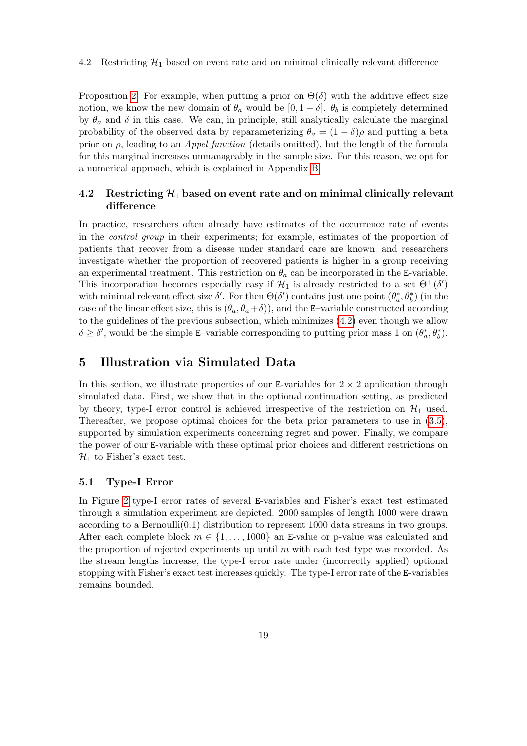Proposition 2. For example, when putting a prior on $\Theta(\delta)$ with the additive effect size notion, we know the new domain of $\theta_a$ would be $[0, 1 - \delta]$. $\theta_b$ is completely determined by $\theta_a$ and $\delta$ in this case. We can, in principle, still analytically calculate the marginal probability of the observed data by reparameterizing $\theta_a = (1 - \delta)\rho$ and putting a beta prior on $\rho$, leading to an *Appel function* (details omitted), but the length of the formula for this marginal increases unmanageably in the sample size. For this reason, we opt for a numerical approach, which is explained in Appendix B.

### 4.2 Restricting $\mathcal{H}_1$ based on event rate and on minimal clinically relevant difference

In practice, researchers often already have estimates of the occurrence rate of events in the *control group* in their experiments; for example, estimates of the proportion of patients that recover from a disease under standard care are known, and researchers investigate whether the proportion of recovered patients is higher in a group receiving an experimental treatment. This restriction on $\theta_a$ can be incorporated in the E-variable. This incorporation becomes especially easy if $\mathcal{H}_1$ is already restricted to a set $\Theta^+(\delta')$ with minimal relevant effect size $\delta'$. For then $\Theta(\delta')$ contains just one point $(\theta_a^*, \theta_b^*)$ (in the case of the linear effect size, this is $(\theta_a, \theta_a + \delta)$), and the E–variable constructed according to the guidelines of the previous subsection, which minimizes (4.2) even though we allow $\delta \geq \delta'$, would be the simple E–variable corresponding to putting prior mass 1 on $(\theta_a^*, \theta_b^*)$.

## 5 Illustration via Simulated Data

In this section, we illustrate properties of our E-variables for $2 \times 2$ application through simulated data. First, we show that in the optional continuation setting, as predicted by theory, type-I error control is achieved irrespective of the restriction on $\mathcal{H}_1$ used. Thereafter, we propose optimal choices for the beta prior parameters to use in (3.5), supported by simulation experiments concerning regret and power. Finally, we compare the power of our E-variable with these optimal prior choices and different restrictions on $\mathcal{H}_1$ to Fisher's exact test.

### 5.1 Type-I Error

In Figure 2 type-I error rates of several E-variables and Fisher's exact test estimated through a simulation experiment are depicted. 2000 samples of length 1000 were drawn according to a Bernoulli(0.1) distribution to represent 1000 data streams in two groups. After each complete block $m \in \{1, \ldots, 1000\}$ an E-value or p-value was calculated and the proportion of rejected experiments up until $m$ with each test type was recorded. As the stream lengths increase, the type-I error rate under (incorrectly applied) optional stopping with Fisher's exact test increases quickly. The type-I error rate of the E-variables remains bounded.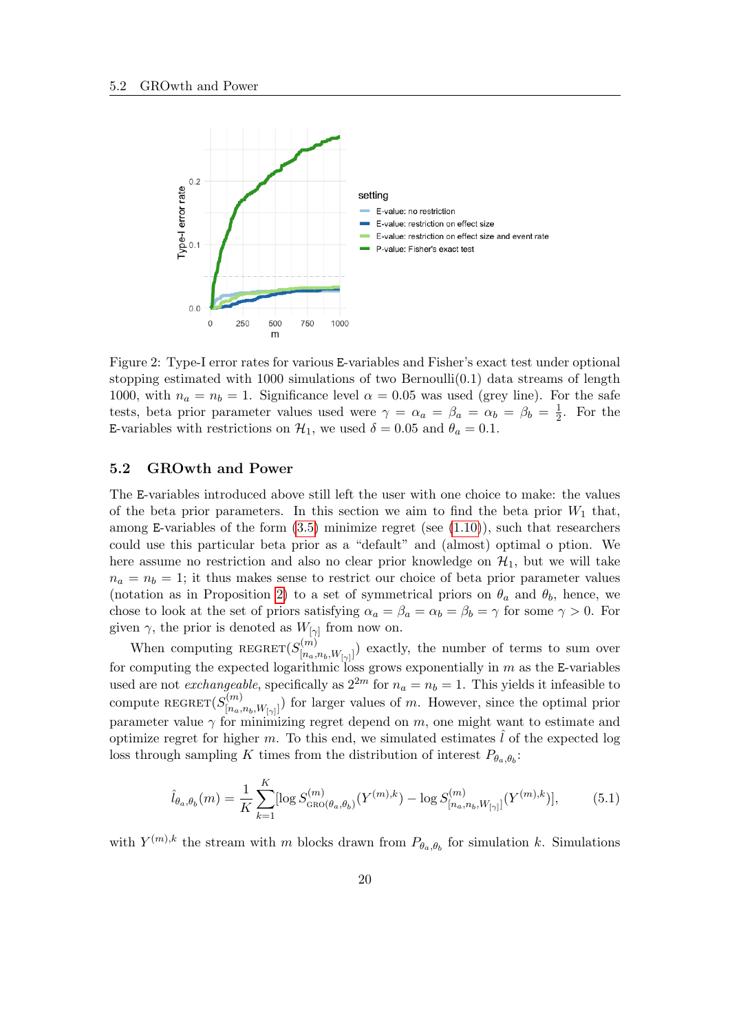Type-I error rate

0.2

0.1

0.0

0 250 500 750 1000

m

setting

E-value: no restriction

E-value: restriction on effect size

E-value: restriction on effect size and event rate

P-value: Fisher's exact test

Figure 2: Type-I error rates for various E-variables and Fisher's exact test under optional stopping estimated with 1000 simulations of two Bernoulli(0.1) data streams of length 1000, with $n_a = n_b = 1$. Significance level $\alpha = 0.05$ was used (grey line). For the safe tests, beta prior parameter values used were $\gamma = \alpha_a = \beta_a = \alpha_b = \beta_b = \frac{1}{2}$. For the E-variables with restrictions on $\mathcal{H}_1$, we used $\delta = 0.05$ and $\theta_a = 0.1$.

## 5.2 GROwth and Power

The E-variables introduced above still left the user with one choice to make: the values of the beta prior parameters. In this section we aim to find the beta prior $W_1$ that, among E-variables of the form (3.5) minimize regret (see (1.10)), such that researchers could use this particular beta prior as a "default" and (almost) optimal o ption. We here assume no restriction and also no clear prior knowledge on $\mathcal{H}_1$, but we will take $n_a = n_b = 1$; it thus makes sense to restrict our choice of beta prior parameter values (notation as in Proposition 2) to a set of symmetrical priors on $\theta_a$ and $\theta_b$, hence, we chose to look at the set of priors satisfying $\alpha_a = \beta_a = \alpha_b = \beta_b = \gamma$ for some $\gamma > 0$. For given $\gamma$, the prior is denoted as $W_{[\gamma]}$ from now on.

When computing $\text{REGRET}(S^{(m)}_{[n_a,n_b,W_{[\gamma]}]})$ exactly, the number of terms to sum over for computing the expected logarithmic loss grows exponentially in $m$ as the E-variables used are not *exchangeable*, specifically as $2^{2m}$ for $n_a = n_b = 1$. This yields it infeasible to compute $\text{REGRET}(S^{(m)}_{[n_a,n_b,W_{[\gamma]}]})$ for larger values of $m$. However, since the optimal prior parameter value $\gamma$ for minimizing regret depend on $m$, one might want to estimate and optimize regret for higher $m$. To this end, we simulated estimates $\hat{l}$ of the expected log loss through sampling $K$ times from the distribution of interest $P_{\theta_a,\theta_b}$:

$$\hat{l}_{\theta_a,\theta_b}(m) = \frac{1}{K}\sum_{k=1}^{K}[\log S^{(m)}_{\text{GRO}(\theta_a,\theta_b)}(Y^{(m),k}) - \log S^{(m)}_{[n_a,n_b,W_{[\gamma]}]}(Y^{(m),k})], \tag{5.1}$$

with $Y^{(m),k}$ the stream with $m$ blocks drawn from $P_{\theta_a,\theta_b}$ for simulation $k$. Simulations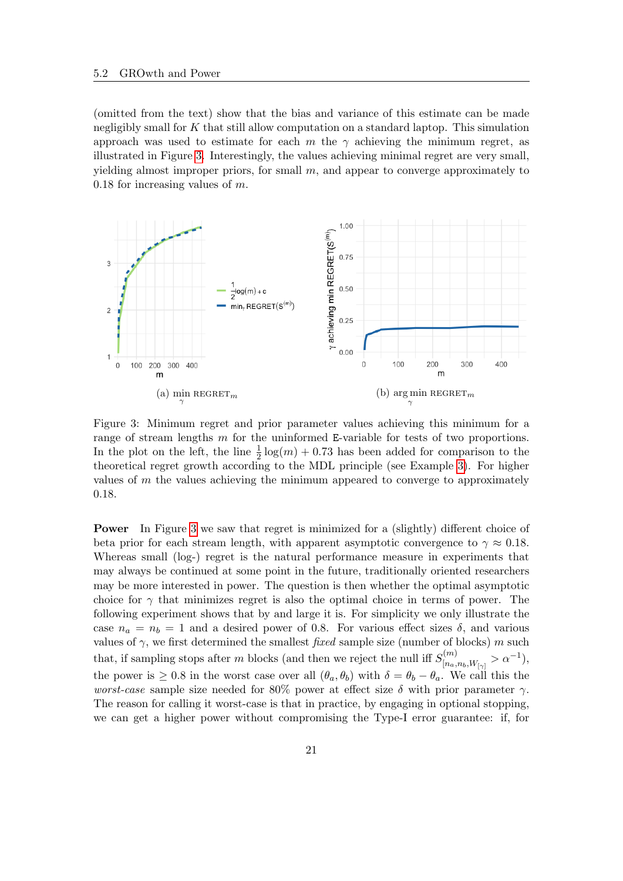(omitted from the text) show that the bias and variance of this estimate can be made negligibly small for $K$ that still allow computation on a standard laptop. This simulation approach was used to estimate for each $m$ the $\gamma$ achieving the minimum regret, as illustrated in Figure 3. Interestingly, the values achieving minimal regret are very small, yielding almost improper priors, for small $m$, and appear to converge approximately to 0.18 for increasing values of $m$.

3
2
1
0 100 200 300 400
m

$\frac{1}{2}$log(m) + c
min$_\gamma$ REGRET(S$^{(m)}$)

(a) $\min_{\gamma} \text{REGRET}_m$

$\gamma$ achieving min REGRET(S$^{(m)}$)
1.00
0.75
0.50
0.25
0.00
0 100 200 300 400
m

(b) $\arg\min_{\gamma} \text{REGRET}_m$

Figure 3: Minimum regret and prior parameter values achieving this minimum for a range of stream lengths $m$ for the uninformed E-variable for tests of two proportions. In the plot on the left, the line $\frac{1}{2}\log(m) + 0.73$ has been added for comparison to the theoretical regret growth according to the MDL principle (see Example 3). For higher values of $m$ the values achieving the minimum appeared to converge to approximately 0.18.

**Power** In Figure 3 we saw that regret is minimized for a (slightly) different choice of beta prior for each stream length, with apparent asymptotic convergence to $\gamma \approx 0.18$. Whereas small (log-) regret is the natural performance measure in experiments that may always be continued at some point in the future, traditionally oriented researchers may be more interested in power. The question is then whether the optimal asymptotic choice for $\gamma$ that minimizes regret is also the optimal choice in terms of power. The following experiment shows that by and large it is. For simplicity we only illustrate the case $n_a = n_b = 1$ and a desired power of 0.8. For various effect sizes $\delta$, and various values of $\gamma$, we first determined the smallest *fixed* sample size (number of blocks) $m$ such that, if sampling stops after $m$ blocks (and then we reject the null iff $S^{(m)}_{[n_a,n_b,W_{[\gamma]}} > \alpha^{-1}$), the power is $\geq 0.8$ in the worst case over all $(\theta_a, \theta_b)$ with $\delta = \theta_b - \theta_a$. We call this the *worst-case* sample size needed for 80% power at effect size $\delta$ with prior parameter $\gamma$. The reason for calling it worst-case is that in practice, by engaging in optional stopping, we can get a higher power without compromising the Type-I error guarantee: if, for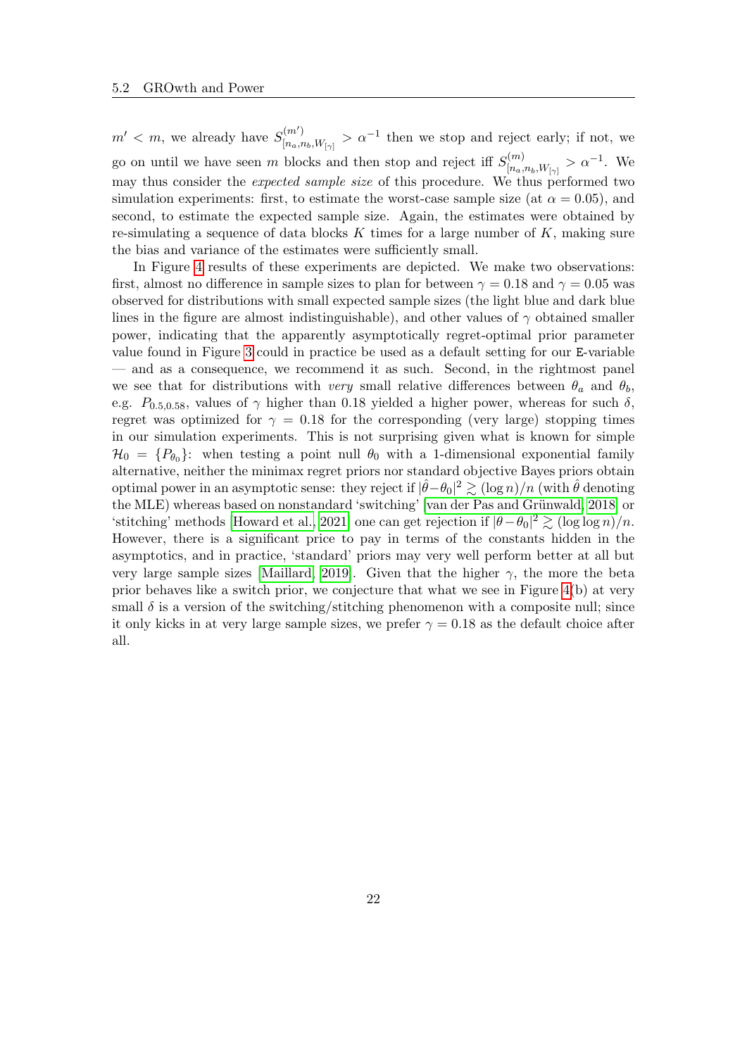$m' < m$, we already have $S^{(m')}_{[n_a,n_b,W_{[\gamma]}} > \alpha^{-1}$ then we stop and reject early; if not, we go on until we have seen $m$ blocks and then stop and reject iff $S^{(m)}_{[n_a,n_b,W_{[\gamma]}} > \alpha^{-1}$. We may thus consider the *expected sample size* of this procedure. We thus performed two simulation experiments: first, to estimate the worst-case sample size (at $\alpha = 0.05$), and second, to estimate the expected sample size. Again, the estimates were obtained by re-simulating a sequence of data blocks $K$ times for a large number of $K$, making sure the bias and variance of the estimates were sufficiently small.

In Figure 4 results of these experiments are depicted. We make two observations: first, almost no difference in sample sizes to plan for between $\gamma = 0.18$ and $\gamma = 0.05$ was observed for distributions with small expected sample sizes (the light blue and dark blue lines in the figure are almost indistinguishable), and other values of $\gamma$ obtained smaller power, indicating that the apparently asymptotically regret-optimal prior parameter value found in Figure 3 could in practice be used as a default setting for our E-variable — and as a consequence, we recommend it as such. Second, in the rightmost panel we see that for distributions with *very* small relative differences between $\theta_a$ and $\theta_b$, e.g. $P_{0.5,0.58}$, values of $\gamma$ higher than 0.18 yielded a higher power, whereas for such $\delta$, regret was optimized for $\gamma = 0.18$ for the corresponding (very large) stopping times in our simulation experiments. This is not surprising given what is known for simple $\mathcal{H}_0 = \{P_{\theta_0}\}$: when testing a point null $\theta_0$ with a 1-dimensional exponential family alternative, neither the minimax regret priors nor standard objective Bayes priors obtain optimal power in an asymptotic sense: they reject if $|\hat{\theta} - \theta_0|^2 \gtrsim (\log n)/n$ (with $\hat{\theta}$ denoting the MLE) whereas based on nonstandard 'switching' [van der Pas and Grünwald, 2018] or 'stitching' methods [Howard et al., 2021] one can get rejection if $|\theta - \theta_0|^2 \gtrsim (\log \log n)/n$. However, there is a significant price to pay in terms of the constants hidden in the asymptotics, and in practice, 'standard' priors may very well perform better at all but very large sample sizes [Maillard, 2019]. Given that the higher $\gamma$, the more the beta prior behaves like a switch prior, we conjecture that what we see in Figure 4(b) at very small $\delta$ is a version of the switching/stitching phenomenon with a composite null; since it only kicks in at very large sample sizes, we prefer $\gamma = 0.18$ as the default choice after all.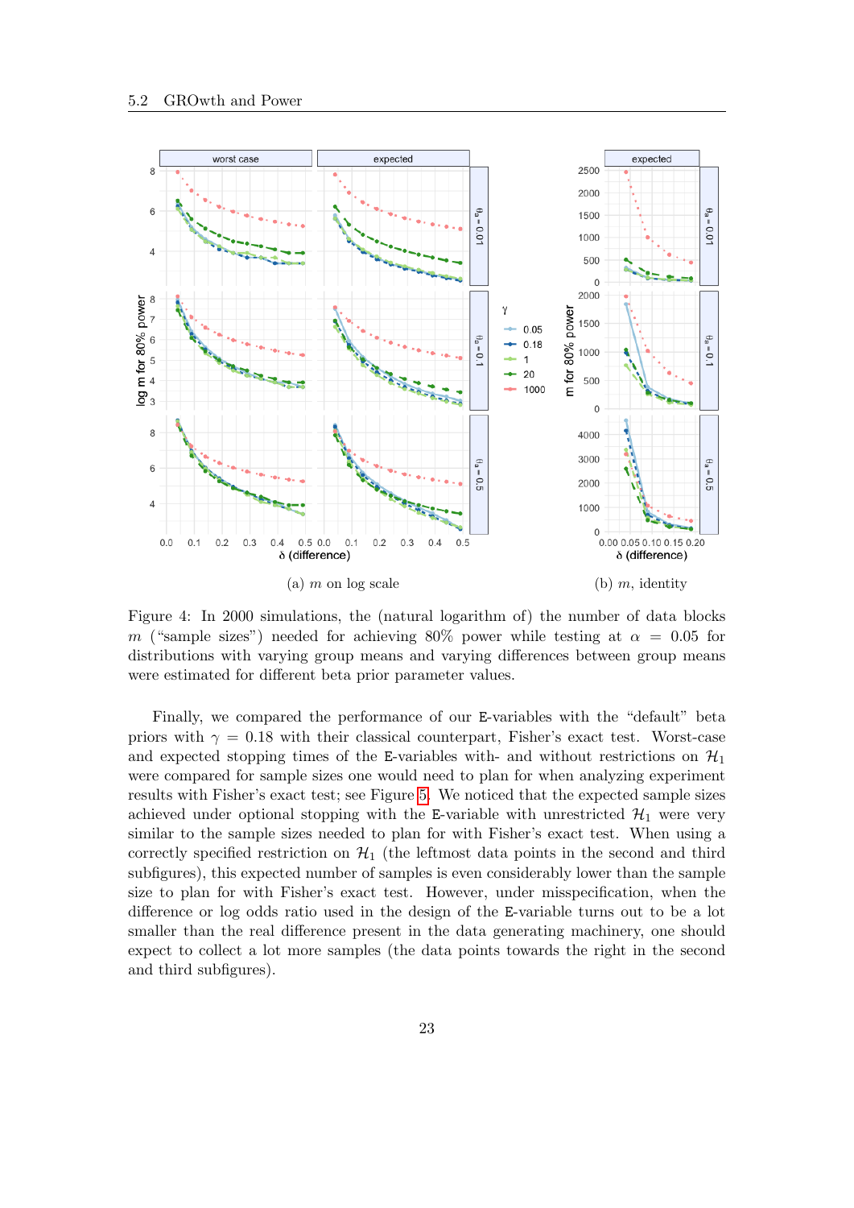(a) $m$ on log scale

(b) $m$, identity

Figure 4: In 2000 simulations, the (natural logarithm of) the number of data blocks $m$ ("sample sizes") needed for achieving 80% power while testing at $\alpha = 0.05$ for distributions with varying group means and varying differences between group means were estimated for different beta prior parameter values.

Finally, we compared the performance of our E-variables with the "default" beta priors with $\gamma = 0.18$ with their classical counterpart, Fisher's exact test. Worst-case and expected stopping times of the E-variables with- and without restrictions on $\mathcal{H}_1$ were compared for sample sizes one would need to plan for when analyzing experiment results with Fisher's exact test; see Figure 5. We noticed that the expected sample sizes achieved under optional stopping with the E-variable with unrestricted $\mathcal{H}_1$ were very similar to the sample sizes needed to plan for with Fisher's exact test. When using a correctly specified restriction on $\mathcal{H}_1$ (the leftmost data points in the second and third subfigures), this expected number of samples is even considerably lower than the sample size to plan for with Fisher's exact test. However, under misspecification, when the difference or log odds ratio used in the design of the E-variable turns out to be a lot smaller than the real difference present in the data generating machinery, one should expect to collect a lot more samples (the data points towards the right in the second and third subfigures).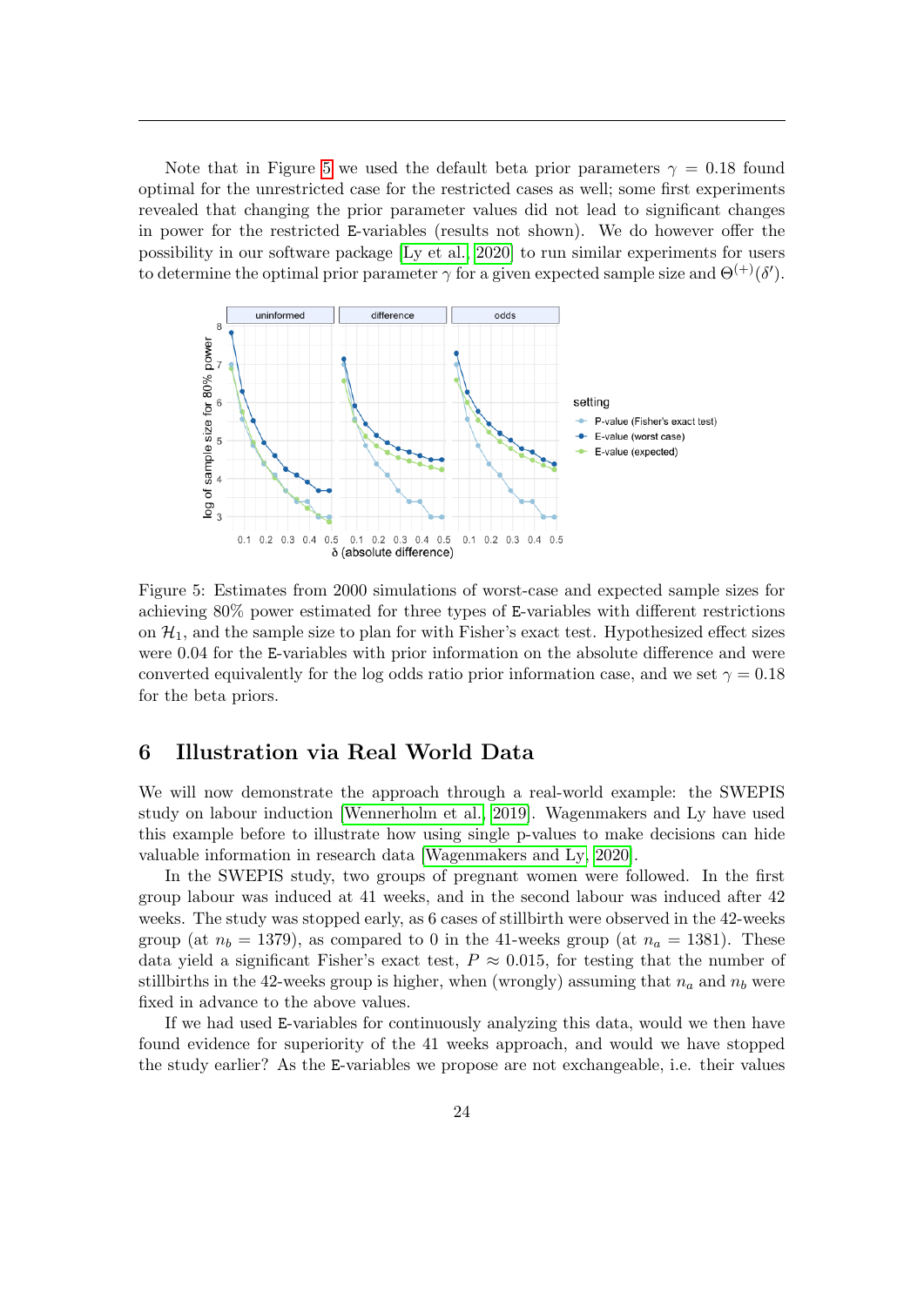Note that in Figure 5 we used the default beta prior parameters $\gamma = 0.18$ found optimal for the unrestricted case for the restricted cases as well; some first experiments revealed that changing the prior parameter values did not lead to significant changes in power for the restricted E-variables (results not shown). We do however offer the possibility in our software package [Ly et al., 2020] to run similar experiments for users to determine the optimal prior parameter $\gamma$ for a given expected sample size and $\Theta^{(+)}(\delta')$.

uninformed
difference
odds

log of sample size for 80% power

8
7
6
5
4
3

0.1 0.2 0.3 0.4 0.5 0.1 0.2 0.3 0.4 0.5 0.1 0.2 0.3 0.4 0.5

δ (absolute difference)

setting
P-value (Fisher's exact test)
E-value (worst case)
E-value (expected)

Figure 5: Estimates from 2000 simulations of worst-case and expected sample sizes for achieving 80% power estimated for three types of E-variables with different restrictions on $\mathcal{H}_1$, and the sample size to plan for with Fisher's exact test. Hypothesized effect sizes were 0.04 for the E-variables with prior information on the absolute difference and were converted equivalently for the log odds ratio prior information case, and we set $\gamma = 0.18$ for the beta priors.

## 6 Illustration via Real World Data

We will now demonstrate the approach through a real-world example: the SWEPIS study on labour induction [Wennerholm et al., 2019]. Wagenmakers and Ly have used this example before to illustrate how using single p-values to make decisions can hide valuable information in research data [Wagenmakers and Ly, 2020].

In the SWEPIS study, two groups of pregnant women were followed. In the first group labour was induced at 41 weeks, and in the second labour was induced after 42 weeks. The study was stopped early, as 6 cases of stillbirth were observed in the 42-weeks group (at $n_b = 1379$), as compared to 0 in the 41-weeks group (at $n_a = 1381$). These data yield a significant Fisher's exact test, $P \approx 0.015$, for testing that the number of stillbirths in the 42-weeks group is higher, when (wrongly) assuming that $n_a$ and $n_b$ were fixed in advance to the above values.

If we had used E-variables for continuously analyzing this data, would we then have found evidence for superiority of the 41 weeks approach, and would we have stopped the study earlier? As the E-variables we propose are not exchangeable, i.e. their values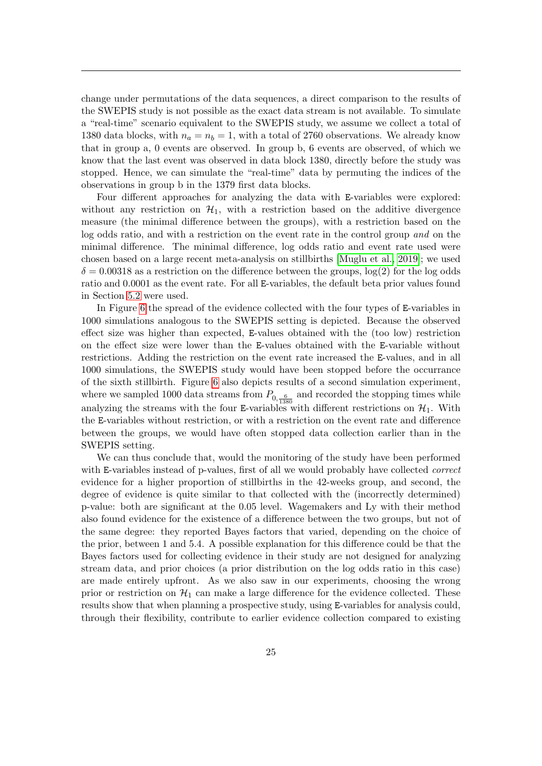change under permutations of the data sequences, a direct comparison to the results of the SWEPIS study is not possible as the exact data stream is not available. To simulate a "real-time" scenario equivalent to the SWEPIS study, we assume we collect a total of 1380 data blocks, with $n_a = n_b = 1$, with a total of 2760 observations. We already know that in group a, 0 events are observed. In group b, 6 events are observed, of which we know that the last event was observed in data block 1380, directly before the study was stopped. Hence, we can simulate the "real-time" data by permuting the indices of the observations in group b in the 1379 first data blocks.

Four different approaches for analyzing the data with E-variables were explored: without any restriction on $\mathcal{H}_1$, with a restriction based on the additive divergence measure (the minimal difference between the groups), with a restriction based on the log odds ratio, and with a restriction on the event rate in the control group *and* on the minimal difference. The minimal difference, log odds ratio and event rate used were chosen based on a large recent meta-analysis on stillbirths [Muglu et al., 2019]; we used $\delta = 0.00318$ as a restriction on the difference between the groups, $\log(2)$ for the log odds ratio and 0.0001 as the event rate. For all E-variables, the default beta prior values found in Section 5.2 were used.

In Figure 6 the spread of the evidence collected with the four types of E-variables in 1000 simulations analogous to the SWEPIS setting is depicted. Because the observed effect size was higher than expected, E-values obtained with the (too low) restriction on the effect size were lower than the E-values obtained with the E-variable without restrictions. Adding the restriction on the event rate increased the E-values, and in all 1000 simulations, the SWEPIS study would have been stopped before the occurrance of the sixth stillbirth. Figure 6 also depicts results of a second simulation experiment, where we sampled 1000 data streams from $P_{0, \frac{6}{1380}}$ and recorded the stopping times while analyzing the streams with the four E-variables with different restrictions on $\mathcal{H}_1$. With the E-variables without restriction, or with a restriction on the event rate and difference between the groups, we would have often stopped data collection earlier than in the SWEPIS setting.

We can thus conclude that, would the monitoring of the study have been performed with E-variables instead of p-values, first of all we would probably have collected *correct* evidence for a higher proportion of stillbirths in the 42-weeks group, and second, the degree of evidence is quite similar to that collected with the (incorrectly determined) p-value: both are significant at the 0.05 level. Wagemakers and Ly with their method also found evidence for the existence of a difference between the two groups, but not of the same degree: they reported Bayes factors that varied, depending on the choice of the prior, between 1 and 5.4. A possible explanation for this difference could be that the Bayes factors used for collecting evidence in their study are not designed for analyzing stream data, and prior choices (a prior distribution on the log odds ratio in this case) are made entirely upfront. As we also saw in our experiments, choosing the wrong prior or restriction on $\mathcal{H}_1$ can make a large difference for the evidence collected. These results show that when planning a prospective study, using E-variables for analysis could, through their flexibility, contribute to earlier evidence collection compared to existing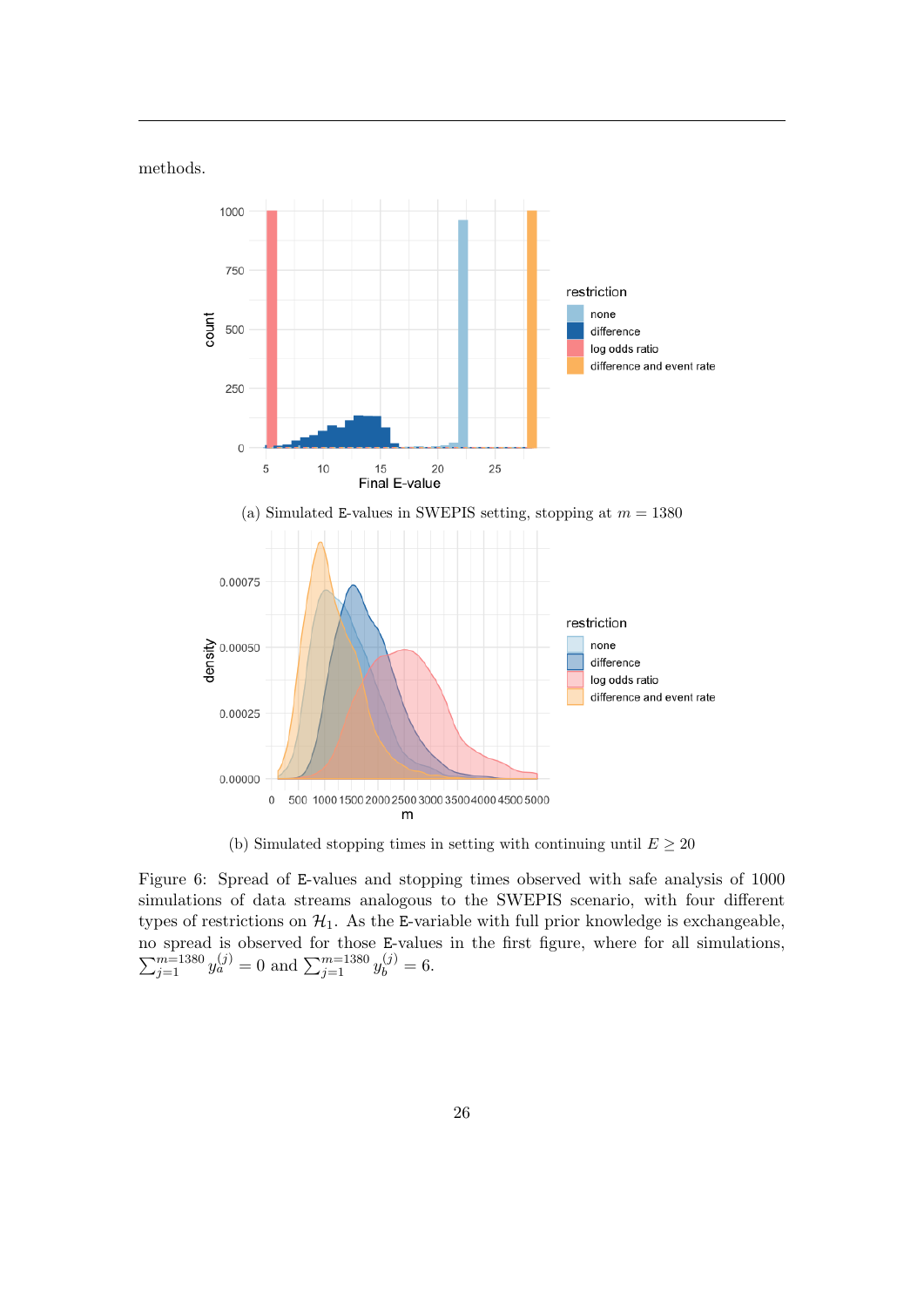methods.

1000

750

500

250

0

count

5 10 15 20 25

Final E-value

restriction

none

difference

log odds ratio

difference and event rate

(a) Simulated E-values in SWEPIS setting, stopping at $m = 1380$

0.00075

0.00050

0.00025

0.00000

density

0 500 1000 1500 2000 2500 3000 3500 4000 4500 5000

m

restriction

none

difference

log odds ratio

difference and event rate

(b) Simulated stopping times in setting with continuing until $E \geq 20$

Figure 6: Spread of E-values and stopping times observed with safe analysis of 1000 simulations of data streams analogous to the SWEPIS scenario, with four different types of restrictions on $\mathcal{H}_1$. As the E-variable with full prior knowledge is exchangeable, no spread is observed for those E-values in the first figure, where for all simulations, $\sum_{j=1}^{m=1380} y_a^{(j)} = 0$ and $\sum_{j=1}^{m=1380} y_b^{(j)} = 6$.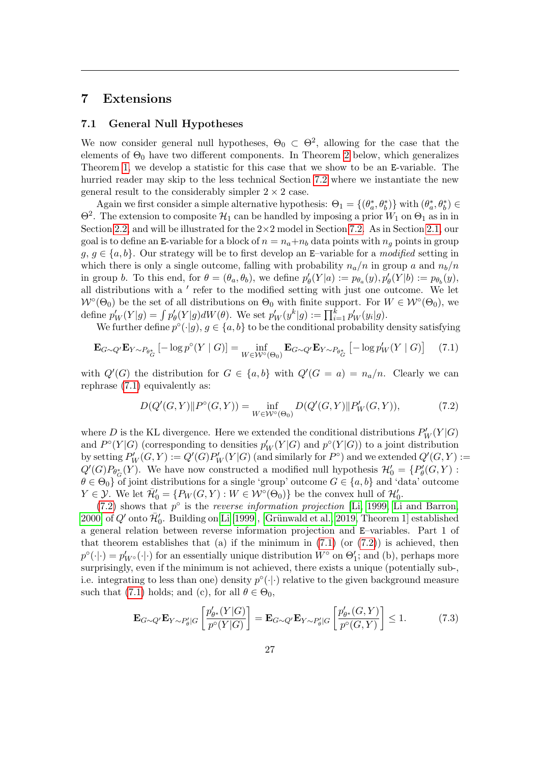# 7 Extensions

## 7.1 General Null Hypotheses

We now consider general null hypotheses, $\Theta_0 \subset \Theta^2$, allowing for the case that the elements of $\Theta_0$ have two different components. In Theorem 2 below, which generalizes Theorem 1, we develop a statistic for this case that we show to be an E-variable. The hurried reader may skip to the less technical Section 7.2 where we instantiate the new general result to the considerably simpler $2 \times 2$ case.

Again we first consider a simple alternative hypothesis: $\Theta_1 = \{(\theta^*_a, \theta^*_b)\}$ with $(\theta^*_a, \theta^*_b) \in \Theta^2$. The extension to composite $\mathcal{H}_1$ can be handled by imposing a prior $W_1$ on $\Theta_1$ as in in Section 2.2, and will be illustrated for the $2 \times 2$ model in Section 7.2. As in Section 2.1, our goal is to define an E-variable for a block of $n = n_a + n_b$ data points with $n_g$ points in group $g$, $g \in \{a, b\}$. Our strategy will be to first develop an E–variable for a *modified* setting in which there is only a single outcome, falling with probability $n_a/n$ in group $a$ and $n_b/n$ in group $b$. To this end, for $\theta = (\theta_a, \theta_b)$, we define $p'_\theta(Y|a) := p_{\theta_a}(y), p'_\theta(Y|b) := p_{\theta_b}(y)$, all distributions with a $'$ refer to the modified setting with just one outcome. We let $\mathcal{W}^\circ(\Theta_0)$ be the set of all distributions on $\Theta_0$ with finite support. For $W \in \mathcal{W}^\circ(\Theta_0)$, we define $p'_W(Y|g) = \int p'_\theta(Y|g) dW(\theta)$. We set $p'_W(y^k|g) := \prod_{i=1}^k p'_W(y_i|g)$.

We further define $p^\circ(\cdot|g)$, $g \in \{a, b\}$ to be the conditional probability density satisfying

$$\mathbf{E}_{G \sim Q'} \mathbf{E}_{Y \sim P_{\theta^*_G}} \left[ -\log p^\circ(Y \mid G) \right] = \inf_{W \in \mathcal{W}^\circ(\Theta_0)} \mathbf{E}_{G \sim Q'} \mathbf{E}_{Y \sim P_{\theta^*_G}} \left[ -\log p'_W(Y \mid G) \right] \tag{7.1}$$

with $Q'(G)$ the distribution for $G \in \{a, b\}$ with $Q'(G = a) = n_a/n$. Clearly we can rephrase (7.1) equivalently as:

$$D(Q'(G, Y) \| P^\circ(G, Y)) = \inf_{W \in \mathcal{W}^\circ(\Theta_0)} D(Q'(G, Y) \| P'_W(G, Y)), \tag{7.2}$$

where $D$ is the KL divergence. Here we extended the conditional distributions $P'_W(Y|G)$ and $P^\circ(Y|G)$ (corresponding to densities $p'_W(Y|G)$ and $p^\circ(Y|G)$) to a joint distribution by setting $P'_W(G, Y) := Q'(G) P'_W(Y|G)$ (and similarly for $P^\circ$) and we extended $Q'(G, Y) := Q'(G) P_{\theta^*_G}(Y)$. We have now constructed a modified null hypothesis $\mathcal{H}'_0 = \{P'_\theta(G, Y) : \theta \in \Theta_0\}$ of joint distributions for a single 'group' outcome $G \in \{a, b\}$ and 'data' outcome $Y \in \mathcal{Y}$. We let $\bar{\mathcal{H}}'_0 = \{P_W(G, Y) : W \in \mathcal{W}^\circ(\Theta_0)\}$ be the convex hull of $\mathcal{H}'_0$.

(7.2) shows that $p^\circ$ is the *reverse information projection* [Li, 1999, Li and Barron, 2000] of $Q'$ onto $\bar{\mathcal{H}}'_0$. Building on Li [1999], [Grünwald et al., 2019, Theorem 1] established a general relation between reverse information projection and E–variables. Part 1 of that theorem establishes that (a) if the minimum in (7.1) (or (7.2)) is achieved, then $p^\circ(\cdot|\cdot) = p'_{W^\circ}(\cdot|\cdot)$ for an essentially unique distribution $W^\circ$ on $\Theta'_1$; and (b), perhaps more surprisingly, even if the minimum is not achieved, there exists a unique (potentially sub-, i.e. integrating to less than one) density $p^\circ(\cdot|\cdot)$ relative to the given background measure such that (7.1) holds; and (c), for all $\theta \in \Theta_0$,

$$\mathbf{E}_{G \sim Q'} \mathbf{E}_{Y \sim P'_\theta|G} \left[ \frac{p'_{\theta^*}(Y|G)}{p^\circ(Y|G)} \right] = \mathbf{E}_{G \sim Q'} \mathbf{E}_{Y \sim P'_\theta|G} \left[ \frac{p'_{\theta^*}(G, Y)}{p^\circ(G, Y)} \right] \leq 1. \tag{7.3}$$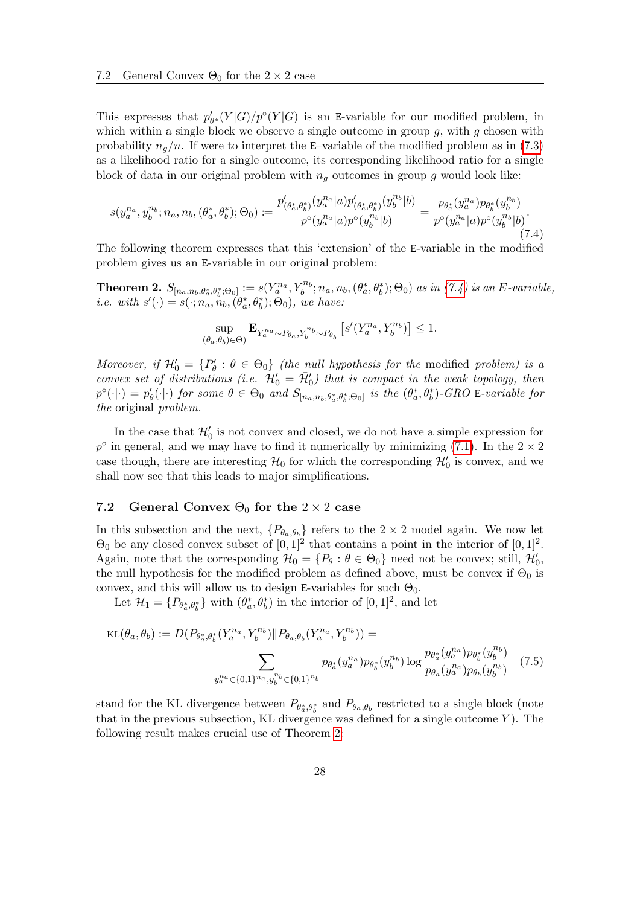This expresses that $p'_{\theta^*}(Y|G)/p^\circ(Y|G)$ is an E-variable for our modified problem, in which within a single block we observe a single outcome in group $g$, with $g$ chosen with probability $n_g/n$. If were to interpret the E–variable of the modified problem as in (7.3) as a likelihood ratio for a single outcome, its corresponding likelihood ratio for a single block of data in our original problem with $n_g$ outcomes in group $g$ would look like:

$$s(y_a^{n_a}, y_b^{n_b}; n_a, n_b, (\theta_a^*, \theta_b^*); \Theta_0) := \frac{p'_{(\theta_a^*, \theta_b^*)}(y_a^{n_a}|a) p'_{(\theta_a^*, \theta_b^*)}(y_b^{n_b}|b)}{p^\circ(y_a^{n_a}|a) p^\circ(y_b^{n_b}|b)} = \frac{p_{\theta_a^*}(y_a^{n_a}) p_{\theta_b^*}(y_b^{n_b})}{p^\circ(y_a^{n_a}|a) p^\circ(y_b^{n_b}|b)}. \tag{7.4}$$

The following theorem expresses that this 'extension' of the E-variable in the modified problem gives us an E-variable in our original problem:

**Theorem 2.** *$S_{[n_a, n_b, \theta_a^*, \theta_b^*; \Theta_0]} := s(Y_a^{n_a}, Y_b^{n_b}; n_a, n_b, (\theta_a^*, \theta_b^*); \Theta_0)$ as in (7.4) is an E-variable, i.e. with $s'(\cdot) = s(\cdot; n_a, n_b, (\theta_a^*, \theta_b^*); \Theta_0)$, we have:*

$$\sup_{(\theta_a, \theta_b) \in \Theta)} \mathbf{E}_{Y_a^{n_a} \sim P_{\theta_a}, Y_b^{n_b} \sim P_{\theta_b}} \left[ s'(Y_a^{n_a}, Y_b^{n_b}) \right] \leq 1.$$

*Moreover, if $\mathcal{H}'_0 = \{P'_\theta : \theta \in \Theta_0\}$ (the null hypothesis for the* modified *problem) is a convex set of distributions (i.e. $\mathcal{H}'_0 = \bar{\mathcal{H}}'_0$) that is compact in the weak topology, then $p^\circ(\cdot|\cdot) = p'_\theta(\cdot|\cdot)$ for some $\theta \in \Theta_0$ and $S_{[n_a, n_b, \theta_a^*, \theta_b^*; \Theta_0]}$ is the $(\theta_a^*, \theta_b^*)$-GRO E-variable for the* original *problem.*

In the case that $\mathcal{H}'_0$ is not convex and closed, we do not have a simple expression for $p^\circ$ in general, and we may have to find it numerically by minimizing (7.1). In the $2 \times 2$ case though, there are interesting $\mathcal{H}_0$ for which the corresponding $\mathcal{H}'_0$ is convex, and we shall now see that this leads to major simplifications.

## 7.2 General Convex $\Theta_0$ for the $2 \times 2$ case

In this subsection and the next, $\{P_{\theta_a, \theta_b}\}$ refers to the $2 \times 2$ model again. We now let $\Theta_0$ be any closed convex subset of $[0,1]^2$ that contains a point in the interior of $[0,1]^2$. Again, note that the corresponding $\mathcal{H}_0 = \{P_\theta : \theta \in \Theta_0\}$ need not be convex; still, $\mathcal{H}'_0$, the null hypothesis for the modified problem as defined above, must be convex if $\Theta_0$ is convex, and this will allow us to design E-variables for such $\Theta_0$.

Let $\mathcal{H}_1 = \{P_{\theta_a^*, \theta_b^*}\}$ with $(\theta_a^*, \theta_b^*)$ in the interior of $[0,1]^2$, and let

$$\text{KL}(\theta_a, \theta_b) := D(P_{\theta_a^*, \theta_b^*}(Y_a^{n_a}, Y_b^{n_b}) \| P_{\theta_a, \theta_b}(Y_a^{n_a}, Y_b^{n_b})) = \sum_{y_a^{n_a} \in \{0,1\}^{n_a}, y_b^{n_b} \in \{0,1\}^{n_b}} p_{\theta_a^*}(y_a^{n_a}) p_{\theta_b^*}(y_b^{n_b}) \log \frac{p_{\theta_a^*}(y_a^{n_a}) p_{\theta_b^*}(y_b^{n_b})}{p_{\theta_a}(y_a^{n_a}) p_{\theta_b}(y_b^{n_b})} \tag{7.5}$$

stand for the KL divergence between $P_{\theta_a^*, \theta_b^*}$ and $P_{\theta_a, \theta_b}$ restricted to a single block (note that in the previous subsection, KL divergence was defined for a single outcome $Y$). The following result makes crucial use of Theorem 2.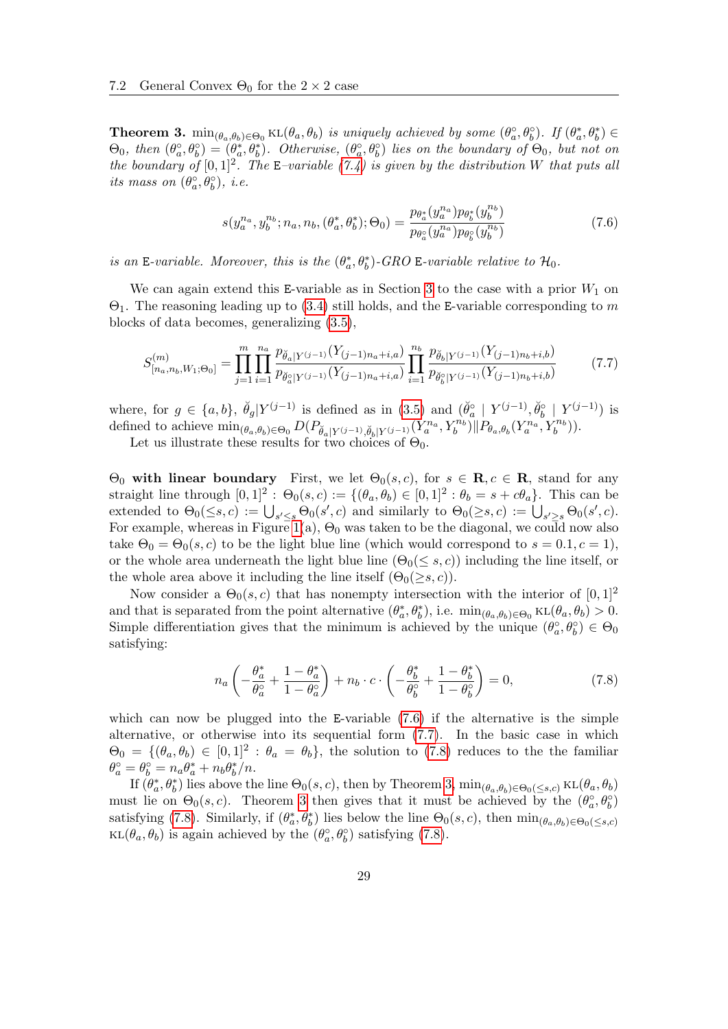**Theorem 3.** $\min_{(\theta_a,\theta_b)\in\Theta_0} \text{KL}(\theta_a,\theta_b)$ *is uniquely achieved by some* $(\theta_a^\circ,\theta_b^\circ)$*. If* $(\theta_a^*,\theta_b^*) \in \Theta_0$*, then* $(\theta_a^\circ,\theta_b^\circ) = (\theta_a^*,\theta_b^*)$*. Otherwise,* $(\theta_a^\circ,\theta_b^\circ)$ *lies on the boundary of* $\Theta_0$*, but not on the boundary of* $[0,1]^2$*. The* E*–variable (7.4) is given by the distribution* $W$ *that puts all its mass on* $(\theta_a^\circ,\theta_b^\circ)$*, i.e.*

$$s(y_a^{n_a}, y_b^{n_b}; n_a, n_b, (\theta_a^*,\theta_b^*); \Theta_0) = \frac{p_{\theta_a^*}(y_a^{n_a}) p_{\theta_b^*}(y_b^{n_b})}{p_{\theta_a^\circ}(y_a^{n_a}) p_{\theta_b^\circ}(y_b^{n_b})} \tag{7.6}$$

*is an* E*-variable. Moreover, this is the* $(\theta_a^*,\theta_b^*)$*-GRO* E*-variable relative to* $\mathcal{H}_0$*.*

We can again extend this E-variable as in Section 3 to the case with a prior $W_1$ on $\Theta_1$. The reasoning leading up to (3.4) still holds, and the E-variable corresponding to $m$ blocks of data becomes, generalizing (3.5),

$$S^{(m)}_{[n_a,n_b,W_1;\Theta_0]} = \prod_{j=1}^{m} \prod_{i=1}^{n_a} \frac{p_{\breve{\theta}_a|Y^{(j-1)}}(Y_{(j-1)n_a+i,a})}{p_{\breve{\theta}_a^\circ|Y^{(j-1)}}(Y_{(j-1)n_a+i,a})} \prod_{i=1}^{n_b} \frac{p_{\breve{\theta}_b|Y^{(j-1)}}(Y_{(j-1)n_b+i,b})}{p_{\breve{\theta}_b^\circ|Y^{(j-1)}}(Y_{(j-1)n_b+i,b})} \tag{7.7}$$

where, for $g \in \{a,b\}$, $\breve{\theta}_g|Y^{(j-1)}$ is defined as in (3.5) and $(\breve{\theta}_a^\circ \mid Y^{(j-1)}, \breve{\theta}_b^\circ \mid Y^{(j-1)})$ is defined to achieve $\min_{(\theta_a,\theta_b)\in\Theta_0} D(P_{\breve{\theta}_a|Y^{(j-1)},\breve{\theta}_b|Y^{(j-1)}}(Y_a^{n_a},Y_b^{n_b}) \| P_{\theta_a,\theta_b}(Y_a^{n_a},Y_b^{n_b}))$.

Let us illustrate these results for two choices of $\Theta_0$.

**$\Theta_0$ with linear boundary** First, we let $\Theta_0(s,c)$, for $s \in \mathbf{R}, c \in \mathbf{R}$, stand for any straight line through $[0,1]^2$ : $\Theta_0(s,c) := \{(\theta_a,\theta_b) \in [0,1]^2 : \theta_b = s + c\theta_a\}$. This can be extended to $\Theta_0(\leq s,c) := \bigcup_{s' \leq s} \Theta_0(s',c)$ and similarly to $\Theta_0(\geq s,c) := \bigcup_{s' \geq s} \Theta_0(s',c)$. For example, whereas in Figure 1(a), $\Theta_0$ was taken to be the diagonal, we could now also take $\Theta_0 = \Theta_0(s,c)$ to be the light blue line (which would correspond to $s = 0.1, c = 1$), or the whole area underneath the light blue line ($\Theta_0(\leq s,c)$) including the line itself, or the whole area above it including the line itself ($\Theta_0(\geq s,c)$).

Now consider a $\Theta_0(s,c)$ that has nonempty intersection with the interior of $[0,1]^2$ and that is separated from the point alternative $(\theta_a^*,\theta_b^*)$, i.e. $\min_{(\theta_a,\theta_b)\in\Theta_0} \text{KL}(\theta_a,\theta_b) > 0$. Simple differentiation gives that the minimum is achieved by the unique $(\theta_a^\circ,\theta_b^\circ) \in \Theta_0$ satisfying:

$$n_a\left(-\frac{\theta_a^*}{\theta_a^\circ} + \frac{1-\theta_a^*}{1-\theta_a^\circ}\right) + n_b \cdot c \cdot \left(-\frac{\theta_b^*}{\theta_b^\circ} + \frac{1-\theta_b^*}{1-\theta_b^\circ}\right) = 0, \tag{7.8}$$

which can now be plugged into the E-variable (7.6) if the alternative is the simple alternative, or otherwise into its sequential form (7.7). In the basic case in which $\Theta_0 = \{(\theta_a,\theta_b) \in [0,1]^2 : \theta_a = \theta_b\}$, the solution to (7.8) reduces to the the familiar $\theta_a^\circ = \theta_b^\circ = n_a\theta_a^* + n_b\theta_b^*/n$.

If $(\theta_a^*,\theta_b^*)$ lies above the line $\Theta_0(s,c)$, then by Theorem 3, $\min_{(\theta_a,\theta_b)\in\Theta_0(\leq s,c)} \text{KL}(\theta_a,\theta_b)$ must lie on $\Theta_0(s,c)$. Theorem 3 then gives that it must be achieved by the $(\theta_a^\circ,\theta_b^\circ)$ satisfying (7.8). Similarly, if $(\theta_a^*,\theta_b^*)$ lies below the line $\Theta_0(s,c)$, then $\min_{(\theta_a,\theta_b)\in\Theta_0(\leq s,c)}$ $\text{KL}(\theta_a,\theta_b)$ is again achieved by the $(\theta_a^\circ,\theta_b^\circ)$ satisfying (7.8).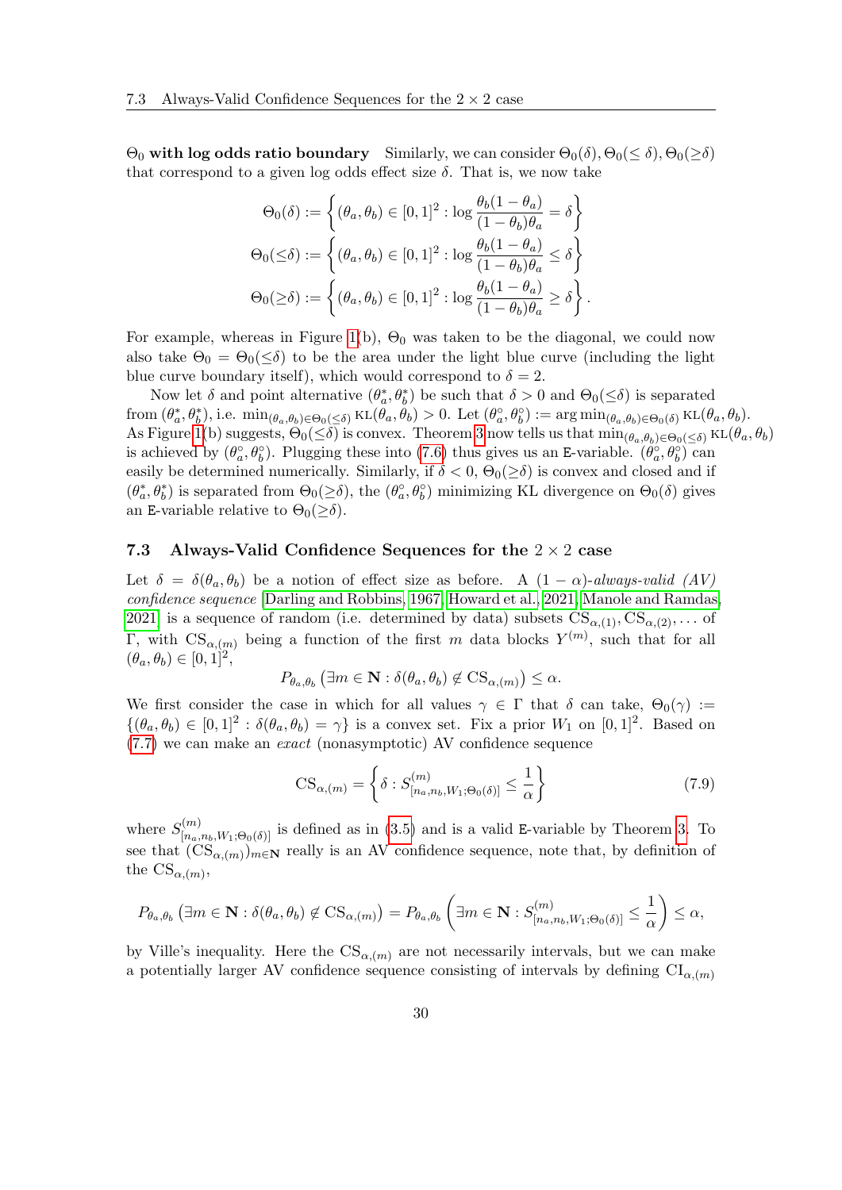**$\Theta_0$ with log odds ratio boundary** Similarly, we can consider $\Theta_0(\delta), \Theta_0(\leq \delta), \Theta_0(\geq\delta)$ that correspond to a given log odds effect size $\delta$. That is, we now take

$$\Theta_0(\delta) := \left\{ (\theta_a, \theta_b) \in [0,1]^2 : \log \frac{\theta_b(1-\theta_a)}{(1-\theta_b)\theta_a} = \delta \right\}$$

$$\Theta_0(\leq\delta) := \left\{ (\theta_a, \theta_b) \in [0,1]^2 : \log \frac{\theta_b(1-\theta_a)}{(1-\theta_b)\theta_a} \leq \delta \right\}$$

$$\Theta_0(\geq\delta) := \left\{ (\theta_a, \theta_b) \in [0,1]^2 : \log \frac{\theta_b(1-\theta_a)}{(1-\theta_b)\theta_a} \geq \delta \right\}.$$

For example, whereas in Figure 1(b), $\Theta_0$ was taken to be the diagonal, we could now also take $\Theta_0 = \Theta_0(\leq\delta)$ to be the area under the light blue curve (including the light blue curve boundary itself), which would correspond to $\delta = 2$.

Now let $\delta$ and point alternative $(\theta_a^*, \theta_b^*)$ be such that $\delta > 0$ and $\Theta_0(\leq\delta)$ is separated from $(\theta_a^*, \theta_b^*)$, i.e. $\min_{(\theta_a,\theta_b)\in\Theta_0(\leq\delta)} \mathrm{KL}(\theta_a, \theta_b) > 0$. Let $(\theta_a^\circ, \theta_b^\circ) := \arg\min_{(\theta_a,\theta_b)\in\Theta_0(\delta)} \mathrm{KL}(\theta_a, \theta_b)$. As Figure 1(b) suggests, $\Theta_0(\leq\delta)$ is convex. Theorem 3 now tells us that $\min_{(\theta_a,\theta_b)\in\Theta_0(\leq\delta)} \mathrm{KL}(\theta_a, \theta_b)$ is achieved by $(\theta_a^\circ, \theta_b^\circ)$. Plugging these into (7.6) thus gives us an E-variable. $(\theta_a^\circ, \theta_b^\circ)$ can easily be determined numerically. Similarly, if $\delta < 0$, $\Theta_0(\geq\delta)$ is convex and closed and if $(\theta_a^*, \theta_b^*)$ is separated from $\Theta_0(\geq\delta)$, the $(\theta_a^\circ, \theta_b^\circ)$ minimizing KL divergence on $\Theta_0(\delta)$ gives an E-variable relative to $\Theta_0(\geq\delta)$.

### 7.3 Always-Valid Confidence Sequences for the $2 \times 2$ case

Let $\delta = \delta(\theta_a, \theta_b)$ be a notion of effect size as before. A $(1-\alpha)$-*always-valid (AV) confidence sequence* [Darling and Robbins, 1967, Howard et al., 2021, Manole and Ramdas, 2021] is a sequence of random (i.e. determined by data) subsets $\mathrm{CS}_{\alpha,(1)}, \mathrm{CS}_{\alpha,(2)}, \ldots$ of $\Gamma$, with $\mathrm{CS}_{\alpha,(m)}$ being a function of the first $m$ data blocks $Y^{(m)}$, such that for all $(\theta_a, \theta_b) \in [0,1]^2$,

$$P_{\theta_a,\theta_b}\left(\exists m \in \mathbf{N} : \delta(\theta_a, \theta_b) \notin \mathrm{CS}_{\alpha,(m)}\right) \leq \alpha.$$

We first consider the case in which for all values $\gamma \in \Gamma$ that $\delta$ can take, $\Theta_0(\gamma) := \{(\theta_a, \theta_b) \in [0,1]^2 : \delta(\theta_a, \theta_b) = \gamma\}$ is a convex set. Fix a prior $W_1$ on $[0,1]^2$. Based on (7.7) we can make an *exact* (nonasymptotic) AV confidence sequence

$$\mathrm{CS}_{\alpha,(m)} = \left\{ \delta : S^{(m)}_{[n_a,n_b,W_1;\Theta_0(\delta)]} \leq \frac{1}{\alpha} \right\} \tag{7.9}$$

where $S^{(m)}_{[n_a,n_b,W_1;\Theta_0(\delta)]}$ is defined as in (3.5) and is a valid E-variable by Theorem 3. To see that $(\mathrm{CS}_{\alpha,(m)})_{m\in\mathbf{N}}$ really is an AV confidence sequence, note that, by definition of the $\mathrm{CS}_{\alpha,(m)}$,

$$P_{\theta_a,\theta_b}\left(\exists m \in \mathbf{N} : \delta(\theta_a, \theta_b) \notin \mathrm{CS}_{\alpha,(m)}\right) = P_{\theta_a,\theta_b}\left(\exists m \in \mathbf{N} : S^{(m)}_{[n_a,n_b,W_1;\Theta_0(\delta)]} \leq \frac{1}{\alpha}\right) \leq \alpha,$$

by Ville's inequality. Here the $\mathrm{CS}_{\alpha,(m)}$ are not necessarily intervals, but we can make a potentially larger AV confidence sequence consisting of intervals by defining $\mathrm{CI}_{\alpha,(m)}$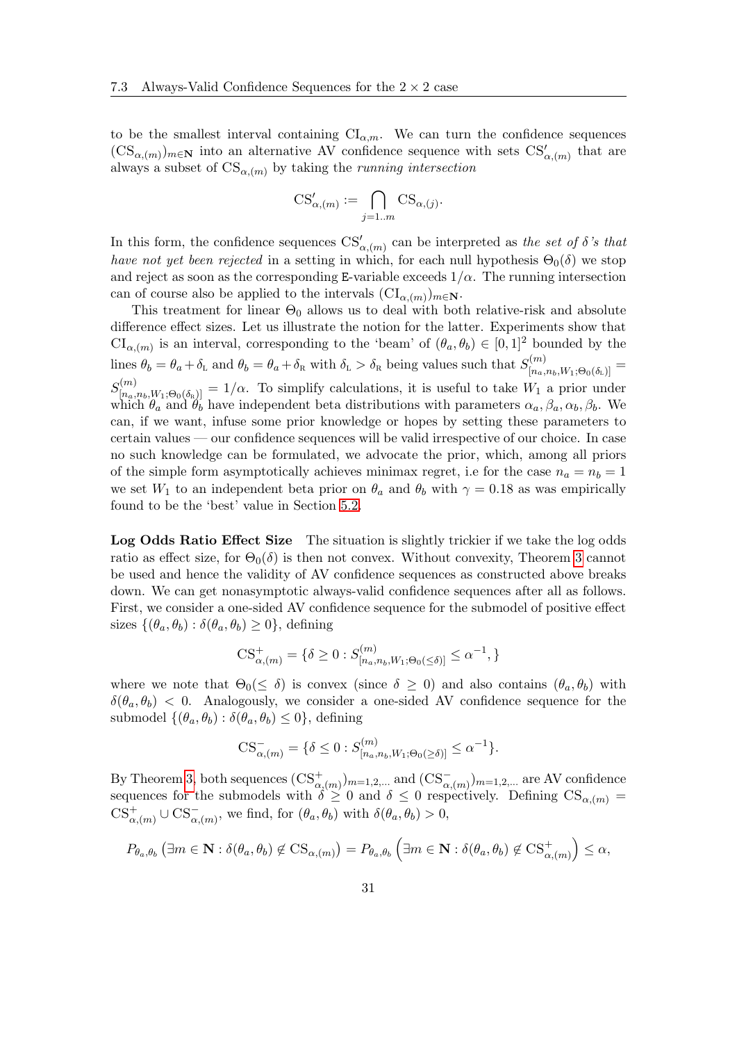to be the smallest interval containing $\mathrm{CI}_{\alpha,m}$. We can turn the confidence sequences $(\mathrm{CS}_{\alpha,(m)})_{m\in\mathbf{N}}$ into an alternative AV confidence sequence with sets $\mathrm{CS}'_{\alpha,(m)}$ that are always a subset of $\mathrm{CS}_{\alpha,(m)}$ by taking the *running intersection*

$$\mathrm{CS}'_{\alpha,(m)} := \bigcap_{j=1..m} \mathrm{CS}_{\alpha,(j)}.$$

In this form, the confidence sequences $\mathrm{CS}'_{\alpha,(m)}$ can be interpreted as *the set of $\delta$'s that have not yet been rejected* in a setting in which, for each null hypothesis $\Theta_0(\delta)$ we stop and reject as soon as the corresponding E-variable exceeds $1/\alpha$. The running intersection can of course also be applied to the intervals $(\mathrm{CI}_{\alpha,(m)})_{m\in\mathbf{N}}$.

This treatment for linear $\Theta_0$ allows us to deal with both relative-risk and absolute difference effect sizes. Let us illustrate the notion for the latter. Experiments show that $\mathrm{CI}_{\alpha,(m)}$ is an interval, corresponding to the 'beam' of $(\theta_a, \theta_b) \in [0,1]^2$ bounded by the lines $\theta_b = \theta_a + \delta_{\mathrm{L}}$ and $\theta_b = \theta_a + \delta_{\mathrm{R}}$ with $\delta_{\mathrm{L}} > \delta_{\mathrm{R}}$ being values such that $S^{(m)}_{[n_a,n_b,W_1;\Theta_0(\delta_{\mathrm{L}})]} = S^{(m)}_{[n_a,n_b,W_1;\Theta_0(\delta_{\mathrm{R}})]} = 1/\alpha$. To simplify calculations, it is useful to take $W_1$ a prior under which $\theta_a$ and $\theta_b$ have independent beta distributions with parameters $\alpha_a, \beta_a, \alpha_b, \beta_b$. We can, if we want, infuse some prior knowledge or hopes by setting these parameters to certain values — our confidence sequences will be valid irrespective of our choice. In case no such knowledge can be formulated, we advocate the prior, which, among all priors of the simple form asymptotically achieves minimax regret, i.e for the case $n_a = n_b = 1$ we set $W_1$ to an independent beta prior on $\theta_a$ and $\theta_b$ with $\gamma = 0.18$ as was empirically found to be the 'best' value in Section 5.2.

**Log Odds Ratio Effect Size** The situation is slightly trickier if we take the log odds ratio as effect size, for $\Theta_0(\delta)$ is then not convex. Without convexity, Theorem 3 cannot be used and hence the validity of AV confidence sequences as constructed above breaks down. We can get nonasymptotic always-valid confidence sequences after all as follows. First, we consider a one-sided AV confidence sequence for the submodel of positive effect sizes $\{(\theta_a, \theta_b) : \delta(\theta_a, \theta_b) \geq 0\}$, defining

$$\mathrm{CS}^+_{\alpha,(m)} = \{\delta \geq 0 : S^{(m)}_{[n_a,n_b,W_1;\Theta_0(\leq\delta)]} \leq \alpha^{-1}, \}$$

where we note that $\Theta_0(\leq \delta)$ is convex (since $\delta \geq 0$) and also contains $(\theta_a, \theta_b)$ with $\delta(\theta_a, \theta_b) < 0$. Analogously, we consider a one-sided AV confidence sequence for the submodel $\{(\theta_a, \theta_b) : \delta(\theta_a, \theta_b) \leq 0\}$, defining

$$\mathrm{CS}^-_{\alpha,(m)} = \{\delta \leq 0 : S^{(m)}_{[n_a,n_b,W_1;\Theta_0(\geq\delta)]} \leq \alpha^{-1}\}.$$

By Theorem 3, both sequences $(\mathrm{CS}^+_{\alpha,(m)})_{m=1,2,...}$ and $(\mathrm{CS}^-_{\alpha,(m)})_{m=1,2,...}$ are AV confidence sequences for the submodels with $\delta \geq 0$ and $\delta \leq 0$ respectively. Defining $\mathrm{CS}_{\alpha,(m)} = \mathrm{CS}^+_{\alpha,(m)} \cup \mathrm{CS}^-_{\alpha,(m)}$, we find, for $(\theta_a, \theta_b)$ with $\delta(\theta_a, \theta_b) > 0$,

$$P_{\theta_a,\theta_b}\left(\exists m \in \mathbf{N} : \delta(\theta_a, \theta_b) \notin \mathrm{CS}_{\alpha,(m)}\right) = P_{\theta_a,\theta_b}\left(\exists m \in \mathbf{N} : \delta(\theta_a, \theta_b) \notin \mathrm{CS}^+_{\alpha,(m)}\right) \leq \alpha,$$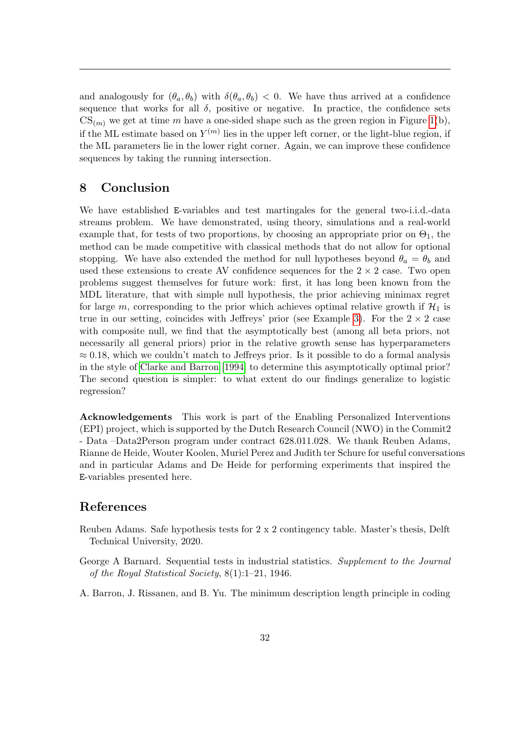and analogously for $(\theta_a, \theta_b)$ with $\delta(\theta_a, \theta_b) < 0$. We have thus arrived at a confidence sequence that works for all $\delta$, positive or negative. In practice, the confidence sets $\text{CS}_{(m)}$ we get at time $m$ have a one-sided shape such as the green region in Figure 1(b), if the ML estimate based on $Y^{(m)}$ lies in the upper left corner, or the light-blue region, if the ML parameters lie in the lower right corner. Again, we can improve these confidence sequences by taking the running intersection.

## 8 Conclusion

We have established E-variables and test martingales for the general two-i.i.d.-data streams problem. We have demonstrated, using theory, simulations and a real-world example that, for tests of two proportions, by choosing an appropriate prior on $\Theta_1$, the method can be made competitive with classical methods that do not allow for optional stopping. We have also extended the method for null hypotheses beyond $\theta_a = \theta_b$ and used these extensions to create AV confidence sequences for the $2 \times 2$ case. Two open problems suggest themselves for future work: first, it has long been known from the MDL literature, that with simple null hypothesis, the prior achieving minimax regret for large $m$, corresponding to the prior which achieves optimal relative growth if $\mathcal{H}_1$ is true in our setting, coincides with Jeffreys' prior (see Example 3). For the $2 \times 2$ case with composite null, we find that the asymptotically best (among all beta priors, not necessarily all general priors) prior in the relative growth sense has hyperparameters $\approx 0.18$, which we couldn't match to Jeffreys prior. Is it possible to do a formal analysis in the style of Clarke and Barron [1994] to determine this asymptotically optimal prior? The second question is simpler: to what extent do our findings generalize to logistic regression?

**Acknowledgements** This work is part of the Enabling Personalized Interventions (EPI) project, which is supported by the Dutch Research Council (NWO) in the Commit2 - Data –Data2Person program under contract 628.011.028. We thank Reuben Adams, Rianne de Heide, Wouter Koolen, Muriel Perez and Judith ter Schure for useful conversations and in particular Adams and De Heide for performing experiments that inspired the E-variables presented here.

## References

Reuben Adams. Safe hypothesis tests for 2 x 2 contingency table. Master's thesis, Delft Technical University, 2020.

George A Barnard. Sequential tests in industrial statistics. *Supplement to the Journal of the Royal Statistical Society*, 8(1):1–21, 1946.

A. Barron, J. Rissanen, and B. Yu. The minimum description length principle in coding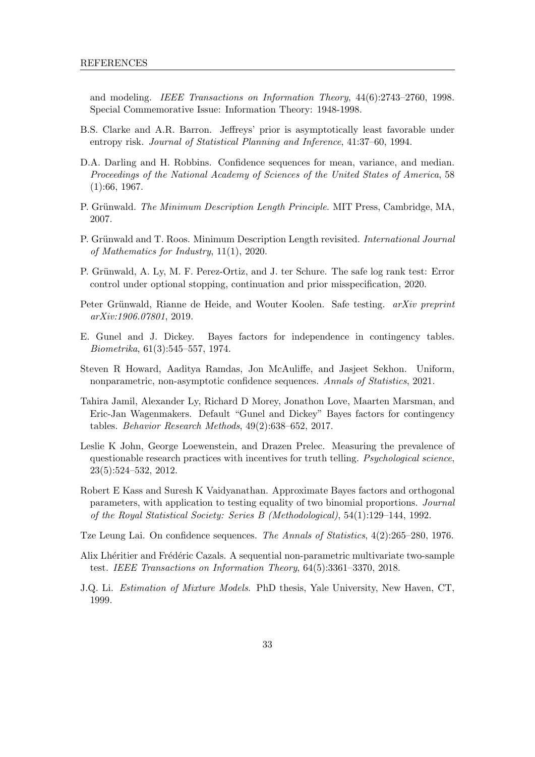and modeling. *IEEE Transactions on Information Theory*, 44(6):2743–2760, 1998. Special Commemorative Issue: Information Theory: 1948-1998.

B.S. Clarke and A.R. Barron. Jeffreys' prior is asymptotically least favorable under entropy risk. *Journal of Statistical Planning and Inference*, 41:37–60, 1994.

D.A. Darling and H. Robbins. Confidence sequences for mean, variance, and median. *Proceedings of the National Academy of Sciences of the United States of America*, 58 (1):66, 1967.

P. Grünwald. *The Minimum Description Length Principle*. MIT Press, Cambridge, MA, 2007.

P. Grünwald and T. Roos. Minimum Description Length revisited. *International Journal of Mathematics for Industry*, 11(1), 2020.

P. Grünwald, A. Ly, M. F. Perez-Ortiz, and J. ter Schure. The safe log rank test: Error control under optional stopping, continuation and prior misspecification, 2020.

Peter Grünwald, Rianne de Heide, and Wouter Koolen. Safe testing. *arXiv preprint arXiv:1906.07801*, 2019.

E. Gunel and J. Dickey. Bayes factors for independence in contingency tables. *Biometrika*, 61(3):545–557, 1974.

Steven R Howard, Aaditya Ramdas, Jon McAuliffe, and Jasjeet Sekhon. Uniform, nonparametric, non-asymptotic confidence sequences. *Annals of Statistics*, 2021.

Tahira Jamil, Alexander Ly, Richard D Morey, Jonathon Love, Maarten Marsman, and Eric-Jan Wagenmakers. Default "Gunel and Dickey" Bayes factors for contingency tables. *Behavior Research Methods*, 49(2):638–652, 2017.

Leslie K John, George Loewenstein, and Drazen Prelec. Measuring the prevalence of questionable research practices with incentives for truth telling. *Psychological science*, 23(5):524–532, 2012.

Robert E Kass and Suresh K Vaidyanathan. Approximate Bayes factors and orthogonal parameters, with application to testing equality of two binomial proportions. *Journal of the Royal Statistical Society: Series B (Methodological)*, 54(1):129–144, 1992.

Tze Leung Lai. On confidence sequences. *The Annals of Statistics*, 4(2):265–280, 1976.

Alix Lhéritier and Frédéric Cazals. A sequential non-parametric multivariate two-sample test. *IEEE Transactions on Information Theory*, 64(5):3361–3370, 2018.

J.Q. Li. *Estimation of Mixture Models*. PhD thesis, Yale University, New Haven, CT, 1999.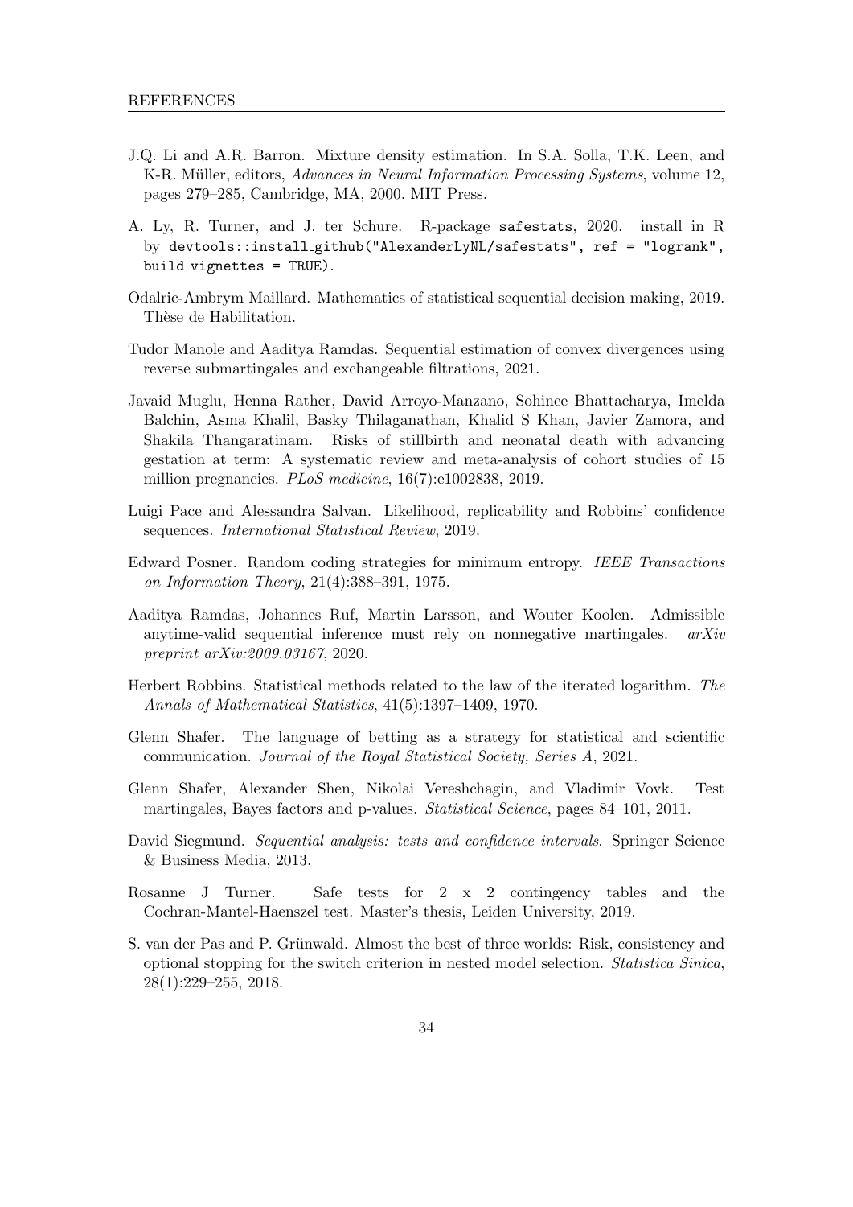J.Q. Li and A.R. Barron. Mixture density estimation. In S.A. Solla, T.K. Leen, and K-R. Müller, editors, *Advances in Neural Information Processing Systems*, volume 12, pages 279–285, Cambridge, MA, 2000. MIT Press.

A. Ly, R. Turner, and J. ter Schure. R-package `safestats`, 2020. install in R by `devtools::install_github("AlexanderLyNL/safestats", ref = "logrank", build_vignettes = TRUE)`.

Odalric-Ambrym Maillard. Mathematics of statistical sequential decision making, 2019. Thèse de Habilitation.

Tudor Manole and Aaditya Ramdas. Sequential estimation of convex divergences using reverse submartingales and exchangeable filtrations, 2021.

Javaid Muglu, Henna Rather, David Arroyo-Manzano, Sohinee Bhattacharya, Imelda Balchin, Asma Khalil, Basky Thilaganathan, Khalid S Khan, Javier Zamora, and Shakila Thangaratinam. Risks of stillbirth and neonatal death with advancing gestation at term: A systematic review and meta-analysis of cohort studies of 15 million pregnancies. *PLoS medicine*, 16(7):e1002838, 2019.

Luigi Pace and Alessandra Salvan. Likelihood, replicability and Robbins' confidence sequences. *International Statistical Review*, 2019.

Edward Posner. Random coding strategies for minimum entropy. *IEEE Transactions on Information Theory*, 21(4):388–391, 1975.

Aaditya Ramdas, Johannes Ruf, Martin Larsson, and Wouter Koolen. Admissible anytime-valid sequential inference must rely on nonnegative martingales. *arXiv preprint arXiv:2009.03167*, 2020.

Herbert Robbins. Statistical methods related to the law of the iterated logarithm. *The Annals of Mathematical Statistics*, 41(5):1397–1409, 1970.

Glenn Shafer. The language of betting as a strategy for statistical and scientific communication. *Journal of the Royal Statistical Society, Series A*, 2021.

Glenn Shafer, Alexander Shen, Nikolai Vereshchagin, and Vladimir Vovk. Test martingales, Bayes factors and p-values. *Statistical Science*, pages 84–101, 2011.

David Siegmund. *Sequential analysis: tests and confidence intervals*. Springer Science & Business Media, 2013.

Rosanne J Turner. Safe tests for 2 x 2 contingency tables and the Cochran-Mantel-Haenszel test. Master's thesis, Leiden University, 2019.

S. van der Pas and P. Grünwald. Almost the best of three worlds: Risk, consistency and optional stopping for the switch criterion in nested model selection. *Statistica Sinica*, 28(1):229–255, 2018.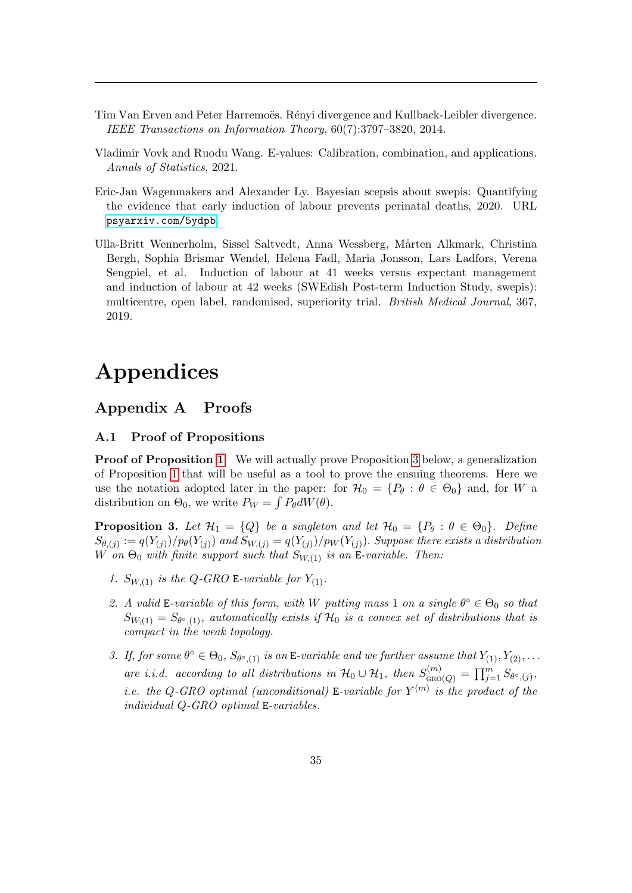Tim Van Erven and Peter Harremoës. Rényi divergence and Kullback-Leibler divergence. *IEEE Transactions on Information Theory*, 60(7):3797–3820, 2014.

Vladimir Vovk and Ruodu Wang. E-values: Calibration, combination, and applications. *Annals of Statistics*, 2021.

Eric-Jan Wagenmakers and Alexander Ly. Bayesian scepsis about swepis: Quantifying the evidence that early induction of labour prevents perinatal deaths, 2020. URL psyarxiv.com/5ydpb.

Ulla-Britt Wennerholm, Sissel Saltvedt, Anna Wessberg, Mårten Alkmark, Christina Bergh, Sophia Brismar Wendel, Helena Fadl, Maria Jonsson, Lars Ladfors, Verena Sengpiel, et al. Induction of labour at 41 weeks versus expectant management and induction of labour at 42 weeks (SWEdish Post-term Induction Study, swepis): multicentre, open label, randomised, superiority trial. *British Medical Journal*, 367, 2019.

# Appendices

## Appendix A Proofs

### A.1 Proof of Propositions

**Proof of Proposition 1.** We will actually prove Proposition 3 below, a generalization of Proposition 1 that will be useful as a tool to prove the ensuing theorems. Here we use the notation adopted later in the paper: for $\mathcal{H}_0 = \{P_\theta : \theta \in \Theta_0\}$ and, for $W$ a distribution on $\Theta_0$, we write $P_W = \int P_\theta dW(\theta)$.

**Proposition 3.** *Let $\mathcal{H}_1 = \{Q\}$ be a singleton and let $\mathcal{H}_0 = \{P_\theta : \theta \in \Theta_0\}$. Define $S_{\theta,(j)} := q(Y_{(j)})/p_\theta(Y_{(j)})$ and $S_{W,(j)} = q(Y_{(j)})/p_W(Y_{(j)})$. Suppose there exists a distribution $W$ on $\Theta_0$ with finite support such that $S_{W,(1)}$ is an* E*-variable. Then:*

1. *$S_{W,(1)}$ is the Q-GRO* E*-variable for $Y_{(1)}$.*
2. *A valid* E*-variable of this form, with $W$ putting mass 1 on a single $\theta^\circ \in \Theta_0$ so that $S_{W,(1)} = S_{\theta^\circ,(1)}$, automatically exists if $\mathcal{H}_0$ is a convex set of distributions that is compact in the weak topology.*
3. *If, for some $\theta^\circ \in \Theta_0$, $S_{\theta^\circ,(1)}$ is an* E*-variable and we further assume that $Y_{(1)}, Y_{(2)}, \ldots$ are i.i.d. according to all distributions in $\mathcal{H}_0 \cup \mathcal{H}_1$, then $S^{(m)}_{\text{GRO}(Q)} = \prod_{j=1}^m S_{\theta^\circ,(j)}$, i.e. the Q-GRO optimal (unconditional)* E*-variable for $Y^{(m)}$ is the product of the individual Q-GRO optimal* E*-variables.*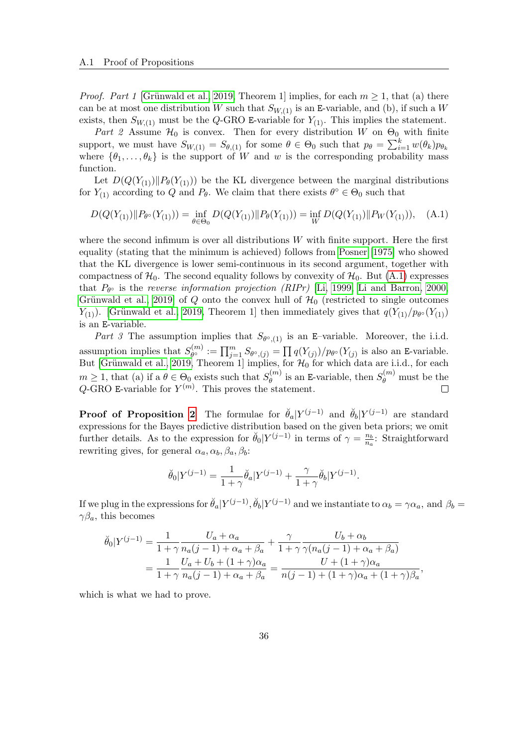*Proof.* *Part 1* [Grünwald et al. 2019, Theorem 1] implies, for each $m \geq 1$, that (a) there can be at most one distribution $W$ such that $S_{W,(1)}$ is an E-variable, and (b), if such a $W$ exists, then $S_{W,(1)}$ must be the $Q$-GRO E-variable for $Y_{(1)}$. This implies the statement.

*Part 2* Assume $\mathcal{H}_0$ is convex. Then for every distribution $W$ on $\Theta_0$ with finite support, we must have $S_{W,(1)} = S_{\theta,(1)}$ for some $\theta \in \Theta_0$ such that $p_\theta = \sum_{i=1}^{k} w(\theta_k) p_{\theta_k}$ where $\{\theta_1, \ldots, \theta_k\}$ is the support of $W$ and $w$ is the corresponding probability mass function.

Let $D(Q(Y_{(1)}) \| P_\theta(Y_{(1)}))$ be the KL divergence between the marginal distributions for $Y_{(1)}$ according to $Q$ and $P_\theta$. We claim that there exists $\theta^\circ \in \Theta_0$ such that

$$D(Q(Y_{(1)}) \| P_{\theta^\circ}(Y_{(1)})) = \inf_{\theta \in \Theta_0} D(Q(Y_{(1)}) \| P_\theta(Y_{(1)})) = \inf_{W} D(Q(Y_{(1)}) \| P_W(Y_{(1)})), \quad \text{(A.1)}$$

where the second infimum is over all distributions $W$ with finite support. Here the first equality (stating that the minimum is achieved) follows from Posner [1975] who showed that the KL divergence is lower semi-continuous in its second argument, together with compactness of $\mathcal{H}_0$. The second equality follows by convexity of $\mathcal{H}_0$. But (A.1) expresses that $P_{\theta^\circ}$ is the *reverse information projection (RIPr)* [Li, 1999, Li and Barron, 2000, Grünwald et al., 2019] of $Q$ onto the convex hull of $\mathcal{H}_0$ (restricted to single outcomes $Y_{(1)}$). [Grünwald et al., 2019, Theorem 1] then immediately gives that $q(Y_{(1)}/p_{\theta^\circ}(Y_{(1)})$ is an E-variable.

*Part 3* The assumption implies that $S_{\theta^\circ,(1)}$ is an E–variable. Moreover, the i.i.d. assumption implies that $S^{(m)}_{\theta^\circ} := \prod_{j=1}^{m} S_{\theta^\circ,(j)} = \prod q(Y_{(j)})/p_{\theta^\circ}(Y_{(j)}$ is also an E-variable. But [Grünwald et al., 2019, Theorem 1] implies, for $\mathcal{H}_0$ for which data are i.i.d., for each $m \geq 1$, that (a) if a $\theta \in \Theta_0$ exists such that $S^{(m)}_\theta$ is an E-variable, then $S^{(m)}_\theta$ must be the $Q$-GRO E-variable for $Y^{(m)}$. This proves the statement. □

**Proof of Proposition 2** The formulae for $\breve{\theta}_a|Y^{(j-1)}$ and $\breve{\theta}_b|Y^{(j-1)}$ are standard expressions for the Bayes predictive distribution based on the given beta priors; we omit further details. As to the expression for $\breve{\theta}_0|Y^{(j-1)}$ in terms of $\gamma = \frac{n_b}{n_a}$: Straightforward rewriting gives, for general $\alpha_a, \alpha_b, \beta_a, \beta_b$:

$$\breve{\theta}_0|Y^{(j-1)} = \frac{1}{1+\gamma} \breve{\theta}_a|Y^{(j-1)} + \frac{\gamma}{1+\gamma} \breve{\theta}_b|Y^{(j-1)}.$$

If we plug in the expressions for $\breve{\theta}_a|Y^{(j-1)}, \breve{\theta}_b|Y^{(j-1)}$ and we instantiate to $\alpha_b = \gamma\alpha_a$, and $\beta_b = \gamma\beta_a$, this becomes

$$\begin{aligned}
\breve{\theta}_0|Y^{(j-1)} &= \frac{1}{1+\gamma} \frac{U_a + \alpha_a}{n_a(j-1) + \alpha_a + \beta_a} + \frac{\gamma}{1+\gamma} \frac{U_b + \alpha_b}{\gamma(n_a(j-1) + \alpha_a + \beta_a)} \\
&= \frac{1}{1+\gamma} \frac{U_a + U_b + (1+\gamma)\alpha_a}{n_a(j-1) + \alpha_a + \beta_a} = \frac{U + (1+\gamma)\alpha_a}{n(j-1) + (1+\gamma)\alpha_a + (1+\gamma)\beta_a},
\end{aligned}$$

which is what we had to prove.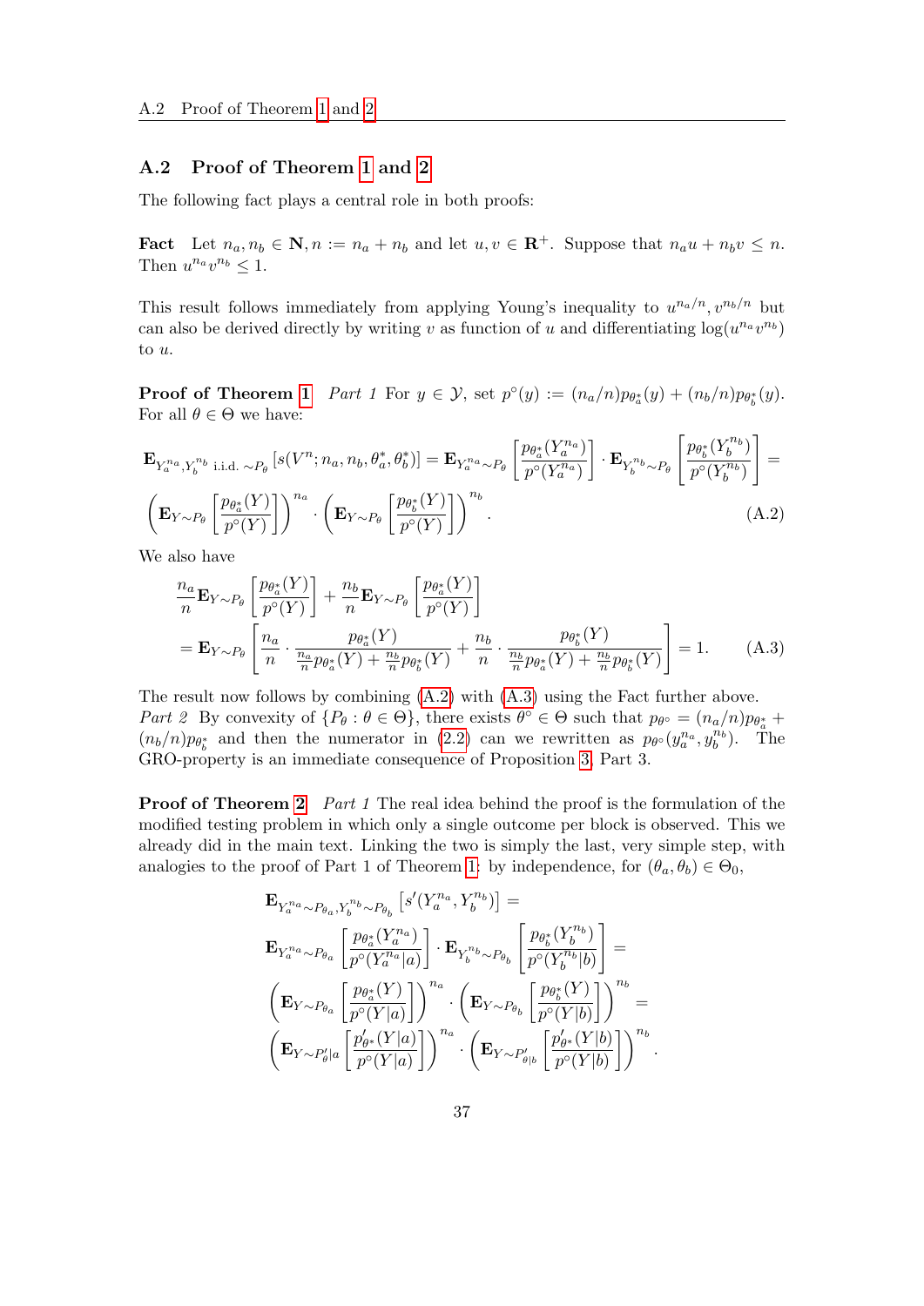## A.2 Proof of Theorem 1 and 2

The following fact plays a central role in both proofs:

**Fact** Let $n_a, n_b \in \mathbf{N}, n := n_a + n_b$ and let $u, v \in \mathbf{R}^+$. Suppose that $n_a u + n_b v \leq n$. Then $u^{n_a} v^{n_b} \leq 1$.

This result follows immediately from applying Young's inequality to $u^{n_a/n}, v^{n_b/n}$ but can also be derived directly by writing $v$ as function of $u$ and differentiating $\log(u^{n_a} v^{n_b})$ to $u$.

**Proof of Theorem 1** *Part 1* For $y \in \mathcal{Y}$, set $p^\circ(y) := (n_a/n)p_{\theta_a^*}(y) + (n_b/n)p_{\theta_b^*}(y)$. For all $\theta \in \Theta$ we have:

$$
\mathbf{E}_{Y_a^{n_a}, Y_b^{n_b} \text{ i.i.d.} \sim P_\theta}\left[s(V^n; n_a, n_b, \theta_a^*, \theta_b^*)\right] = \mathbf{E}_{Y_a^{n_a} \sim P_\theta}\left[\frac{p_{\theta_a^*}(Y_a^{n_a})}{p^\circ(Y_a^{n_a})}\right] \cdot \mathbf{E}_{Y_b^{n_b} \sim P_\theta}\left[\frac{p_{\theta_b^*}(Y_b^{n_b})}{p^\circ(Y_b^{n_b})}\right] =
$$

$$
\left(\mathbf{E}_{Y \sim P_\theta}\left[\frac{p_{\theta_a^*}(Y)}{p^\circ(Y)}\right]\right)^{n_a} \cdot \left(\mathbf{E}_{Y \sim P_\theta}\left[\frac{p_{\theta_b^*}(Y)}{p^\circ(Y)}\right]\right)^{n_b}. \tag{A.2}
$$

We also have

$$
\frac{n_a}{n}\mathbf{E}_{Y \sim P_\theta}\left[\frac{p_{\theta_a^*}(Y)}{p^\circ(Y)}\right] + \frac{n_b}{n}\mathbf{E}_{Y \sim P_\theta}\left[\frac{p_{\theta_b^*}(Y)}{p^\circ(Y)}\right]
$$

$$
= \mathbf{E}_{Y \sim P_\theta}\left[\frac{n_a}{n} \cdot \frac{p_{\theta_a^*}(Y)}{\frac{n_a}{n}p_{\theta_a^*}(Y) + \frac{n_b}{n}p_{\theta_b^*}(Y)} + \frac{n_b}{n} \cdot \frac{p_{\theta_b^*}(Y)}{\frac{n_b}{n}p_{\theta_a^*}(Y) + \frac{n_b}{n}p_{\theta_b^*}(Y)}\right] = 1. \tag{A.3}
$$

The result now follows by combining (A.2) with (A.3) using the Fact further above.
*Part 2* By convexity of $\{P_\theta : \theta \in \Theta\}$, there exists $\theta^\circ \in \Theta$ such that $p_{\theta^\circ} = (n_a/n)p_{\theta_a^*} + (n_b/n)p_{\theta_b^*}$ and then the numerator in (2.2) can we rewritten as $p_{\theta^\circ}(y_a^{n_a}, y_b^{n_b})$. The GRO-property is an immediate consequence of Proposition 3, Part 3.

**Proof of Theorem 2** *Part 1* The real idea behind the proof is the formulation of the modified testing problem in which only a single outcome per block is observed. This we already did in the main text. Linking the two is simply the last, very simple step, with analogies to the proof of Part 1 of Theorem 1: by independence, for $(\theta_a, \theta_b) \in \Theta_0$,

$$
\mathbf{E}_{Y_a^{n_a} \sim P_{\theta_a}, Y_b^{n_b} \sim P_{\theta_b}}\left[s'(Y_a^{n_a}, Y_b^{n_b})\right] =
$$

$$
\mathbf{E}_{Y_a^{n_a} \sim P_{\theta_a}}\left[\frac{p_{\theta_a^*}(Y_a^{n_a})}{p^\circ(Y_a^{n_a}|a)}\right] \cdot \mathbf{E}_{Y_b^{n_b} \sim P_{\theta_b}}\left[\frac{p_{\theta_b^*}(Y_b^{n_b})}{p^\circ(Y_b^{n_b}|b)}\right] =
$$

$$
\left(\mathbf{E}_{Y \sim P_{\theta_a}}\left[\frac{p_{\theta_a^*}(Y)}{p^\circ(Y|a)}\right]\right)^{n_a} \cdot \left(\mathbf{E}_{Y \sim P_{\theta_b}}\left[\frac{p_{\theta_b^*}(Y)}{p^\circ(Y|b)}\right]\right)^{n_b} =
$$

$$
\left(\mathbf{E}_{Y \sim P'_{\theta}|a}\left[\frac{p'_{\theta^*}(Y|a)}{p^\circ(Y|a)}\right]\right)^{n_a} \cdot \left(\mathbf{E}_{Y \sim P'_{\theta|b}}\left[\frac{p'_{\theta^*}(Y|b)}{p^\circ(Y|b)}\right]\right)^{n_b}.
$$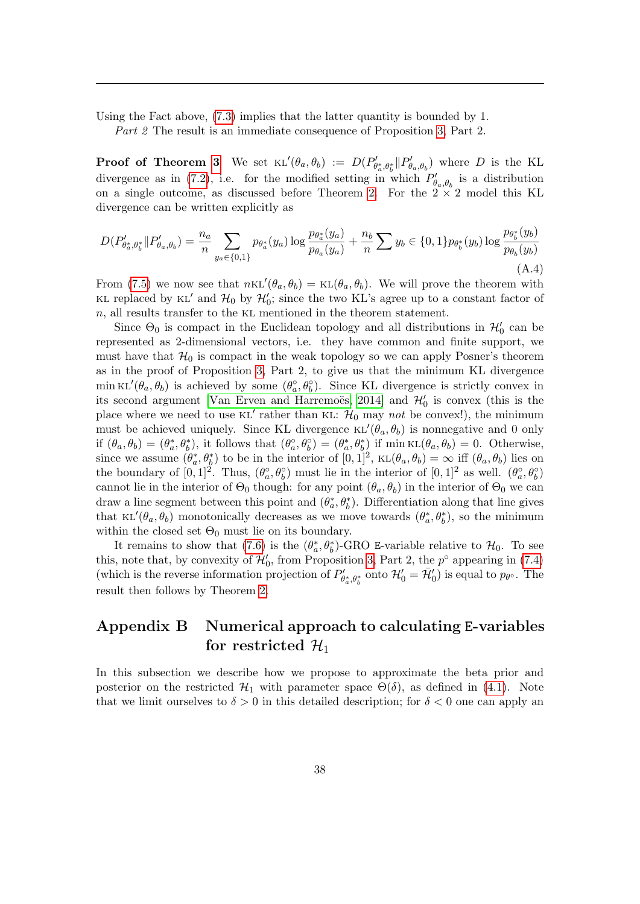Using the Fact above, (7.3) implies that the latter quantity is bounded by 1.

*Part 2* The result is an immediate consequence of Proposition 3, Part 2.

**Proof of Theorem 3** We set $\text{KL}'(\theta_a, \theta_b) := D(P'_{\theta_a^*, \theta_b^*} \| P'_{\theta_a, \theta_b})$ where $D$ is the KL divergence as in (7.2), i.e. for the modified setting in which $P'_{\theta_a, \theta_b}$ is a distribution on a single outcome, as discussed before Theorem 2. For the $2 \times 2$ model this KL divergence can be written explicitly as

$$D(P'_{\theta_a^*, \theta_b^*} \| P'_{\theta_a, \theta_b}) = \frac{n_a}{n} \sum_{y_a \in \{0,1\}} p_{\theta_a^*}(y_a) \log \frac{p_{\theta_a^*}(y_a)}{p_{\theta_a}(y_a)} + \frac{n_b}{n} \sum y_b \in \{0,1\} p_{\theta_b^*}(y_b) \log \frac{p_{\theta_b^*}(y_b)}{p_{\theta_b}(y_b)} \tag{A.4}$$

From (7.5) we now see that $n\text{KL}'(\theta_a, \theta_b) = \text{KL}(\theta_a, \theta_b)$. We will prove the theorem with KL replaced by KL$'$ and $\mathcal{H}_0$ by $\mathcal{H}'_0$; since the two KL's agree up to a constant factor of $n$, all results transfer to the KL mentioned in the theorem statement.

Since $\Theta_0$ is compact in the Euclidean topology and all distributions in $\mathcal{H}'_0$ can be represented as 2-dimensional vectors, i.e. they have common and finite support, we must have that $\mathcal{H}_0$ is compact in the weak topology so we can apply Posner's theorem as in the proof of Proposition 3, Part 2, to give us that the minimum KL divergence $\min \text{KL}'(\theta_a, \theta_b)$ is achieved by some $(\theta_a^\circ, \theta_b^\circ)$. Since KL divergence is strictly convex in its second argument [Van Erven and Harremoës, 2014] and $\mathcal{H}'_0$ is convex (this is the place where we need to use KL$'$ rather than KL: $\mathcal{H}_0$ may *not* be convex!), the minimum must be achieved uniquely. Since KL divergence $\text{KL}'(\theta_a, \theta_b)$ is nonnegative and 0 only if $(\theta_a, \theta_b) = (\theta_a^*, \theta_b^*)$, it follows that $(\theta_a^\circ, \theta_b^\circ) = (\theta_a^*, \theta_b^*)$ if $\min \text{KL}(\theta_a, \theta_b) = 0$. Otherwise, since we assume $(\theta_a^*, \theta_b^*)$ to be in the interior of $[0,1]^2$, $\text{KL}(\theta_a, \theta_b) = \infty$ iff $(\theta_a, \theta_b)$ lies on the boundary of $[0,1]^2$. Thus, $(\theta_a^\circ, \theta_b^\circ)$ must lie in the interior of $[0,1]^2$ as well. $(\theta_a^\circ, \theta_b^\circ)$ cannot lie in the interior of $\Theta_0$ though: for any point $(\theta_a, \theta_b)$ in the interior of $\Theta_0$ we can draw a line segment between this point and $(\theta_a^*, \theta_b^*)$. Differentiation along that line gives that $\text{KL}'(\theta_a, \theta_b)$ monotonically decreases as we move towards $(\theta_a^*, \theta_b^*)$, so the minimum within the closed set $\Theta_0$ must lie on its boundary.

It remains to show that (7.6) is the $(\theta_a^*, \theta_b^*)$-GRO E-variable relative to $\mathcal{H}_0$. To see this, note that, by convexity of $\mathcal{H}'_0$, from Proposition 3, Part 2, the $p^\circ$ appearing in (7.4) (which is the reverse information projection of $P'_{\theta_a^*, \theta_b^*}$ onto $\mathcal{H}'_0 = \bar{\mathcal{H}}'_0$) is equal to $p_{\theta^\circ}$. The result then follows by Theorem 2.

# Appendix B Numerical approach to calculating E-variables for restricted $\mathcal{H}_1$

In this subsection we describe how we propose to approximate the beta prior and posterior on the restricted $\mathcal{H}_1$ with parameter space $\Theta(\delta)$, as defined in (4.1). Note that we limit ourselves to $\delta > 0$ in this detailed description; for $\delta < 0$ one can apply an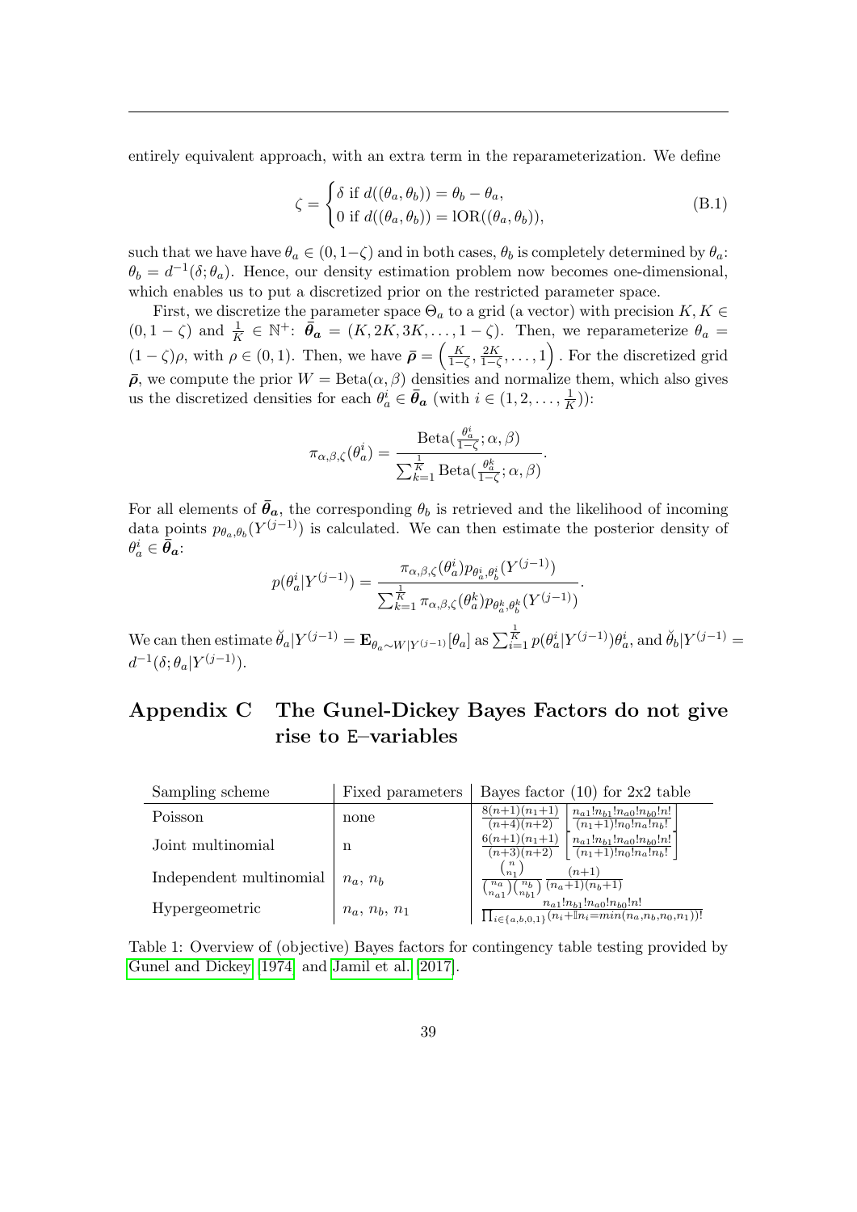entirely equivalent approach, with an extra term in the reparameterization. We define

$$\zeta = \begin{cases} \delta \text{ if } d((\theta_a, \theta_b)) = \theta_b - \theta_a, \\ 0 \text{ if } d((\theta_a, \theta_b)) = \text{lOR}((\theta_a, \theta_b)), \end{cases} \tag{B.1}$$

such that we have have $\theta_a \in (0, 1-\zeta)$ and in both cases, $\theta_b$ is completely determined by $\theta_a$: $\theta_b = d^{-1}(\delta; \theta_a)$. Hence, our density estimation problem now becomes one-dimensional, which enables us to put a discretized prior on the restricted parameter space.

First, we discretize the parameter space $\Theta_a$ to a grid (a vector) with precision $K, K \in (0, 1-\zeta)$ and $\frac{1}{K} \in \mathbb{N}^+$: $\bar{\boldsymbol{\theta}}_{\boldsymbol{a}} = (K, 2K, 3K, \ldots, 1-\zeta)$. Then, we reparameterize $\theta_a = (1-\zeta)\rho$, with $\rho \in (0,1)$. Then, we have $\bar{\boldsymbol{\rho}} = \left(\frac{K}{1-\zeta}, \frac{2K}{1-\zeta}, \ldots, 1\right)$. For the discretized grid $\bar{\boldsymbol{\rho}}$, we compute the prior $W = \text{Beta}(\alpha, \beta)$ densities and normalize them, which also gives us the discretized densities for each $\theta_a^i \in \bar{\boldsymbol{\theta}}_{\boldsymbol{a}}$ (with $i \in (1, 2, \ldots, \frac{1}{K})$):

$$\pi_{\alpha,\beta,\zeta}(\theta_a^i) = \frac{\text{Beta}(\frac{\theta_a^i}{1-\zeta}; \alpha, \beta)}{\sum_{k=1}^{\frac{1}{K}} \text{Beta}(\frac{\theta_a^k}{1-\zeta}; \alpha, \beta)}.$$

For all elements of $\bar{\boldsymbol{\theta}}_{\boldsymbol{a}}$, the corresponding $\theta_b$ is retrieved and the likelihood of incoming data points $p_{\theta_a,\theta_b}(Y^{(j-1)})$ is calculated. We can then estimate the posterior density of $\theta_a^i \in \bar{\boldsymbol{\theta}}_{\boldsymbol{a}}$:

$$p(\theta_a^i | Y^{(j-1)}) = \frac{\pi_{\alpha,\beta,\zeta}(\theta_a^i) p_{\theta_a^i, \theta_b^i}(Y^{(j-1)})}{\sum_{k=1}^{\frac{1}{K}} \pi_{\alpha,\beta,\zeta}(\theta_a^k) p_{\theta_a^k, \theta_b^k}(Y^{(j-1)})}.$$

We can then estimate $\breve{\theta}_a | Y^{(j-1)} = \mathbf{E}_{\theta_a \sim W|Y^{(j-1)}}[\theta_a]$ as $\sum_{i=1}^{\frac{1}{K}} p(\theta_a^i | Y^{(j-1)}) \theta_a^i$, and $\breve{\theta}_b | Y^{(j-1)} = d^{-1}(\delta; \theta_a | Y^{(j-1)})$.

# Appendix C The Gunel-Dickey Bayes Factors do not give rise to E–variables

| Sampling scheme | Fixed parameters | Bayes factor (10) for 2x2 table |
|---|---|---|
| Poisson | none | $\frac{8(n+1)(n_1+1)}{(n+4)(n+2)} \left[\frac{n_{a1}! n_{b1}! n_{a0}! n_{b0}! n!}{(n_1+1)! n_0! n_a! n_b!}\right]$ |
| Joint multinomial | n | $\frac{6(n+1)(n_1+1)}{(n+3)(n+2)} \left[\frac{n_{a1}! n_{b1}! n_{a0}! n_{b0}! n!}{(n_1+1)! n_0! n_a! n_b!}\right]$ |
| Independent multinomial | $n_a$, $n_b$ | $\frac{\binom{n}{n_1}}{\binom{n_a}{n_{a1}}\binom{n_b}{n_{b1}}} \frac{(n+1)}{(n_a+1)(n_b+1)}$ |
| Hypergeometric | $n_a$, $n_b$, $n_1$ | $\frac{n_{a1}! n_{b1}! n_{a0}! n_{b0}! n!}{\prod_{i \in \{a,b,0,1\}} (n_i + \mathbb{I} n_i = min(n_a, n_b, n_0, n_1))!}$ |

Table 1: Overview of (objective) Bayes factors for contingency table testing provided by Gunel and Dickey [1974] and Jamil et al. [2017].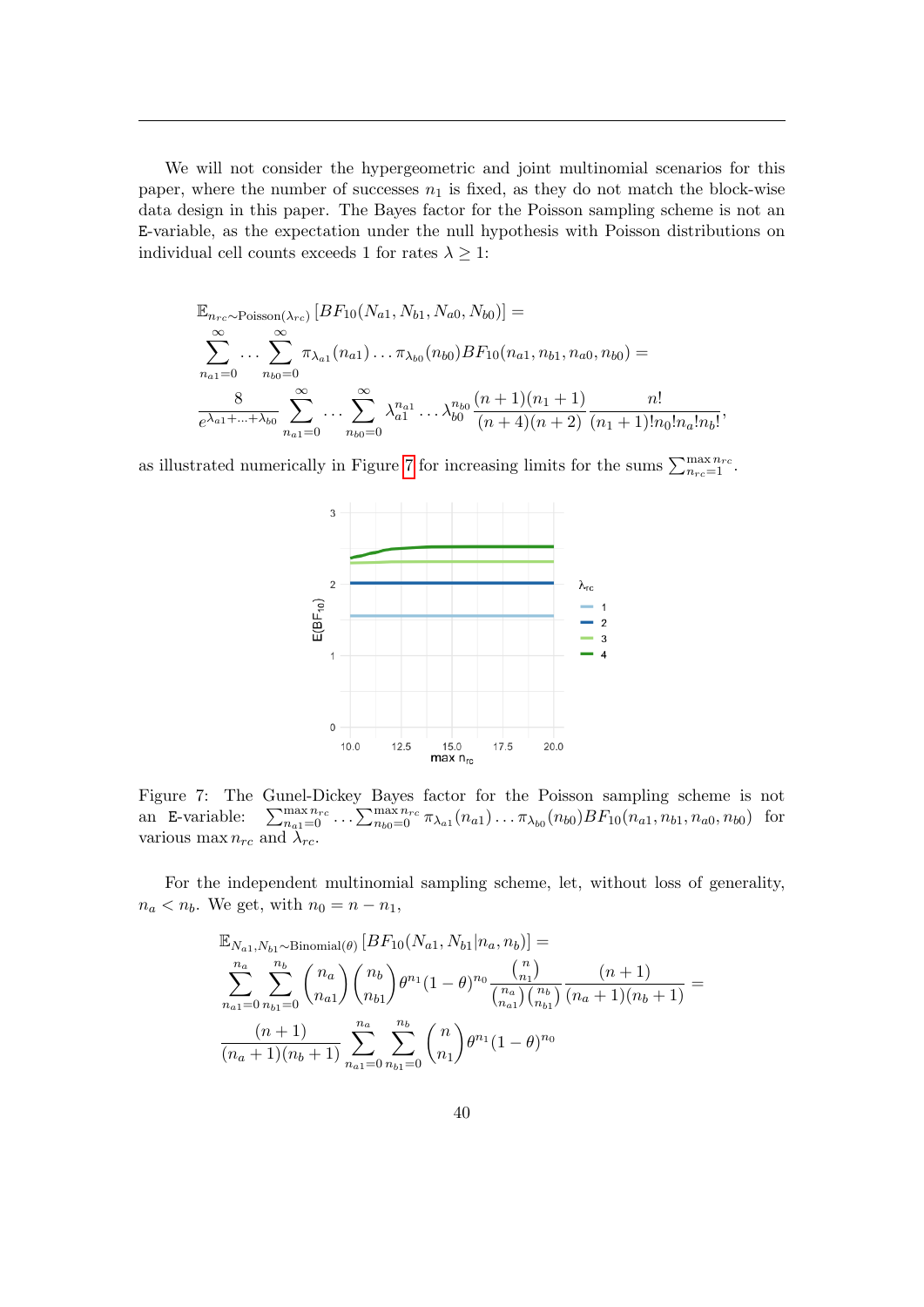We will not consider the hypergeometric and joint multinomial scenarios for this paper, where the number of successes $n_1$ is fixed, as they do not match the block-wise data design in this paper. The Bayes factor for the Poisson sampling scheme is not an E-variable, as the expectation under the null hypothesis with Poisson distributions on individual cell counts exceeds 1 for rates $\lambda \geq 1$:

$$
\begin{aligned}
&\mathbb{E}_{n_{rc} \sim \text{Poisson}(\lambda_{rc})}\left[BF_{10}(N_{a1}, N_{b1}, N_{a0}, N_{b0})\right] = \\
&\sum_{n_{a1}=0}^{\infty} \cdots \sum_{n_{b0}=0}^{\infty} \pi_{\lambda_{a1}}(n_{a1}) \ldots \pi_{\lambda_{b0}}(n_{b0}) BF_{10}(n_{a1}, n_{b1}, n_{a0}, n_{b0}) = \\
&\frac{8}{e^{\lambda_{a1}+\ldots+\lambda_{b0}}} \sum_{n_{a1}=0}^{\infty} \cdots \sum_{n_{b0}=0}^{\infty} \lambda_{a1}^{n_{a1}} \ldots \lambda_{b0}^{n_{b0}} \frac{(n+1)(n_1+1)}{(n+4)(n+2)} \frac{n!}{(n_1+1)! n_0! n_a! n_b!},
\end{aligned}
$$

as illustrated numerically in Figure 7 for increasing limits for the sums $\sum_{n_{rc}=1}^{\max n_{rc}}$.

3
2
1
0
E(BF10)
10.0
12.5
15.0
17.5
20.0
max nrc
λrc
1
2
3
4

Figure 7: The Gunel-Dickey Bayes factor for the Poisson sampling scheme is not an E-variable: $\sum_{n_{a1}=0}^{\max n_{rc}} \ldots \sum_{n_{b0}=0}^{\max n_{rc}} \pi_{\lambda_{a1}}(n_{a1}) \ldots \pi_{\lambda_{b0}}(n_{b0}) BF_{10}(n_{a1}, n_{b1}, n_{a0}, n_{b0})$ for various $\max n_{rc}$ and $\lambda_{rc}$.

For the independent multinomial sampling scheme, let, without loss of generality, $n_a < n_b$. We get, with $n_0 = n - n_1$,

$$
\begin{aligned}
&\mathbb{E}_{N_{a1}, N_{b1} \sim \text{Binomial}(\theta)}\left[BF_{10}(N_{a1}, N_{b1} | n_a, n_b)\right] = \\
&\sum_{n_{a1}=0}^{n_a} \sum_{n_{b1}=0}^{n_b} \binom{n_a}{n_{a1}} \binom{n_b}{n_{b1}} \theta^{n_1} (1-\theta)^{n_0} \frac{\binom{n}{n_1}}{\binom{n_a}{n_{a1}} \binom{n_b}{n_{b1}}} \frac{(n+1)}{(n_a+1)(n_b+1)} = \\
&\frac{(n+1)}{(n_a+1)(n_b+1)} \sum_{n_{a1}=0}^{n_a} \sum_{n_{b1}=0}^{n_b} \binom{n}{n_1} \theta^{n_1} (1-\theta)^{n_0}
\end{aligned}
$$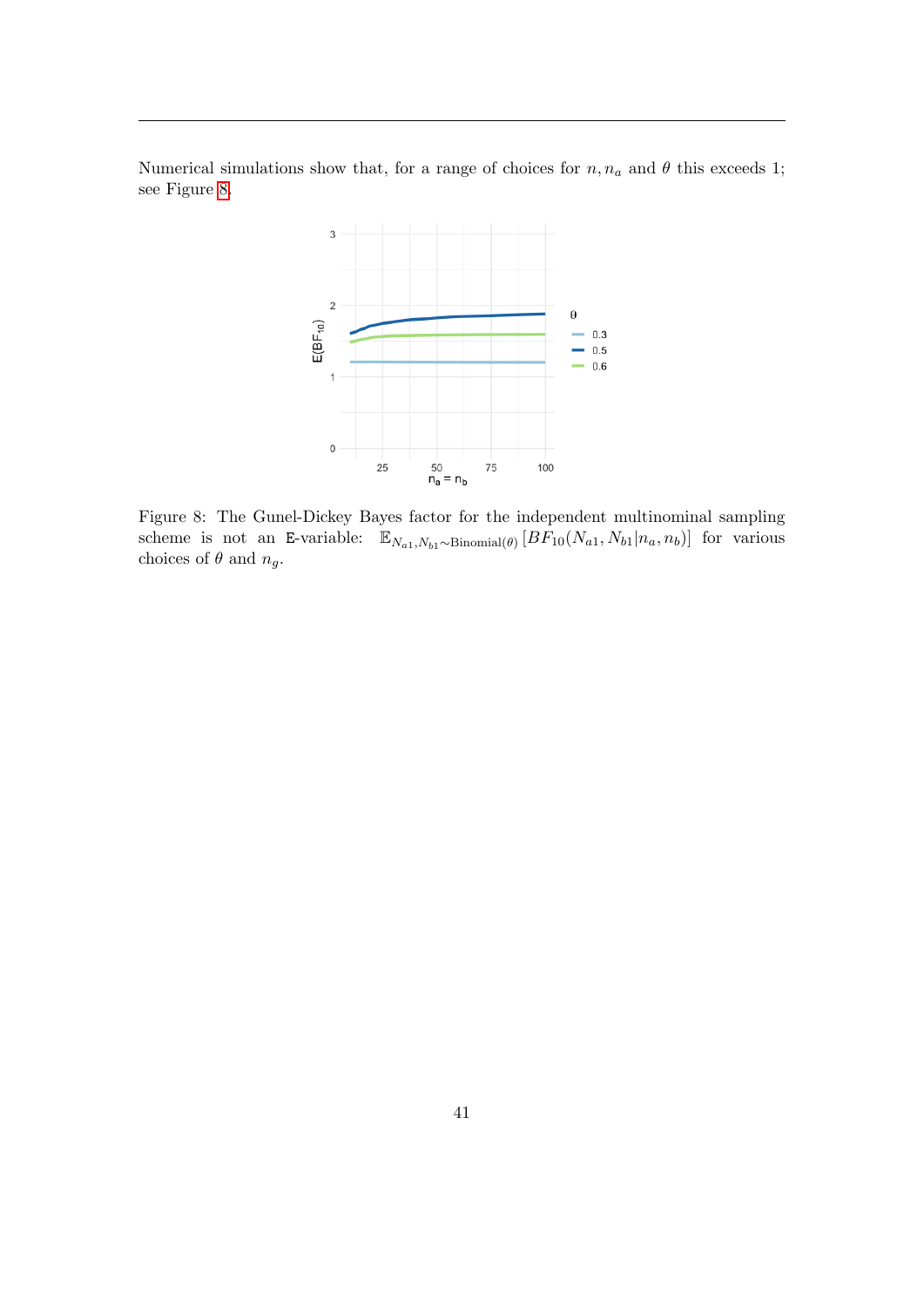Numerical simulations show that, for a range of choices for $n, n_a$ and $\theta$ this exceeds 1; see Figure 8.

3
2
1
0
$E(BF_{10})$
25
50
75
100
$n_a = n_b$
θ
0.3
0.5
0.6

Figure 8: The Gunel-Dickey Bayes factor for the independent multinominal sampling scheme is not an E-variable: $\mathbb{E}_{N_{a1},N_{b1}\sim\text{Binomial}(\theta)}\left[BF_{10}(N_{a1}, N_{b1}|n_a, n_b)\right]$ for various choices of $\theta$ and $n_g$.